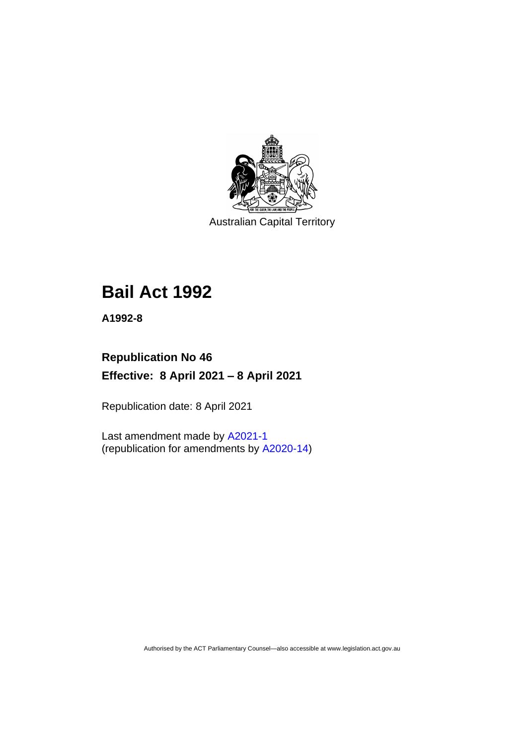Australian Capital Territory

# Bail Act 1992

**A1992-8**

## Republication No 46

## Effective: 8 April 2021 – 8 April 2021

Republication date: 8 April 2021

Last amendment made by A2021-1
(republication for amendments by A2020-14)

Authorised by the ACT Parliamentary Counsel—also accessible at www.legislation.act.gov.au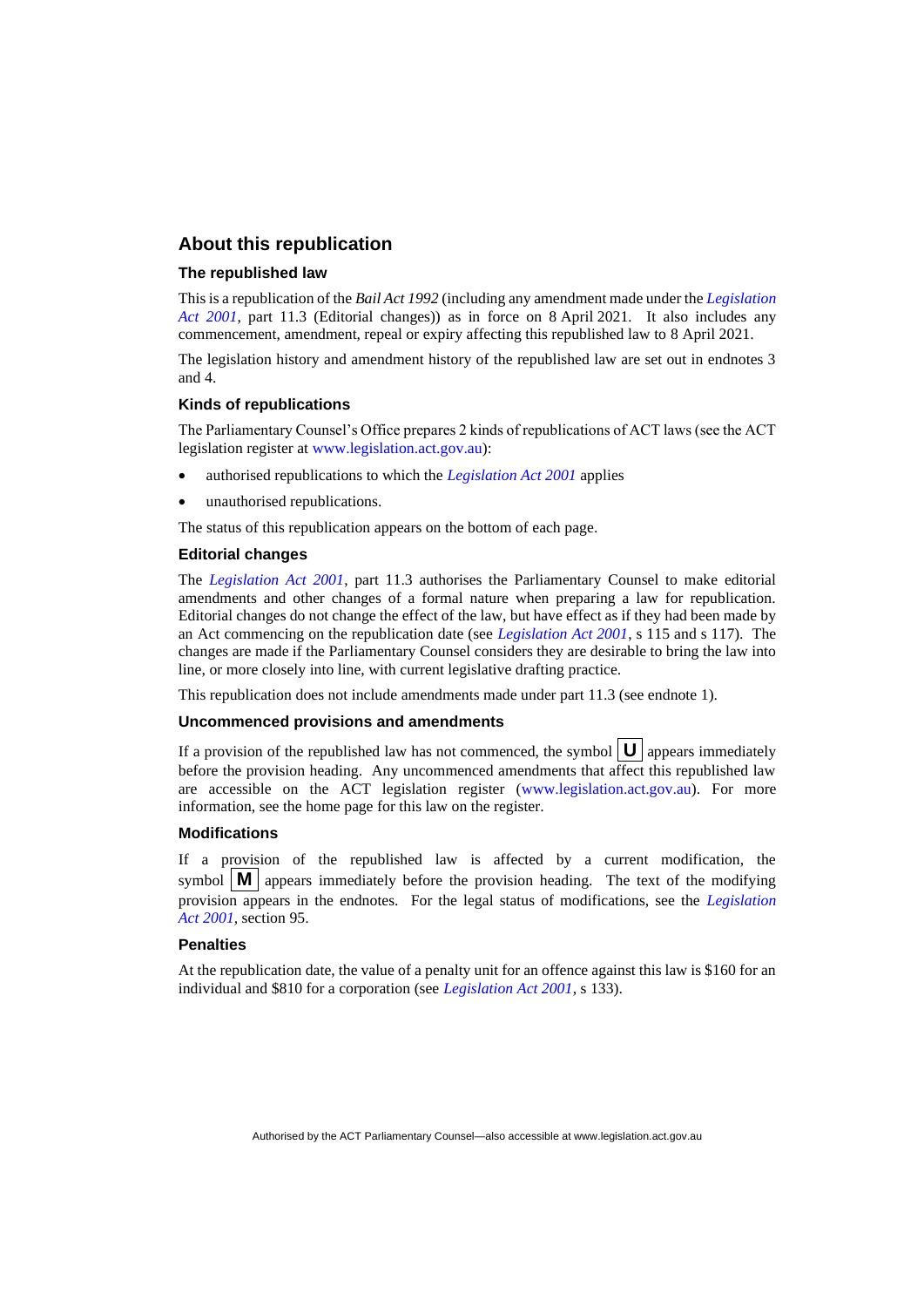## About this republication

### The republished law

This is a republication of the *Bail Act 1992* (including any amendment made under the *Legislation Act 2001*, part 11.3 (Editorial changes)) as in force on 8 April 2021. It also includes any commencement, amendment, repeal or expiry affecting this republished law to 8 April 2021.

The legislation history and amendment history of the republished law are set out in endnotes 3 and 4.

### Kinds of republications

The Parliamentary Counsel's Office prepares 2 kinds of republications of ACT laws (see the ACT legislation register at www.legislation.act.gov.au):

- authorised republications to which the *Legislation Act 2001* applies
- unauthorised republications.

The status of this republication appears on the bottom of each page.

### Editorial changes

The *Legislation Act 2001*, part 11.3 authorises the Parliamentary Counsel to make editorial amendments and other changes of a formal nature when preparing a law for republication. Editorial changes do not change the effect of the law, but have effect as if they had been made by an Act commencing on the republication date (see *Legislation Act 2001*, s 115 and s 117). The changes are made if the Parliamentary Counsel considers they are desirable to bring the law into line, or more closely into line, with current legislative drafting practice.

This republication does not include amendments made under part 11.3 (see endnote 1).

### Uncommenced provisions and amendments

If a provision of the republished law has not commenced, the symbol **U** appears immediately before the provision heading. Any uncommenced amendments that affect this republished law are accessible on the ACT legislation register (www.legislation.act.gov.au). For more information, see the home page for this law on the register.

### Modifications

If a provision of the republished law is affected by a current modification, the symbol **M** appears immediately before the provision heading. The text of the modifying provision appears in the endnotes. For the legal status of modifications, see the *Legislation Act 2001*, section 95.

### Penalties

At the republication date, the value of a penalty unit for an offence against this law is $160 for an individual and $810 for a corporation (see *Legislation Act 2001*, s 133).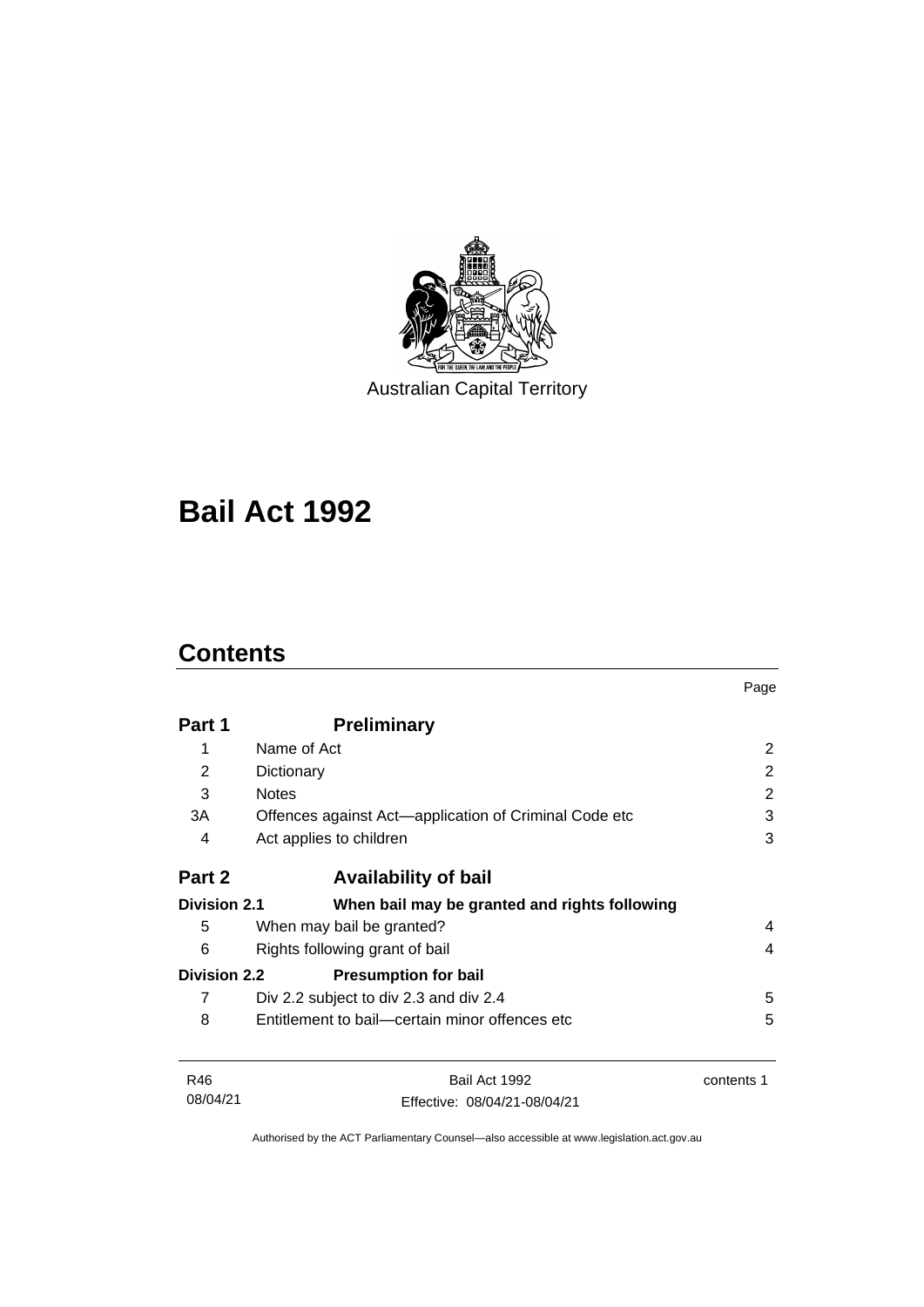Australian Capital Territory

# Bail Act 1992

## Contents

| | | Page |
|---|---|---|
| **Part 1** | **Preliminary** | |
| 1 | Name of Act | 2 |
| 2 | Dictionary | 2 |
| 3 | Notes | 2 |
| 3A | Offences against Act—application of Criminal Code etc | 3 |
| 4 | Act applies to children | 3 |
| **Part 2** | **Availability of bail** | |
| **Division 2.1** | **When bail may be granted and rights following** | |
| 5 | When may bail be granted? | 4 |
| 6 | Rights following grant of bail | 4 |
| **Division 2.2** | **Presumption for bail** | |
| 7 | Div 2.2 subject to div 2.3 and div 2.4 | 5 |
| 8 | Entitlement to bail—certain minor offences etc | 5 |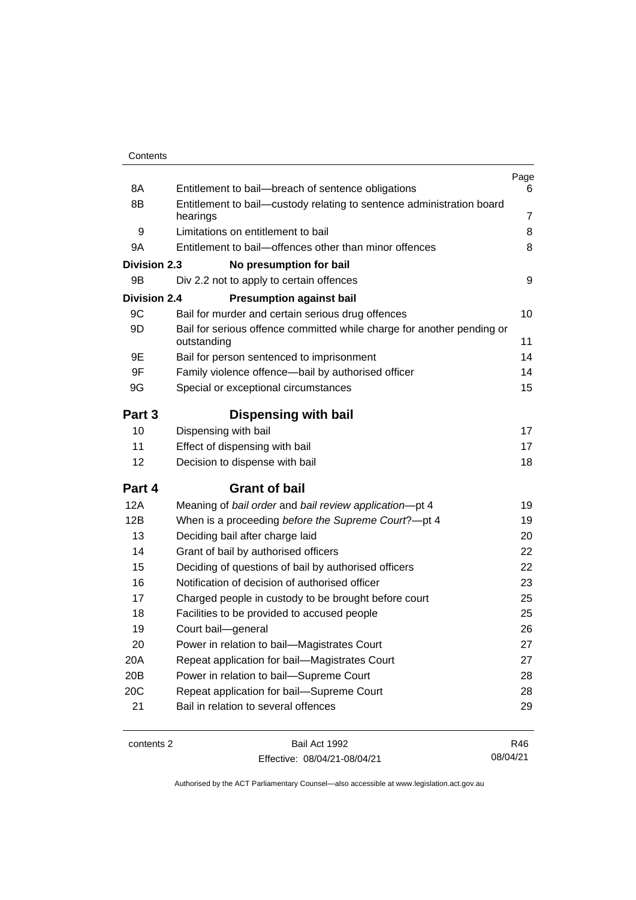| | | Page |
|---|---|---|
| 8A | Entitlement to bail—breach of sentence obligations | 6 |
| 8B | Entitlement to bail—custody relating to sentence administration board hearings | 7 |
| 9 | Limitations on entitlement to bail | 8 |
| 9A | Entitlement to bail—offences other than minor offences | 8 |
| **Division 2.3** | **No presumption for bail** | |
| 9B | Div 2.2 not to apply to certain offences | 9 |
| **Division 2.4** | **Presumption against bail** | |
| 9C | Bail for murder and certain serious drug offences | 10 |
| 9D | Bail for serious offence committed while charge for another pending or outstanding | 11 |
| 9E | Bail for person sentenced to imprisonment | 14 |
| 9F | Family violence offence—bail by authorised officer | 14 |
| 9G | Special or exceptional circumstances | 15 |
| **Part 3** | **Dispensing with bail** | |
| 10 | Dispensing with bail | 17 |
| 11 | Effect of dispensing with bail | 17 |
| 12 | Decision to dispense with bail | 18 |
| **Part 4** | **Grant of bail** | |
| 12A | Meaning of *bail order* and *bail review application*—pt 4 | 19 |
| 12B | When is a proceeding *before the Supreme Court*?—pt 4 | 19 |
| 13 | Deciding bail after charge laid | 20 |
| 14 | Grant of bail by authorised officers | 22 |
| 15 | Deciding of questions of bail by authorised officers | 22 |
| 16 | Notification of decision of authorised officer | 23 |
| 17 | Charged people in custody to be brought before court | 25 |
| 18 | Facilities to be provided to accused people | 25 |
| 19 | Court bail—general | 26 |
| 20 | Power in relation to bail—Magistrates Court | 27 |
| 20A | Repeat application for bail—Magistrates Court | 27 |
| 20B | Power in relation to bail—Supreme Court | 28 |
| 20C | Repeat application for bail—Supreme Court | 28 |
| 21 | Bail in relation to several offences | 29 |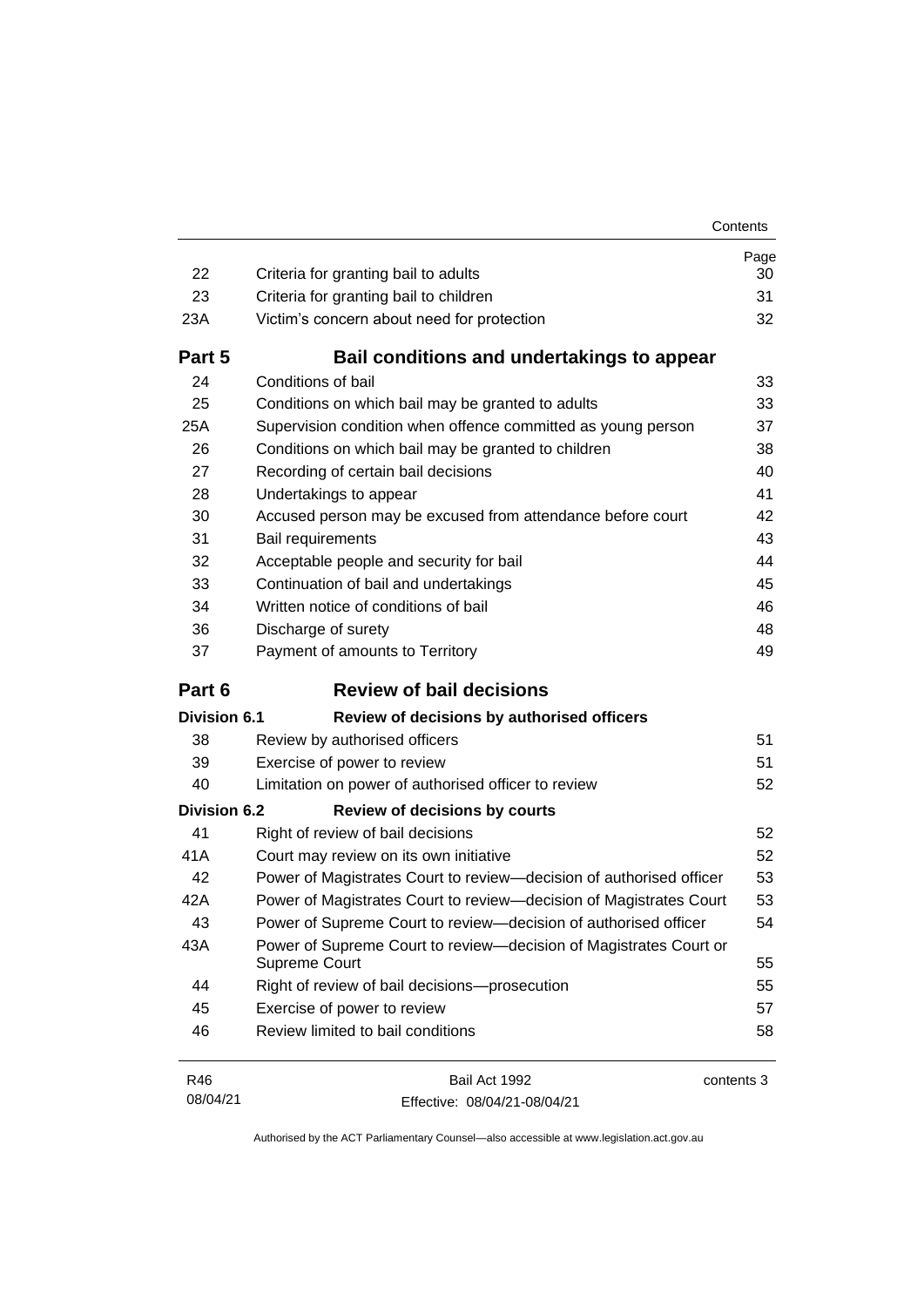| | | Page |
|---|---|---|
| 22 | Criteria for granting bail to adults | 30 |
| 23 | Criteria for granting bail to children | 31 |
| 23A | Victim's concern about need for protection | 32 |
| **Part 5** | **Bail conditions and undertakings to appear** | |
| 24 | Conditions of bail | 33 |
| 25 | Conditions on which bail may be granted to adults | 33 |
| 25A | Supervision condition when offence committed as young person | 37 |
| 26 | Conditions on which bail may be granted to children | 38 |
| 27 | Recording of certain bail decisions | 40 |
| 28 | Undertakings to appear | 41 |
| 30 | Accused person may be excused from attendance before court | 42 |
| 31 | Bail requirements | 43 |
| 32 | Acceptable people and security for bail | 44 |
| 33 | Continuation of bail and undertakings | 45 |
| 34 | Written notice of conditions of bail | 46 |
| 36 | Discharge of surety | 48 |
| 37 | Payment of amounts to Territory | 49 |
| **Part 6** | **Review of bail decisions** | |
| **Division 6.1** | **Review of decisions by authorised officers** | |
| 38 | Review by authorised officers | 51 |
| 39 | Exercise of power to review | 51 |
| 40 | Limitation on power of authorised officer to review | 52 |
| **Division 6.2** | **Review of decisions by courts** | |
| 41 | Right of review of bail decisions | 52 |
| 41A | Court may review on its own initiative | 52 |
| 42 | Power of Magistrates Court to review—decision of authorised officer | 53 |
| 42A | Power of Magistrates Court to review—decision of Magistrates Court | 53 |
| 43 | Power of Supreme Court to review—decision of authorised officer | 54 |
| 43A | Power of Supreme Court to review—decision of Magistrates Court or Supreme Court | 55 |
| 44 | Right of review of bail decisions—prosecution | 55 |
| 45 | Exercise of power to review | 57 |
| 46 | Review limited to bail conditions | 58 |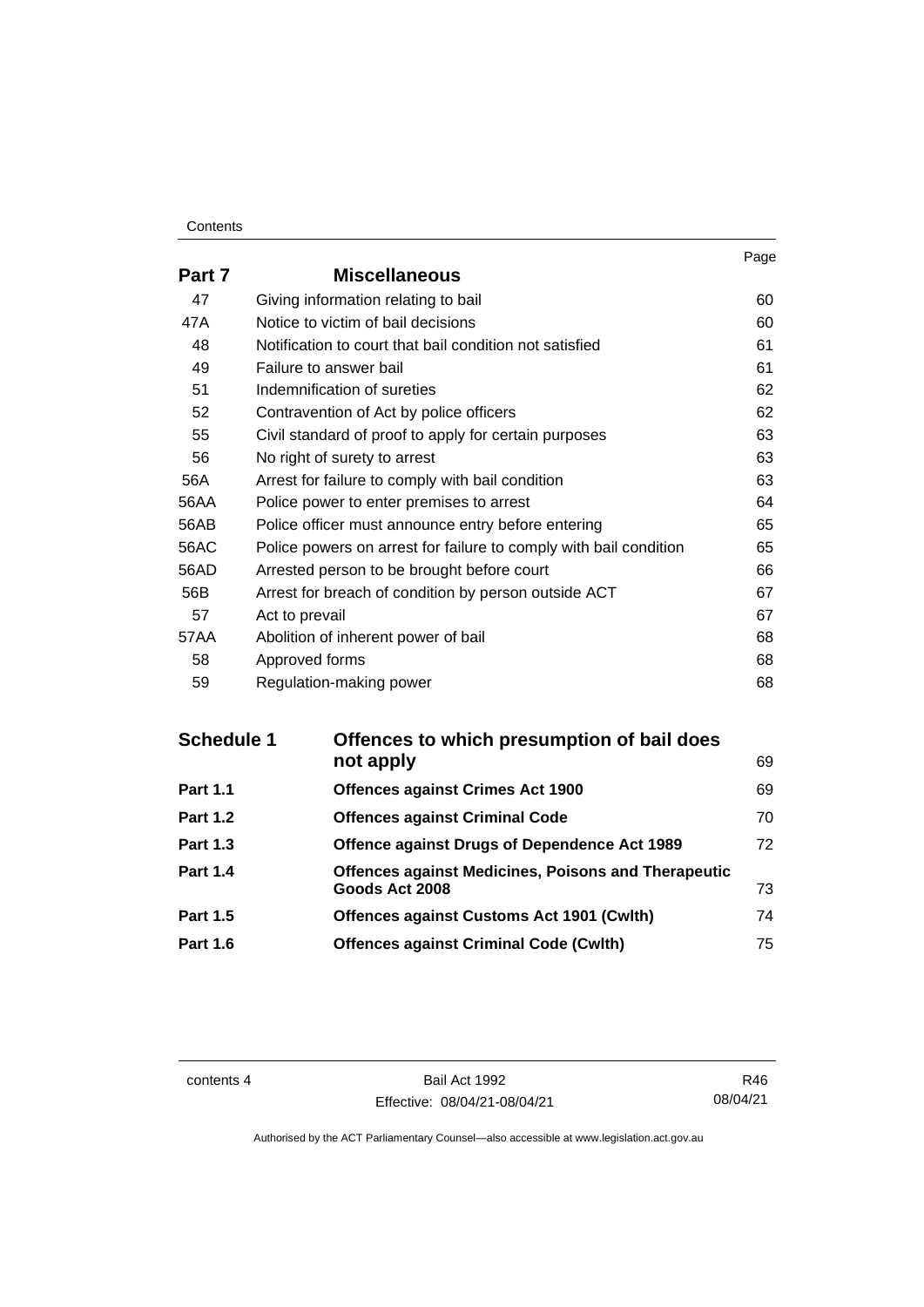| | | Page |
|---|---|---|
| **Part 7** | **Miscellaneous** | |
| 47 | Giving information relating to bail | 60 |
| 47A | Notice to victim of bail decisions | 60 |
| 48 | Notification to court that bail condition not satisfied | 61 |
| 49 | Failure to answer bail | 61 |
| 51 | Indemnification of sureties | 62 |
| 52 | Contravention of Act by police officers | 62 |
| 55 | Civil standard of proof to apply for certain purposes | 63 |
| 56 | No right of surety to arrest | 63 |
| 56A | Arrest for failure to comply with bail condition | 63 |
| 56AA | Police power to enter premises to arrest | 64 |
| 56AB | Police officer must announce entry before entering | 65 |
| 56AC | Police powers on arrest for failure to comply with bail condition | 65 |
| 56AD | Arrested person to be brought before court | 66 |
| 56B | Arrest for breach of condition by person outside ACT | 67 |
| 57 | Act to prevail | 67 |
| 57AA | Abolition of inherent power of bail | 68 |
| 58 | Approved forms | 68 |
| 59 | Regulation-making power | 68 |

| | | |
|---|---|---|
| **Schedule 1** | **Offences to which presumption of bail does not apply** | 69 |
| **Part 1.1** | **Offences against Crimes Act 1900** | 69 |
| **Part 1.2** | **Offences against Criminal Code** | 70 |
| **Part 1.3** | **Offence against Drugs of Dependence Act 1989** | 72 |
| **Part 1.4** | **Offences against Medicines, Poisons and Therapeutic Goods Act 2008** | 73 |
| **Part 1.5** | **Offences against Customs Act 1901 (Cwlth)** | 74 |
| **Part 1.6** | **Offences against Criminal Code (Cwlth)** | 75 |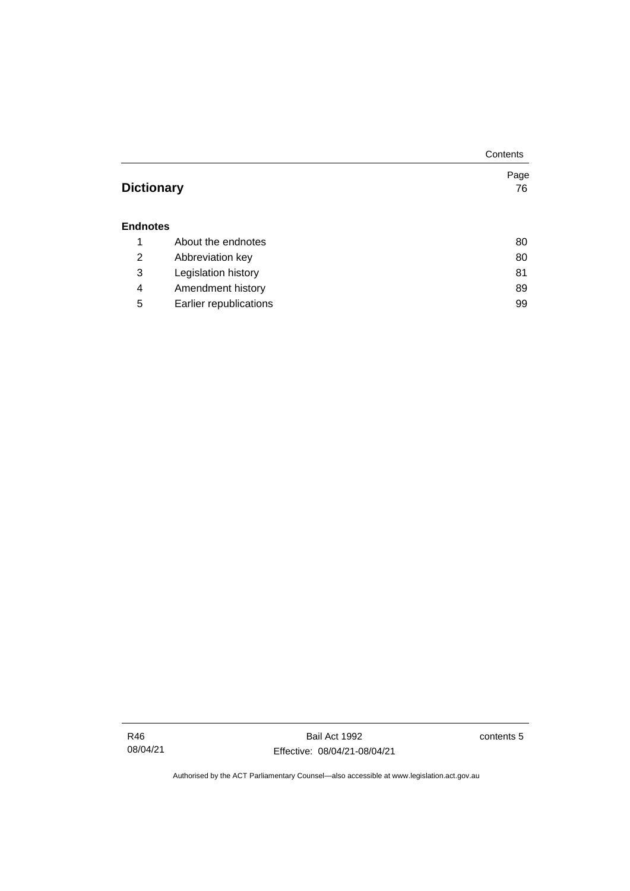| | | Page |
|---|---|---|
| **Dictionary** | | 76 |
| **Endnotes** | | |
| 1 | About the endnotes | 80 |
| 2 | Abbreviation key | 80 |
| 3 | Legislation history | 81 |
| 4 | Amendment history | 89 |
| 5 | Earlier republications | 99 |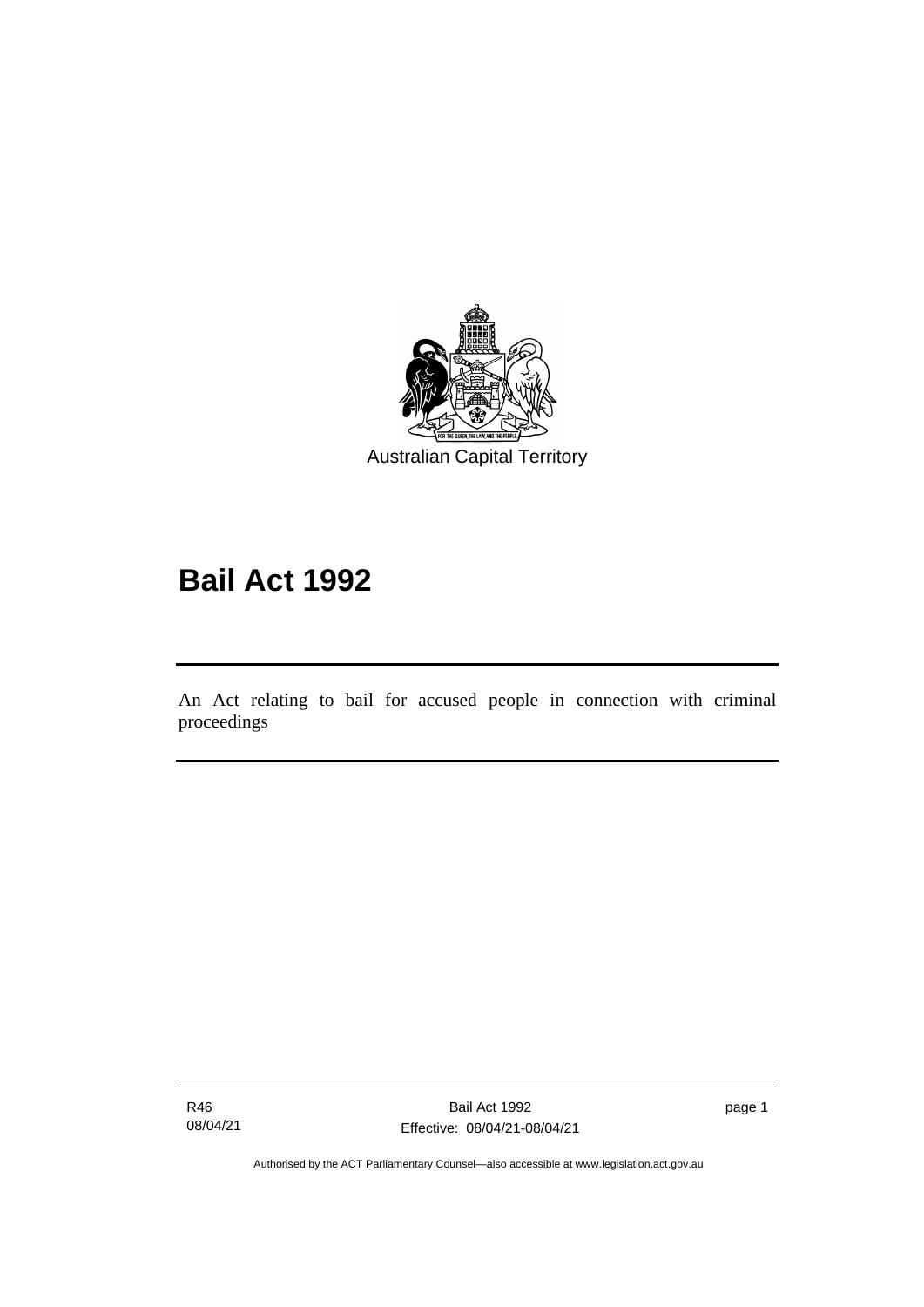Australian Capital Territory

# Bail Act 1992

An Act relating to bail for accused people in connection with criminal proceedings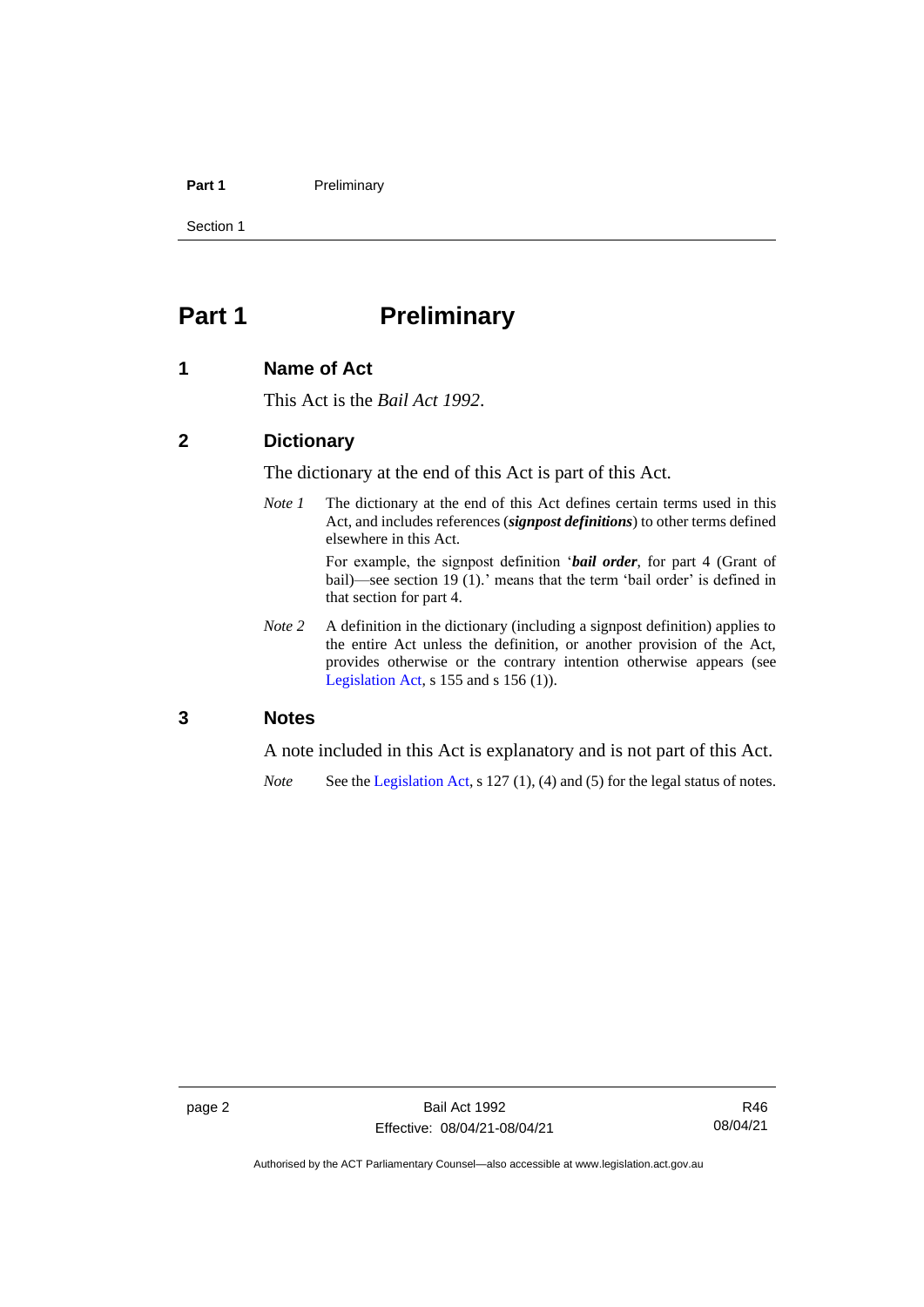# Part 1 Preliminary

## 1 Name of Act

This Act is the *Bail Act 1992*.

## 2 Dictionary

The dictionary at the end of this Act is part of this Act.

*Note 1* The dictionary at the end of this Act defines certain terms used in this Act, and includes references (***signpost definitions***) to other terms defined elsewhere in this Act.

For example, the signpost definition '***bail order***, for part 4 (Grant of bail)—see section 19 (1).' means that the term 'bail order' is defined in that section for part 4.

*Note 2* A definition in the dictionary (including a signpost definition) applies to the entire Act unless the definition, or another provision of the Act, provides otherwise or the contrary intention otherwise appears (see Legislation Act, s 155 and s 156 (1)).

## 3 Notes

A note included in this Act is explanatory and is not part of this Act.

*Note* See the Legislation Act, s 127 (1), (4) and (5) for the legal status of notes.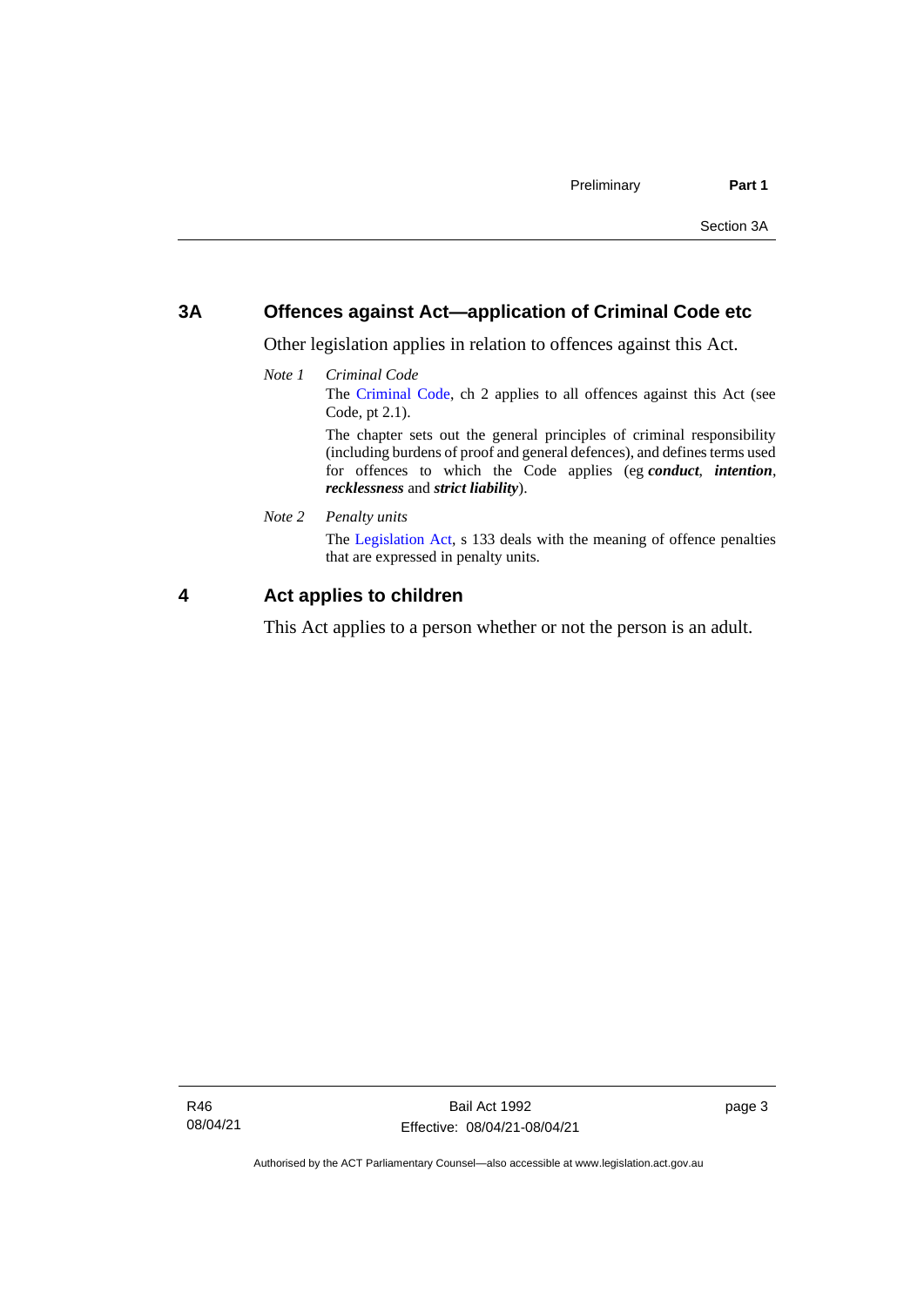## 3A Offences against Act—application of Criminal Code etc

Other legislation applies in relation to offences against this Act.

*Note 1* *Criminal Code*

The Criminal Code, ch 2 applies to all offences against this Act (see Code, pt 2.1).

The chapter sets out the general principles of criminal responsibility (including burdens of proof and general defences), and defines terms used for offences to which the Code applies (eg ***conduct***, ***intention***, ***recklessness*** and ***strict liability***).

*Note 2* *Penalty units*

The Legislation Act, s 133 deals with the meaning of offence penalties that are expressed in penalty units.

## 4 Act applies to children

This Act applies to a person whether or not the person is an adult.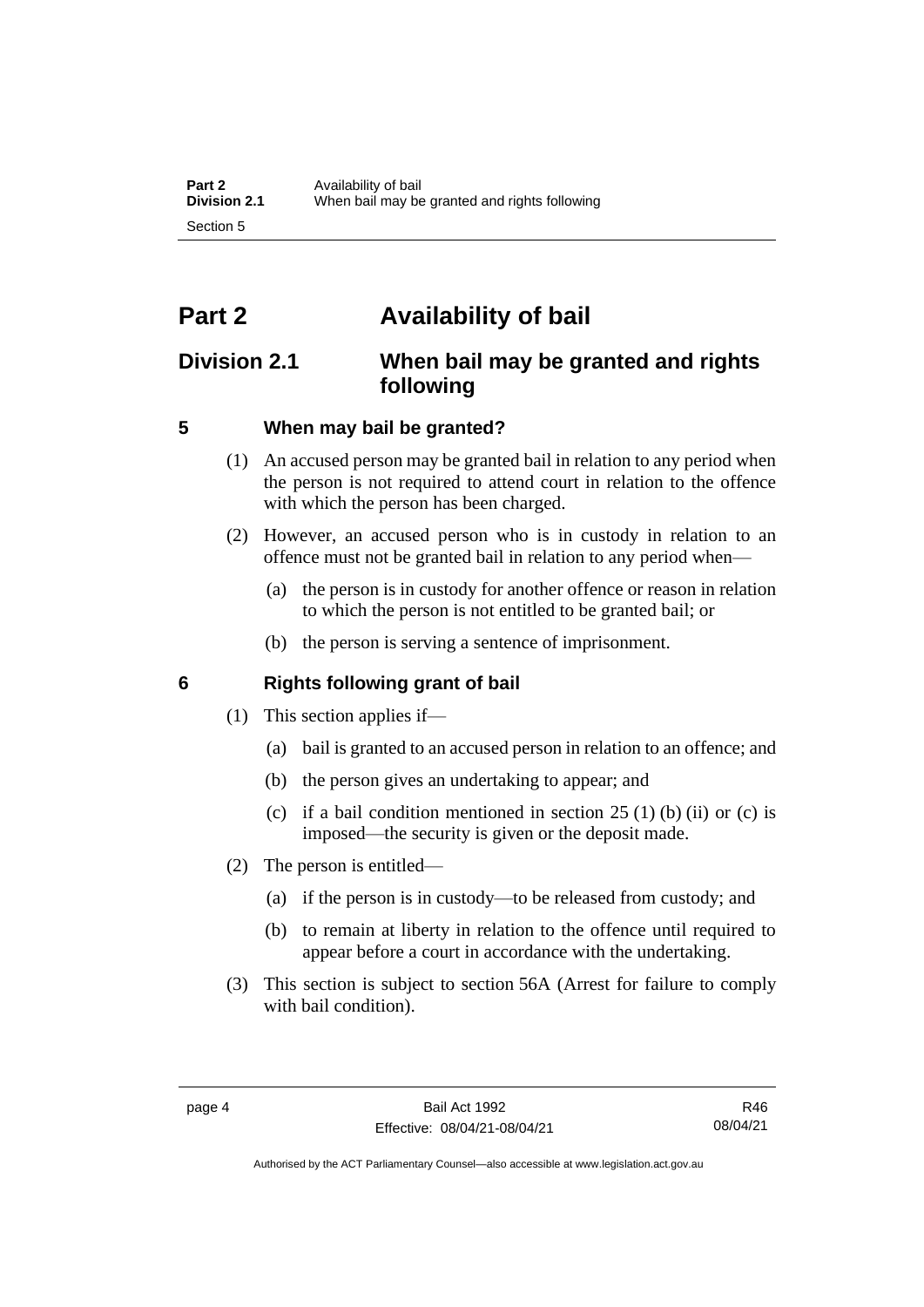# Part 2 Availability of bail

## Division 2.1 When bail may be granted and rights following

### 5 When may bail be granted?

(1) An accused person may be granted bail in relation to any period when the person is not required to attend court in relation to the offence with which the person has been charged.

(2) However, an accused person who is in custody in relation to an offence must not be granted bail in relation to any period when—

(a) the person is in custody for another offence or reason in relation to which the person is not entitled to be granted bail; or

(b) the person is serving a sentence of imprisonment.

### 6 Rights following grant of bail

(1) This section applies if—

(a) bail is granted to an accused person in relation to an offence; and

(b) the person gives an undertaking to appear; and

(c) if a bail condition mentioned in section 25 (1) (b) (ii) or (c) is imposed—the security is given or the deposit made.

(2) The person is entitled—

(a) if the person is in custody—to be released from custody; and

(b) to remain at liberty in relation to the offence until required to appear before a court in accordance with the undertaking.

(3) This section is subject to section 56A (Arrest for failure to comply with bail condition).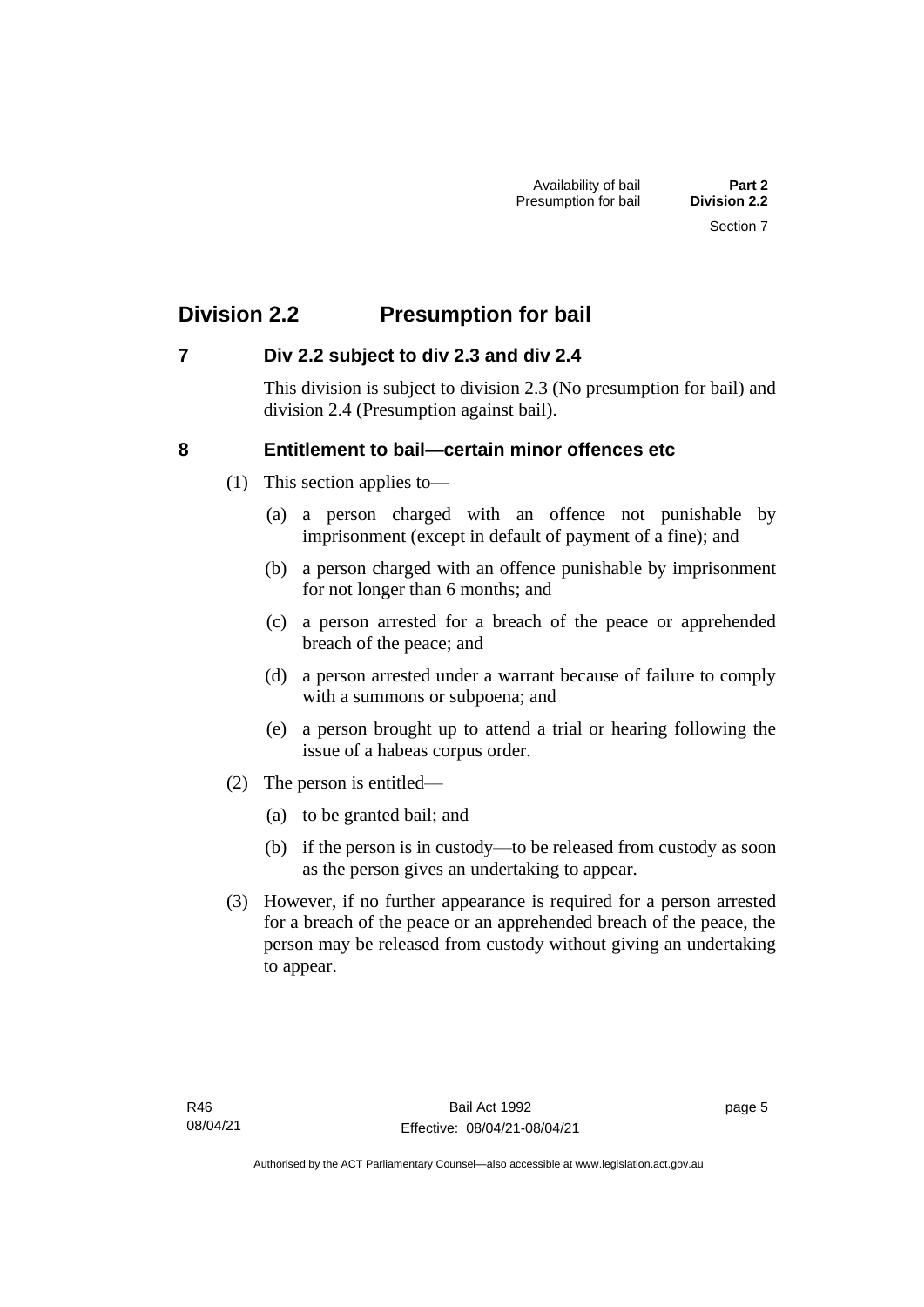## Division 2.2 Presumption for bail

### 7 Div 2.2 subject to div 2.3 and div 2.4

This division is subject to division 2.3 (No presumption for bail) and division 2.4 (Presumption against bail).

### 8 Entitlement to bail—certain minor offences etc

(1) This section applies to—

(a) a person charged with an offence not punishable by imprisonment (except in default of payment of a fine); and

(b) a person charged with an offence punishable by imprisonment for not longer than 6 months; and

(c) a person arrested for a breach of the peace or apprehended breach of the peace; and

(d) a person arrested under a warrant because of failure to comply with a summons or subpoena; and

(e) a person brought up to attend a trial or hearing following the issue of a habeas corpus order.

(2) The person is entitled—

(a) to be granted bail; and

(b) if the person is in custody—to be released from custody as soon as the person gives an undertaking to appear.

(3) However, if no further appearance is required for a person arrested for a breach of the peace or an apprehended breach of the peace, the person may be released from custody without giving an undertaking to appear.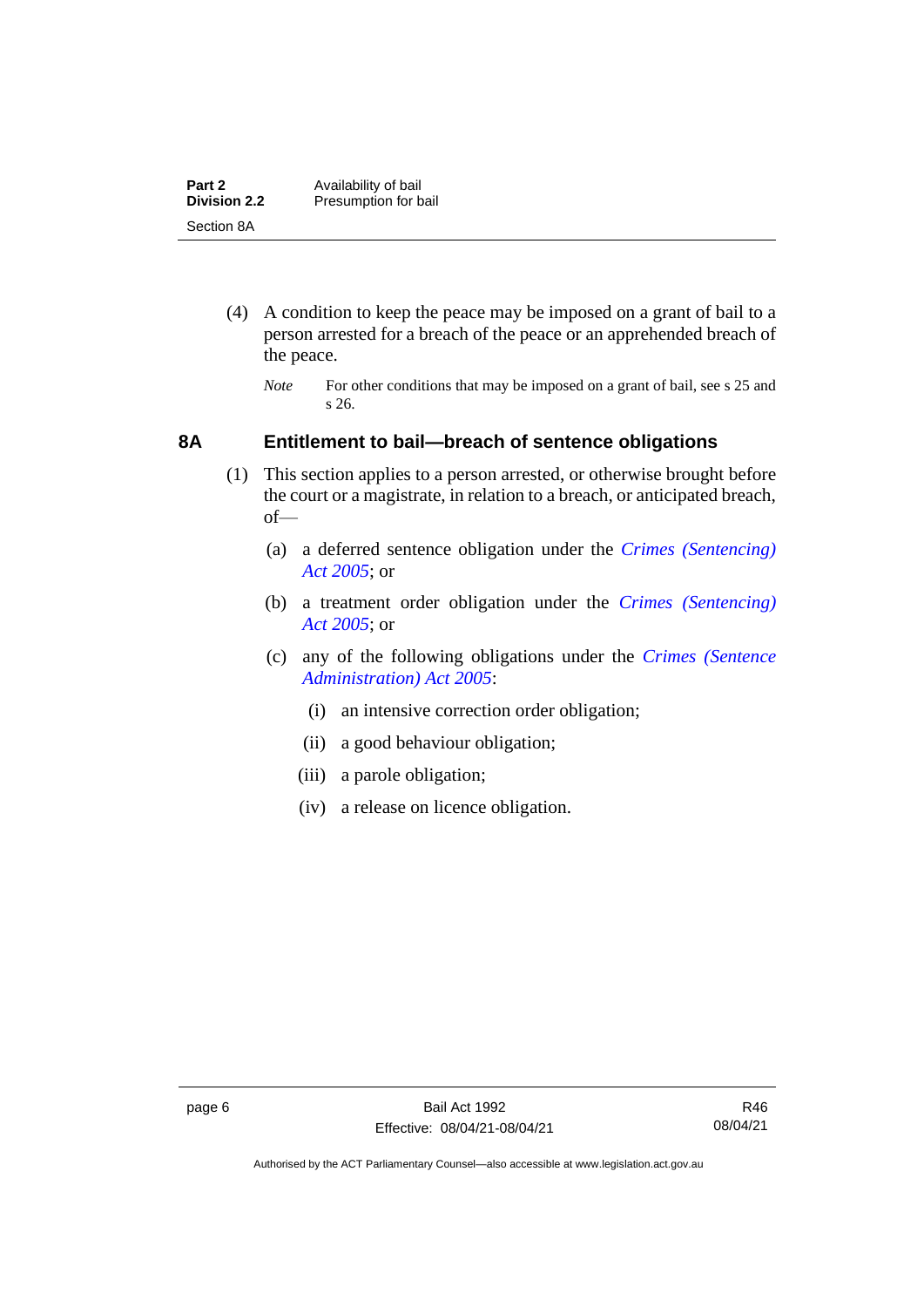(4) A condition to keep the peace may be imposed on a grant of bail to a person arrested for a breach of the peace or an apprehended breach of the peace.

*Note* For other conditions that may be imposed on a grant of bail, see s 25 and s 26.

## 8A Entitlement to bail—breach of sentence obligations

(1) This section applies to a person arrested, or otherwise brought before the court or a magistrate, in relation to a breach, or anticipated breach, of—

(a) a deferred sentence obligation under the *Crimes (Sentencing) Act 2005*; or

(b) a treatment order obligation under the *Crimes (Sentencing) Act 2005*; or

(c) any of the following obligations under the *Crimes (Sentence Administration) Act 2005*:

(i) an intensive correction order obligation;

(ii) a good behaviour obligation;

(iii) a parole obligation;

(iv) a release on licence obligation.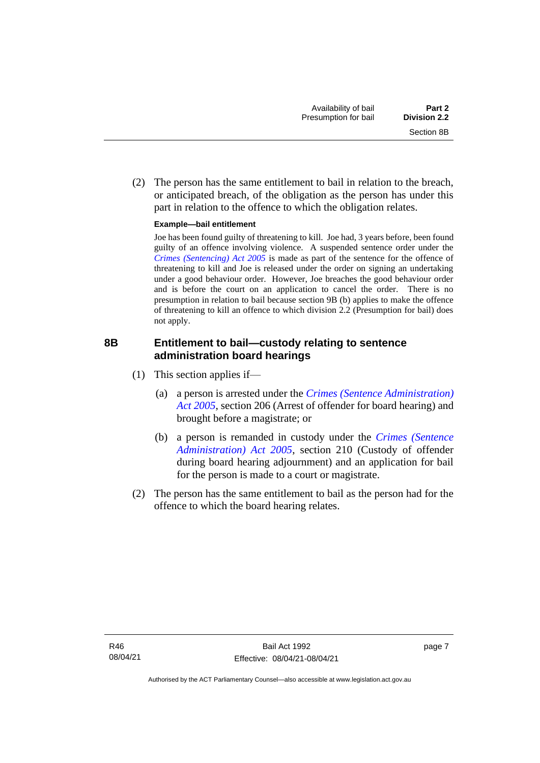(2) The person has the same entitlement to bail in relation to the breach, or anticipated breach, of the obligation as the person has under this part in relation to the offence to which the obligation relates.

**Example—bail entitlement**

Joe has been found guilty of threatening to kill. Joe had, 3 years before, been found guilty of an offence involving violence. A suspended sentence order under the *Crimes (Sentencing) Act 2005* is made as part of the sentence for the offence of threatening to kill and Joe is released under the order on signing an undertaking under a good behaviour order. However, Joe breaches the good behaviour order and is before the court on an application to cancel the order. There is no presumption in relation to bail because section 9B (b) applies to make the offence of threatening to kill an offence to which division 2.2 (Presumption for bail) does not apply.

## 8B Entitlement to bail—custody relating to sentence administration board hearings

(1) This section applies if—

(a) a person is arrested under the *Crimes (Sentence Administration) Act 2005*, section 206 (Arrest of offender for board hearing) and brought before a magistrate; or

(b) a person is remanded in custody under the *Crimes (Sentence Administration) Act 2005*, section 210 (Custody of offender during board hearing adjournment) and an application for bail for the person is made to a court or magistrate.

(2) The person has the same entitlement to bail as the person had for the offence to which the board hearing relates.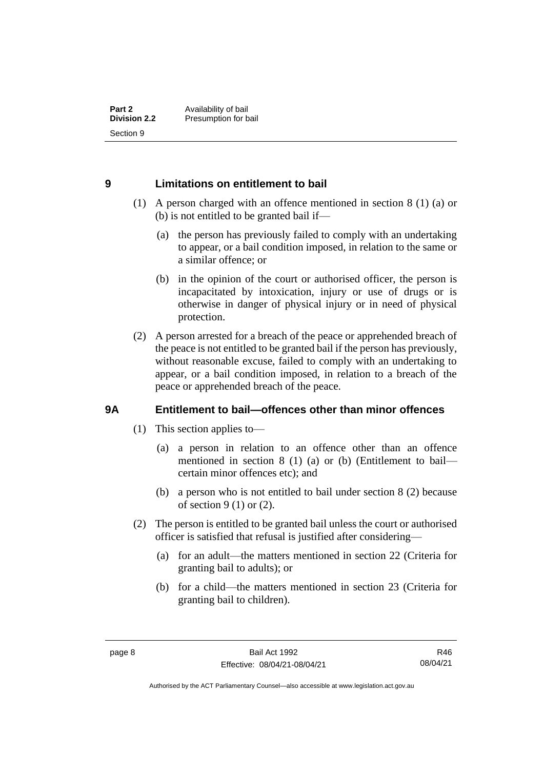## 9 Limitations on entitlement to bail

(1) A person charged with an offence mentioned in section 8 (1) (a) or (b) is not entitled to be granted bail if—

(a) the person has previously failed to comply with an undertaking to appear, or a bail condition imposed, in relation to the same or a similar offence; or

(b) in the opinion of the court or authorised officer, the person is incapacitated by intoxication, injury or use of drugs or is otherwise in danger of physical injury or in need of physical protection.

(2) A person arrested for a breach of the peace or apprehended breach of the peace is not entitled to be granted bail if the person has previously, without reasonable excuse, failed to comply with an undertaking to appear, or a bail condition imposed, in relation to a breach of the peace or apprehended breach of the peace.

## 9A Entitlement to bail—offences other than minor offences

(1) This section applies to—

(a) a person in relation to an offence other than an offence mentioned in section 8 (1) (a) or (b) (Entitlement to bail—certain minor offences etc); and

(b) a person who is not entitled to bail under section 8 (2) because of section 9 (1) or (2).

(2) The person is entitled to be granted bail unless the court or authorised officer is satisfied that refusal is justified after considering—

(a) for an adult—the matters mentioned in section 22 (Criteria for granting bail to adults); or

(b) for a child—the matters mentioned in section 23 (Criteria for granting bail to children).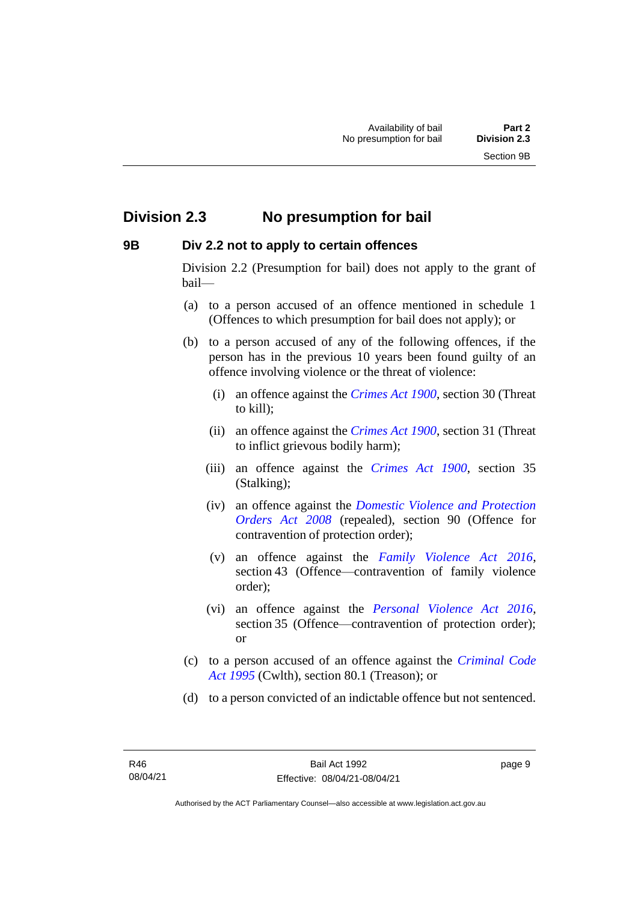## Division 2.3 No presumption for bail

### 9B Div 2.2 not to apply to certain offences

Division 2.2 (Presumption for bail) does not apply to the grant of bail—

(a) to a person accused of an offence mentioned in schedule 1 (Offences to which presumption for bail does not apply); or

(b) to a person accused of any of the following offences, if the person has in the previous 10 years been found guilty of an offence involving violence or the threat of violence:

(i) an offence against the *Crimes Act 1900*, section 30 (Threat to kill);

(ii) an offence against the *Crimes Act 1900*, section 31 (Threat to inflict grievous bodily harm);

(iii) an offence against the *Crimes Act 1900*, section 35 (Stalking);

(iv) an offence against the *Domestic Violence and Protection Orders Act 2008* (repealed), section 90 (Offence for contravention of protection order);

(v) an offence against the *Family Violence Act 2016*, section 43 (Offence—contravention of family violence order);

(vi) an offence against the *Personal Violence Act 2016*, section 35 (Offence—contravention of protection order); or

(c) to a person accused of an offence against the *Criminal Code Act 1995* (Cwlth), section 80.1 (Treason); or

(d) to a person convicted of an indictable offence but not sentenced.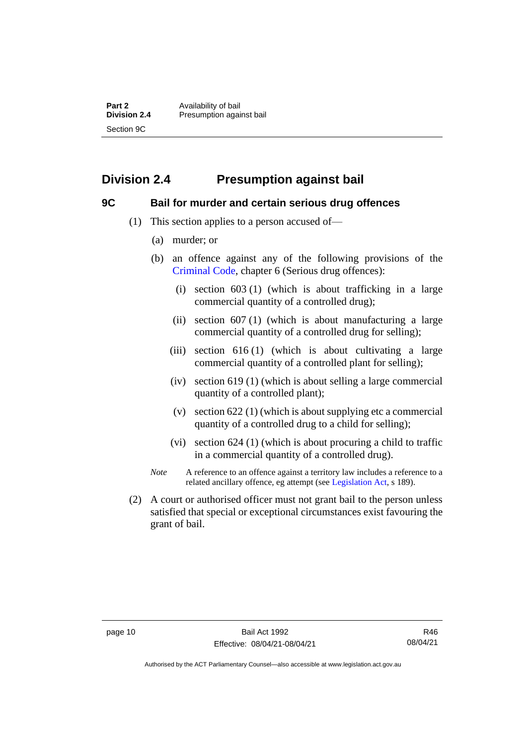## Division 2.4 Presumption against bail

### 9C Bail for murder and certain serious drug offences

(1) This section applies to a person accused of—

(a) murder; or

(b) an offence against any of the following provisions of the Criminal Code, chapter 6 (Serious drug offences):

(i) section 603 (1) (which is about trafficking in a large commercial quantity of a controlled drug);

(ii) section 607 (1) (which is about manufacturing a large commercial quantity of a controlled drug for selling);

(iii) section 616 (1) (which is about cultivating a large commercial quantity of a controlled plant for selling);

(iv) section 619 (1) (which is about selling a large commercial quantity of a controlled plant);

(v) section 622 (1) (which is about supplying etc a commercial quantity of a controlled drug to a child for selling);

(vi) section 624 (1) (which is about procuring a child to traffic in a commercial quantity of a controlled drug).

*Note* A reference to an offence against a territory law includes a reference to a related ancillary offence, eg attempt (see Legislation Act, s 189).

(2) A court or authorised officer must not grant bail to the person unless satisfied that special or exceptional circumstances exist favouring the grant of bail.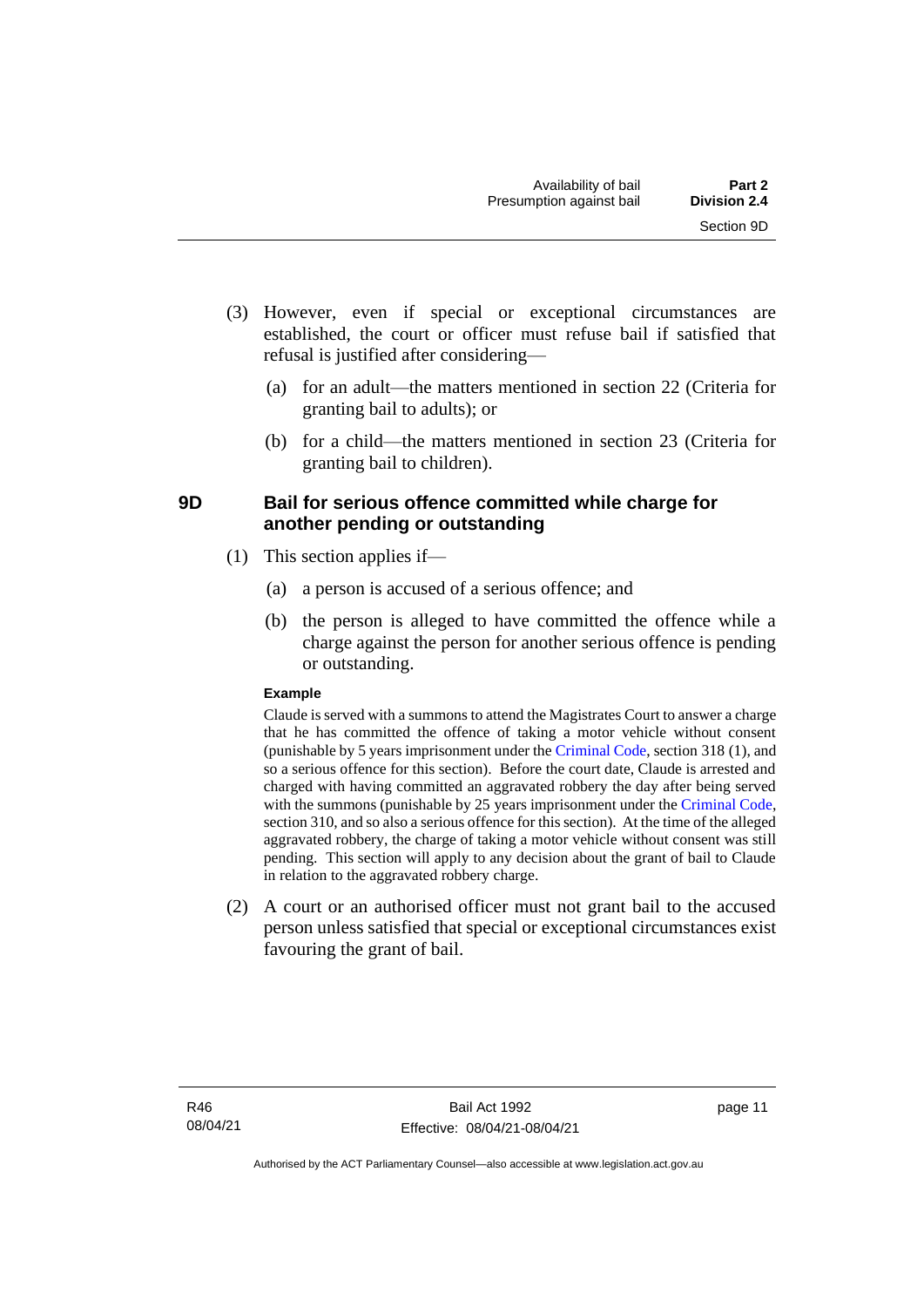(3) However, even if special or exceptional circumstances are established, the court or officer must refuse bail if satisfied that refusal is justified after considering—

(a) for an adult—the matters mentioned in section 22 (Criteria for granting bail to adults); or

(b) for a child—the matters mentioned in section 23 (Criteria for granting bail to children).

## 9D Bail for serious offence committed while charge for another pending or outstanding

(1) This section applies if—

(a) a person is accused of a serious offence; and

(b) the person is alleged to have committed the offence while a charge against the person for another serious offence is pending or outstanding.

**Example**

Claude is served with a summons to attend the Magistrates Court to answer a charge that he has committed the offence of taking a motor vehicle without consent (punishable by 5 years imprisonment under the Criminal Code, section 318 (1), and so a serious offence for this section). Before the court date, Claude is arrested and charged with having committed an aggravated robbery the day after being served with the summons (punishable by 25 years imprisonment under the Criminal Code, section 310, and so also a serious offence for this section). At the time of the alleged aggravated robbery, the charge of taking a motor vehicle without consent was still pending. This section will apply to any decision about the grant of bail to Claude in relation to the aggravated robbery charge.

(2) A court or an authorised officer must not grant bail to the accused person unless satisfied that special or exceptional circumstances exist favouring the grant of bail.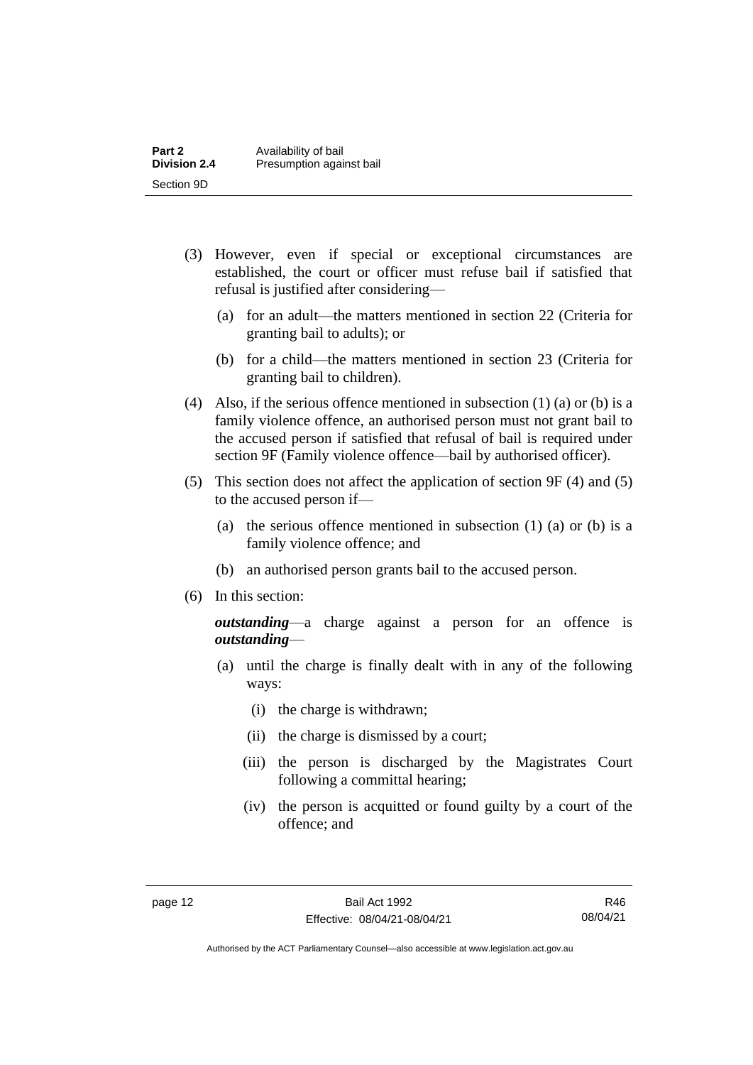(3) However, even if special or exceptional circumstances are established, the court or officer must refuse bail if satisfied that refusal is justified after considering—

(a) for an adult—the matters mentioned in section 22 (Criteria for granting bail to adults); or

(b) for a child—the matters mentioned in section 23 (Criteria for granting bail to children).

(4) Also, if the serious offence mentioned in subsection (1) (a) or (b) is a family violence offence, an authorised person must not grant bail to the accused person if satisfied that refusal of bail is required under section 9F (Family violence offence—bail by authorised officer).

(5) This section does not affect the application of section 9F (4) and (5) to the accused person if—

(a) the serious offence mentioned in subsection (1) (a) or (b) is a family violence offence; and

(b) an authorised person grants bail to the accused person.

(6) In this section:

***outstanding***—a charge against a person for an offence is ***outstanding***—

(a) until the charge is finally dealt with in any of the following ways:

(i) the charge is withdrawn;

(ii) the charge is dismissed by a court;

(iii) the person is discharged by the Magistrates Court following a committal hearing;

(iv) the person is acquitted or found guilty by a court of the offence; and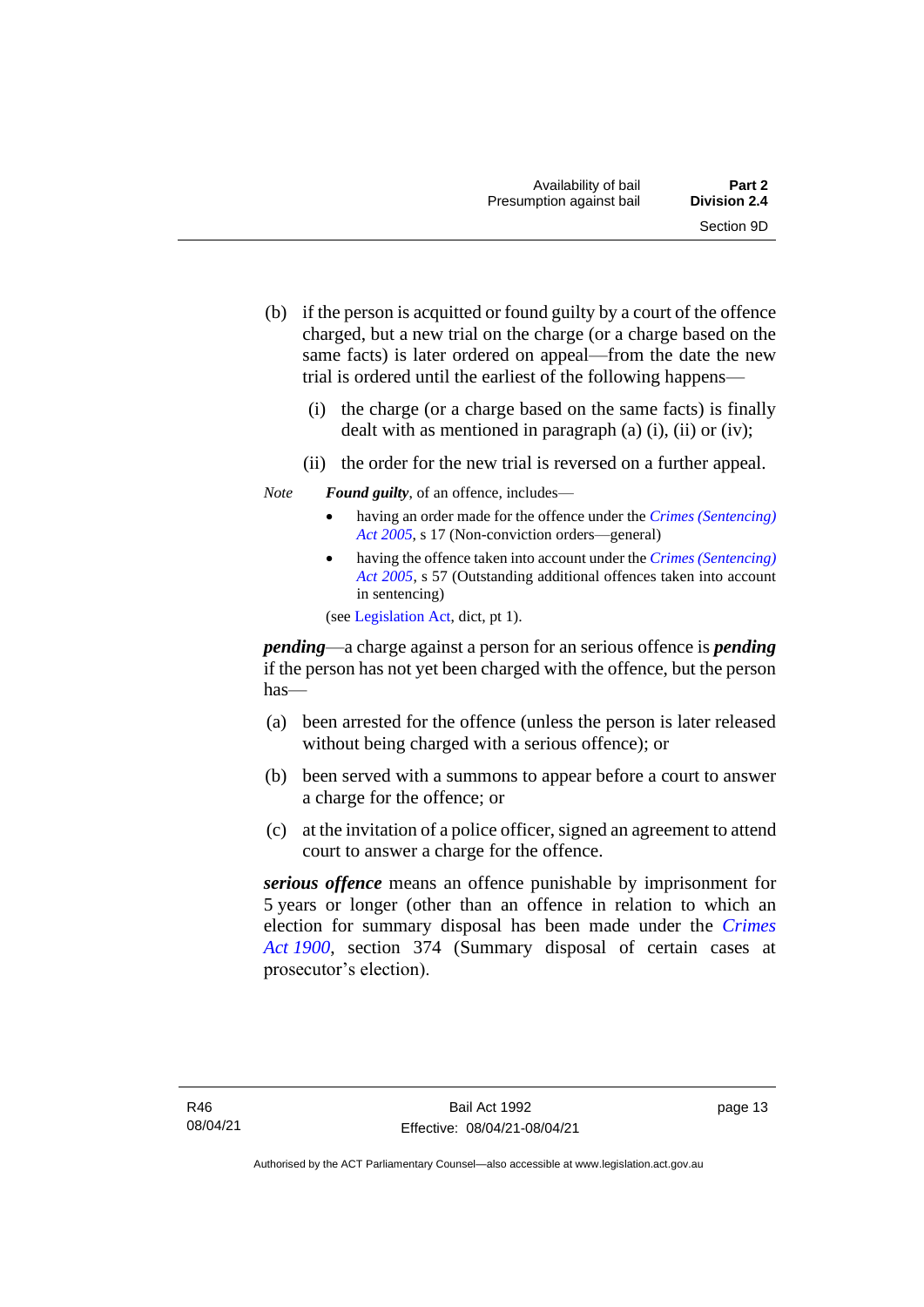(b) if the person is acquitted or found guilty by a court of the offence charged, but a new trial on the charge (or a charge based on the same facts) is later ordered on appeal—from the date the new trial is ordered until the earliest of the following happens—

  (i) the charge (or a charge based on the same facts) is finally dealt with as mentioned in paragraph (a) (i), (ii) or (iv);

  (ii) the order for the new trial is reversed on a further appeal.

*Note* ***Found guilty***, of an offence, includes—

- having an order made for the offence under the *Crimes (Sentencing) Act 2005*, s 17 (Non-conviction orders—general)
- having the offence taken into account under the *Crimes (Sentencing) Act 2005*, s 57 (Outstanding additional offences taken into account in sentencing)

(see Legislation Act, dict, pt 1).

***pending***—a charge against a person for an serious offence is ***pending*** if the person has not yet been charged with the offence, but the person has—

(a) been arrested for the offence (unless the person is later released without being charged with a serious offence); or

(b) been served with a summons to appear before a court to answer a charge for the offence; or

(c) at the invitation of a police officer, signed an agreement to attend court to answer a charge for the offence.

***serious offence*** means an offence punishable by imprisonment for 5 years or longer (other than an offence in relation to which an election for summary disposal has been made under the *Crimes Act 1900*, section 374 (Summary disposal of certain cases at prosecutor's election).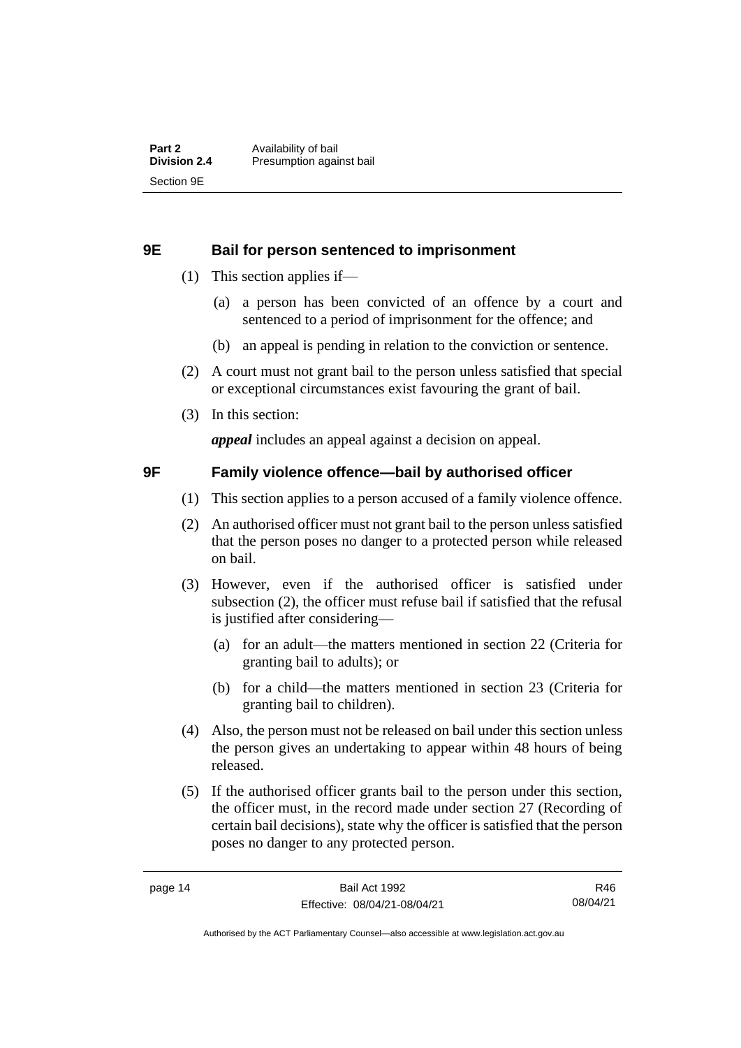## 9E Bail for person sentenced to imprisonment

(1) This section applies if—

(a) a person has been convicted of an offence by a court and sentenced to a period of imprisonment for the offence; and

(b) an appeal is pending in relation to the conviction or sentence.

(2) A court must not grant bail to the person unless satisfied that special or exceptional circumstances exist favouring the grant of bail.

(3) In this section:

***appeal*** includes an appeal against a decision on appeal.

## 9F Family violence offence—bail by authorised officer

(1) This section applies to a person accused of a family violence offence.

(2) An authorised officer must not grant bail to the person unless satisfied that the person poses no danger to a protected person while released on bail.

(3) However, even if the authorised officer is satisfied under subsection (2), the officer must refuse bail if satisfied that the refusal is justified after considering—

(a) for an adult—the matters mentioned in section 22 (Criteria for granting bail to adults); or

(b) for a child—the matters mentioned in section 23 (Criteria for granting bail to children).

(4) Also, the person must not be released on bail under this section unless the person gives an undertaking to appear within 48 hours of being released.

(5) If the authorised officer grants bail to the person under this section, the officer must, in the record made under section 27 (Recording of certain bail decisions), state why the officer is satisfied that the person poses no danger to any protected person.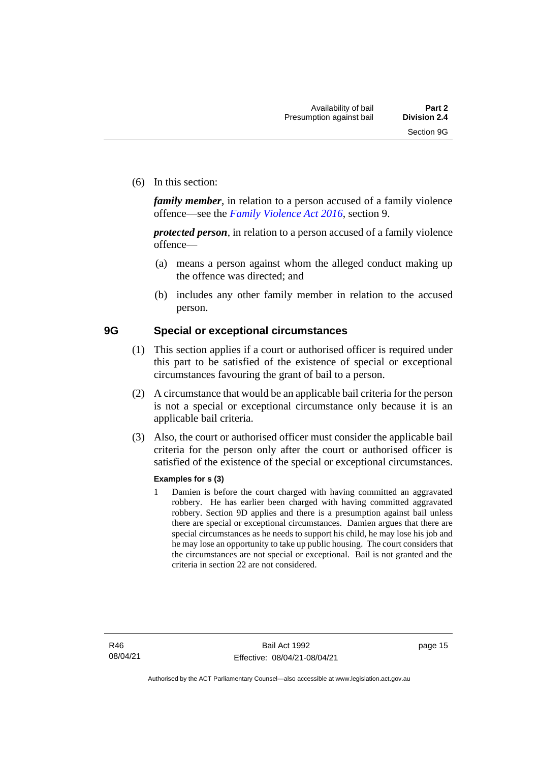(6) In this section:

***family member***, in relation to a person accused of a family violence offence—see the *Family Violence Act 2016*, section 9.

***protected person***, in relation to a person accused of a family violence offence—

(a) means a person against whom the alleged conduct making up the offence was directed; and

(b) includes any other family member in relation to the accused person.

## 9G Special or exceptional circumstances

(1) This section applies if a court or authorised officer is required under this part to be satisfied of the existence of special or exceptional circumstances favouring the grant of bail to a person.

(2) A circumstance that would be an applicable bail criteria for the person is not a special or exceptional circumstance only because it is an applicable bail criteria.

(3) Also, the court or authorised officer must consider the applicable bail criteria for the person only after the court or authorised officer is satisfied of the existence of the special or exceptional circumstances.

**Examples for s (3)**

1 Damien is before the court charged with having committed an aggravated robbery. He has earlier been charged with having committed aggravated robbery. Section 9D applies and there is a presumption against bail unless there are special or exceptional circumstances. Damien argues that there are special circumstances as he needs to support his child, he may lose his job and he may lose an opportunity to take up public housing. The court considers that the circumstances are not special or exceptional. Bail is not granted and the criteria in section 22 are not considered.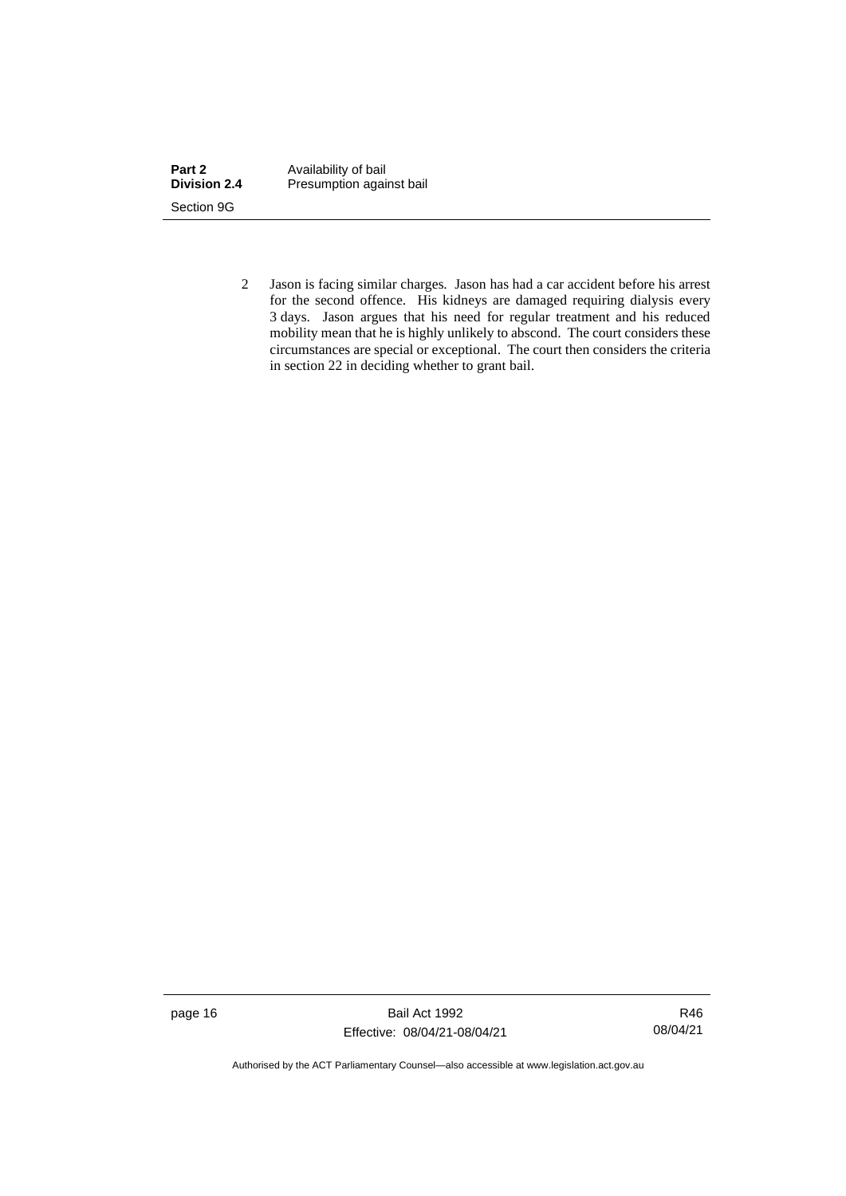2 Jason is facing similar charges. Jason has had a car accident before his arrest for the second offence. His kidneys are damaged requiring dialysis every 3 days. Jason argues that his need for regular treatment and his reduced mobility mean that he is highly unlikely to abscond. The court considers these circumstances are special or exceptional. The court then considers the criteria in section 22 in deciding whether to grant bail.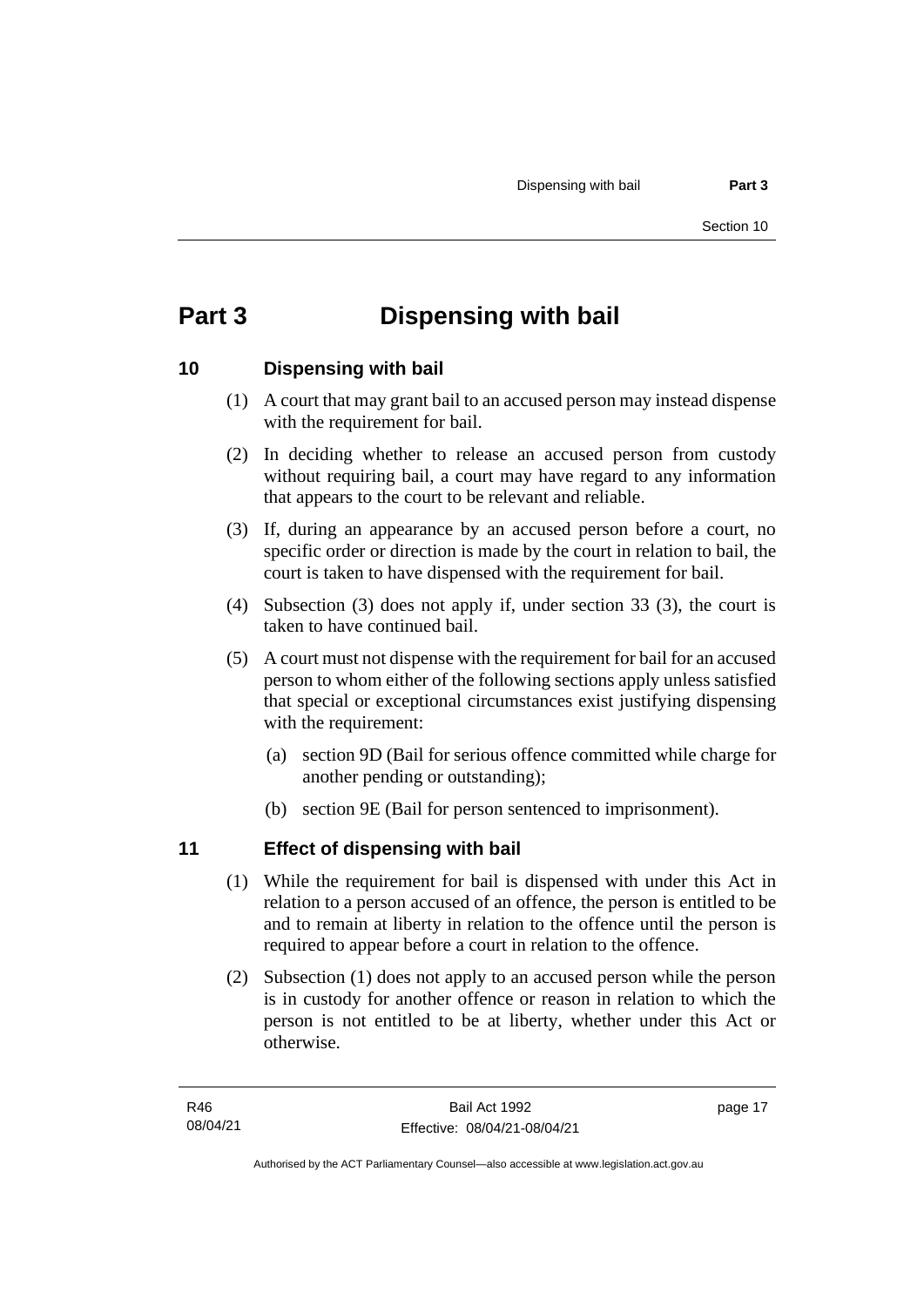# Part 3 Dispensing with bail

## 10 Dispensing with bail

(1) A court that may grant bail to an accused person may instead dispense with the requirement for bail.

(2) In deciding whether to release an accused person from custody without requiring bail, a court may have regard to any information that appears to the court to be relevant and reliable.

(3) If, during an appearance by an accused person before a court, no specific order or direction is made by the court in relation to bail, the court is taken to have dispensed with the requirement for bail.

(4) Subsection (3) does not apply if, under section 33 (3), the court is taken to have continued bail.

(5) A court must not dispense with the requirement for bail for an accused person to whom either of the following sections apply unless satisfied that special or exceptional circumstances exist justifying dispensing with the requirement:

(a) section 9D (Bail for serious offence committed while charge for another pending or outstanding);

(b) section 9E (Bail for person sentenced to imprisonment).

## 11 Effect of dispensing with bail

(1) While the requirement for bail is dispensed with under this Act in relation to a person accused of an offence, the person is entitled to be and to remain at liberty in relation to the offence until the person is required to appear before a court in relation to the offence.

(2) Subsection (1) does not apply to an accused person while the person is in custody for another offence or reason in relation to which the person is not entitled to be at liberty, whether under this Act or otherwise.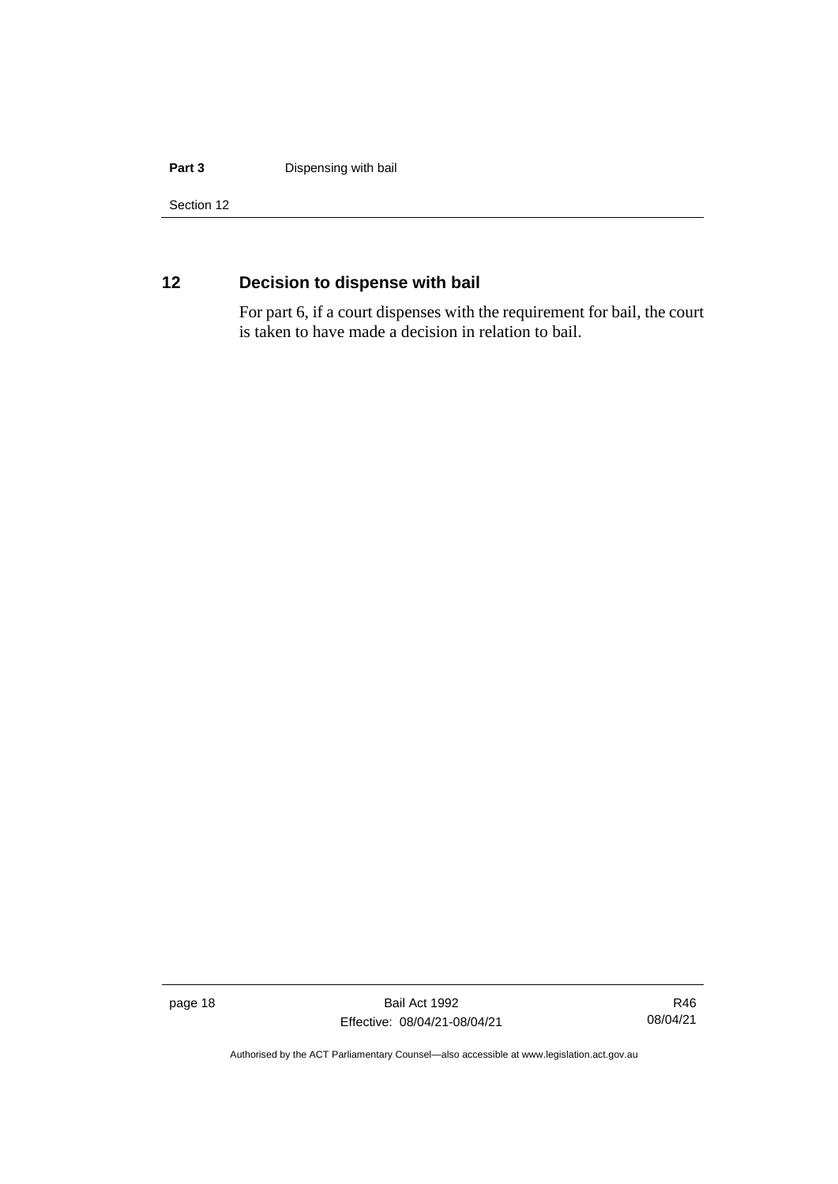## 12 Decision to dispense with bail

For part 6, if a court dispenses with the requirement for bail, the court is taken to have made a decision in relation to bail.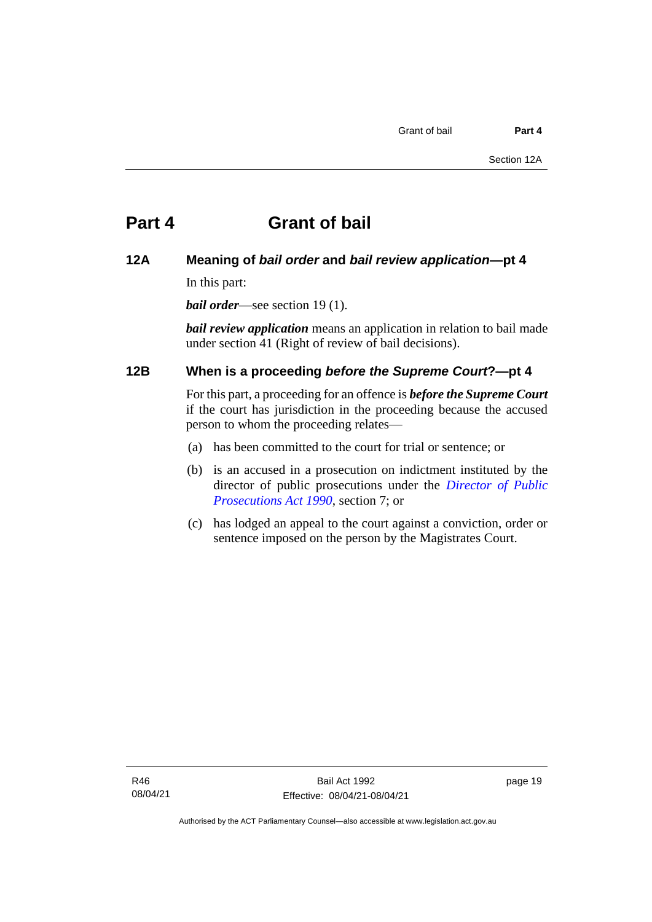# Part 4 Grant of bail

## 12A Meaning of *bail order* and *bail review application*—pt 4

In this part:

***bail order***—see section 19 (1).

***bail review application*** means an application in relation to bail made under section 41 (Right of review of bail decisions).

## 12B When is a proceeding *before the Supreme Court*?—pt 4

For this part, a proceeding for an offence is ***before the Supreme Court*** if the court has jurisdiction in the proceeding because the accused person to whom the proceeding relates—

(a) has been committed to the court for trial or sentence; or

(b) is an accused in a prosecution on indictment instituted by the director of public prosecutions under the *Director of Public Prosecutions Act 1990*, section 7; or

(c) has lodged an appeal to the court against a conviction, order or sentence imposed on the person by the Magistrates Court.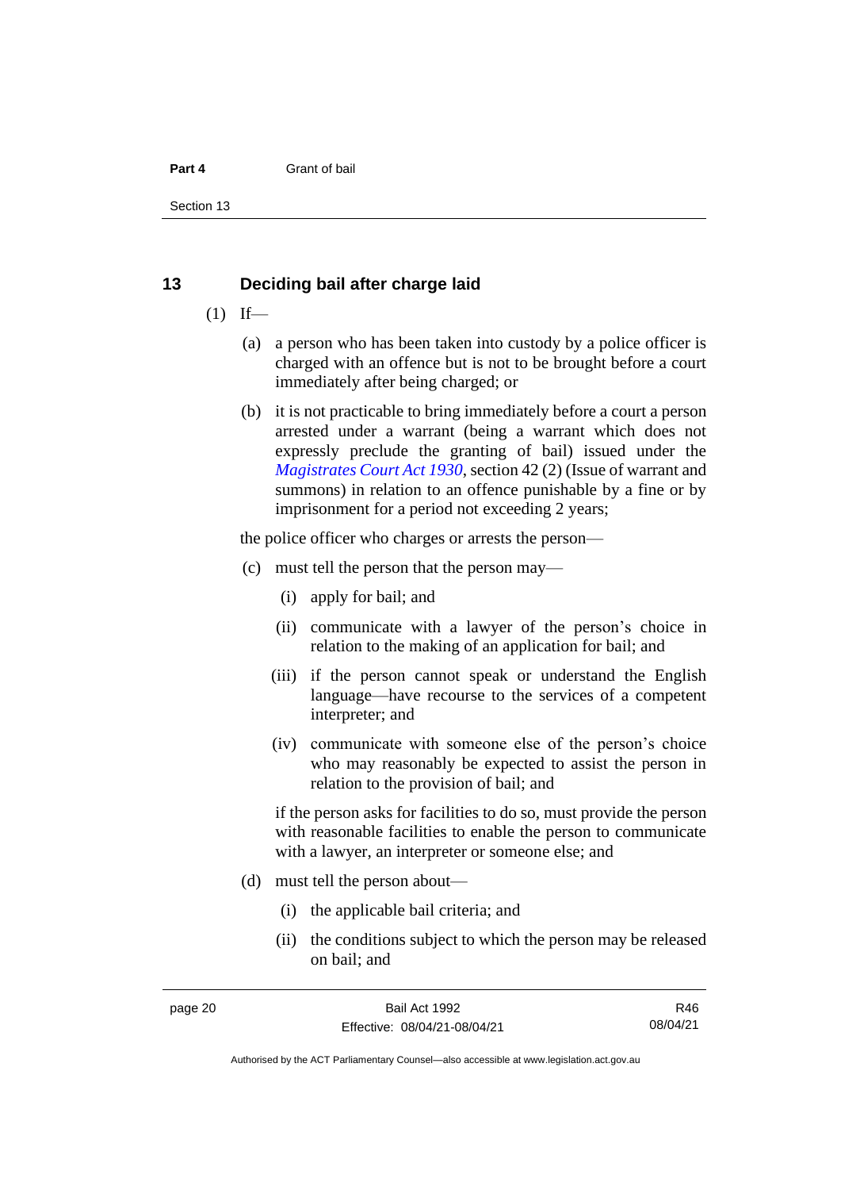## 13 Deciding bail after charge laid

(1) If—

(a) a person who has been taken into custody by a police officer is charged with an offence but is not to be brought before a court immediately after being charged; or

(b) it is not practicable to bring immediately before a court a person arrested under a warrant (being a warrant which does not expressly preclude the granting of bail) issued under the *Magistrates Court Act 1930*, section 42 (2) (Issue of warrant and summons) in relation to an offence punishable by a fine or by imprisonment for a period not exceeding 2 years;

the police officer who charges or arrests the person—

(c) must tell the person that the person may—

(i) apply for bail; and

(ii) communicate with a lawyer of the person's choice in relation to the making of an application for bail; and

(iii) if the person cannot speak or understand the English language—have recourse to the services of a competent interpreter; and

(iv) communicate with someone else of the person's choice who may reasonably be expected to assist the person in relation to the provision of bail; and

if the person asks for facilities to do so, must provide the person with reasonable facilities to enable the person to communicate with a lawyer, an interpreter or someone else; and

(d) must tell the person about—

(i) the applicable bail criteria; and

(ii) the conditions subject to which the person may be released on bail; and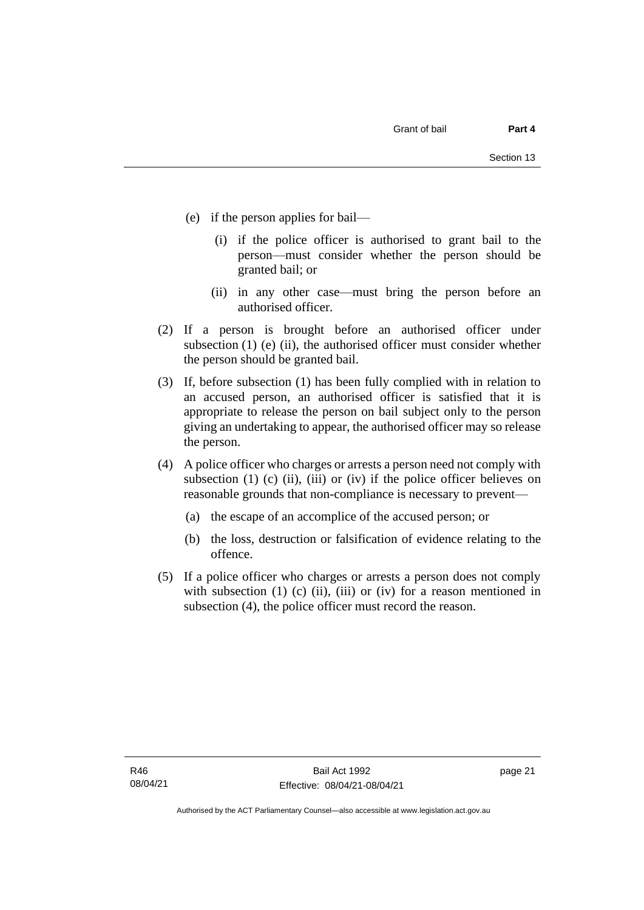(e) if the person applies for bail—

   (i) if the police officer is authorised to grant bail to the person—must consider whether the person should be granted bail; or

   (ii) in any other case—must bring the person before an authorised officer.

(2) If a person is brought before an authorised officer under subsection (1) (e) (ii), the authorised officer must consider whether the person should be granted bail.

(3) If, before subsection (1) has been fully complied with in relation to an accused person, an authorised officer is satisfied that it is appropriate to release the person on bail subject only to the person giving an undertaking to appear, the authorised officer may so release the person.

(4) A police officer who charges or arrests a person need not comply with subsection (1) (c) (ii), (iii) or (iv) if the police officer believes on reasonable grounds that non-compliance is necessary to prevent—

   (a) the escape of an accomplice of the accused person; or

   (b) the loss, destruction or falsification of evidence relating to the offence.

(5) If a police officer who charges or arrests a person does not comply with subsection (1) (c) (ii), (iii) or (iv) for a reason mentioned in subsection (4), the police officer must record the reason.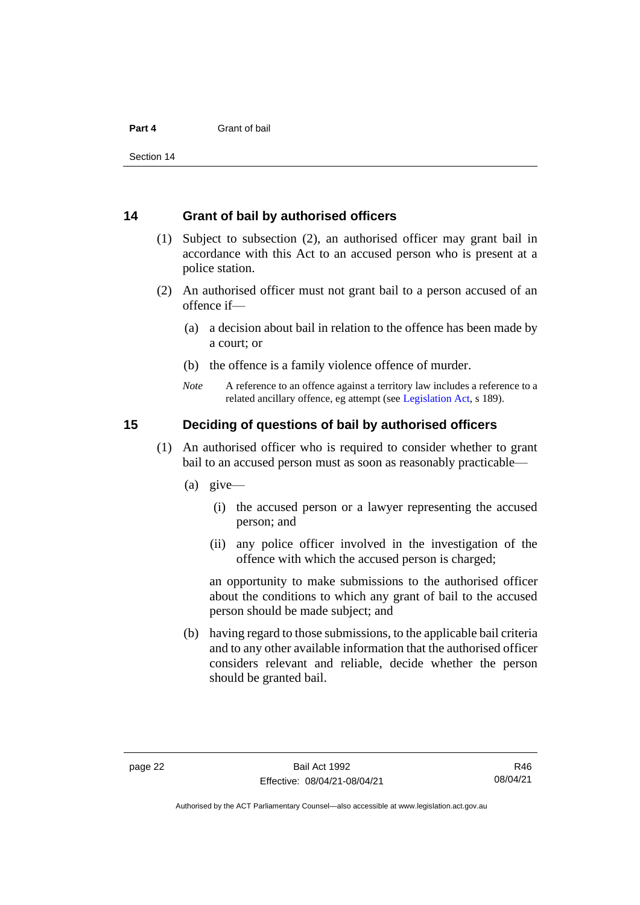## 14 Grant of bail by authorised officers

(1) Subject to subsection (2), an authorised officer may grant bail in accordance with this Act to an accused person who is present at a police station.

(2) An authorised officer must not grant bail to a person accused of an offence if—

(a) a decision about bail in relation to the offence has been made by a court; or

(b) the offence is a family violence offence of murder.

*Note* A reference to an offence against a territory law includes a reference to a related ancillary offence, eg attempt (see Legislation Act, s 189).

## 15 Deciding of questions of bail by authorised officers

(1) An authorised officer who is required to consider whether to grant bail to an accused person must as soon as reasonably practicable—

(a) give—

(i) the accused person or a lawyer representing the accused person; and

(ii) any police officer involved in the investigation of the offence with which the accused person is charged;

an opportunity to make submissions to the authorised officer about the conditions to which any grant of bail to the accused person should be made subject; and

(b) having regard to those submissions, to the applicable bail criteria and to any other available information that the authorised officer considers relevant and reliable, decide whether the person should be granted bail.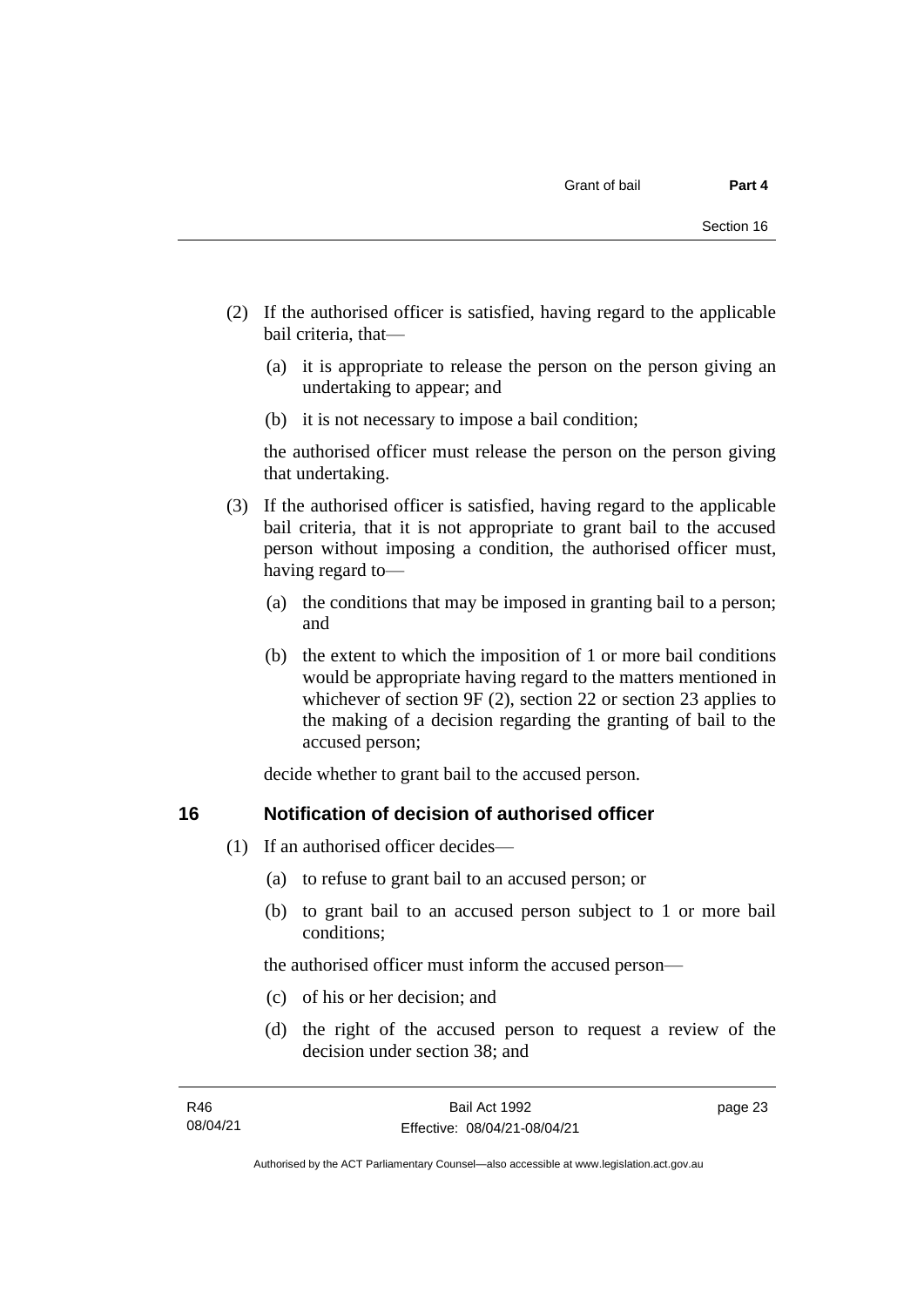(2) If the authorised officer is satisfied, having regard to the applicable bail criteria, that—

  (a) it is appropriate to release the person on the person giving an undertaking to appear; and

  (b) it is not necessary to impose a bail condition;

the authorised officer must release the person on the person giving that undertaking.

(3) If the authorised officer is satisfied, having regard to the applicable bail criteria, that it is not appropriate to grant bail to the accused person without imposing a condition, the authorised officer must, having regard to—

  (a) the conditions that may be imposed in granting bail to a person; and

  (b) the extent to which the imposition of 1 or more bail conditions would be appropriate having regard to the matters mentioned in whichever of section 9F (2), section 22 or section 23 applies to the making of a decision regarding the granting of bail to the accused person;

decide whether to grant bail to the accused person.

## 16 Notification of decision of authorised officer

(1) If an authorised officer decides—

  (a) to refuse to grant bail to an accused person; or

  (b) to grant bail to an accused person subject to 1 or more bail conditions;

the authorised officer must inform the accused person—

  (c) of his or her decision; and

  (d) the right of the accused person to request a review of the decision under section 38; and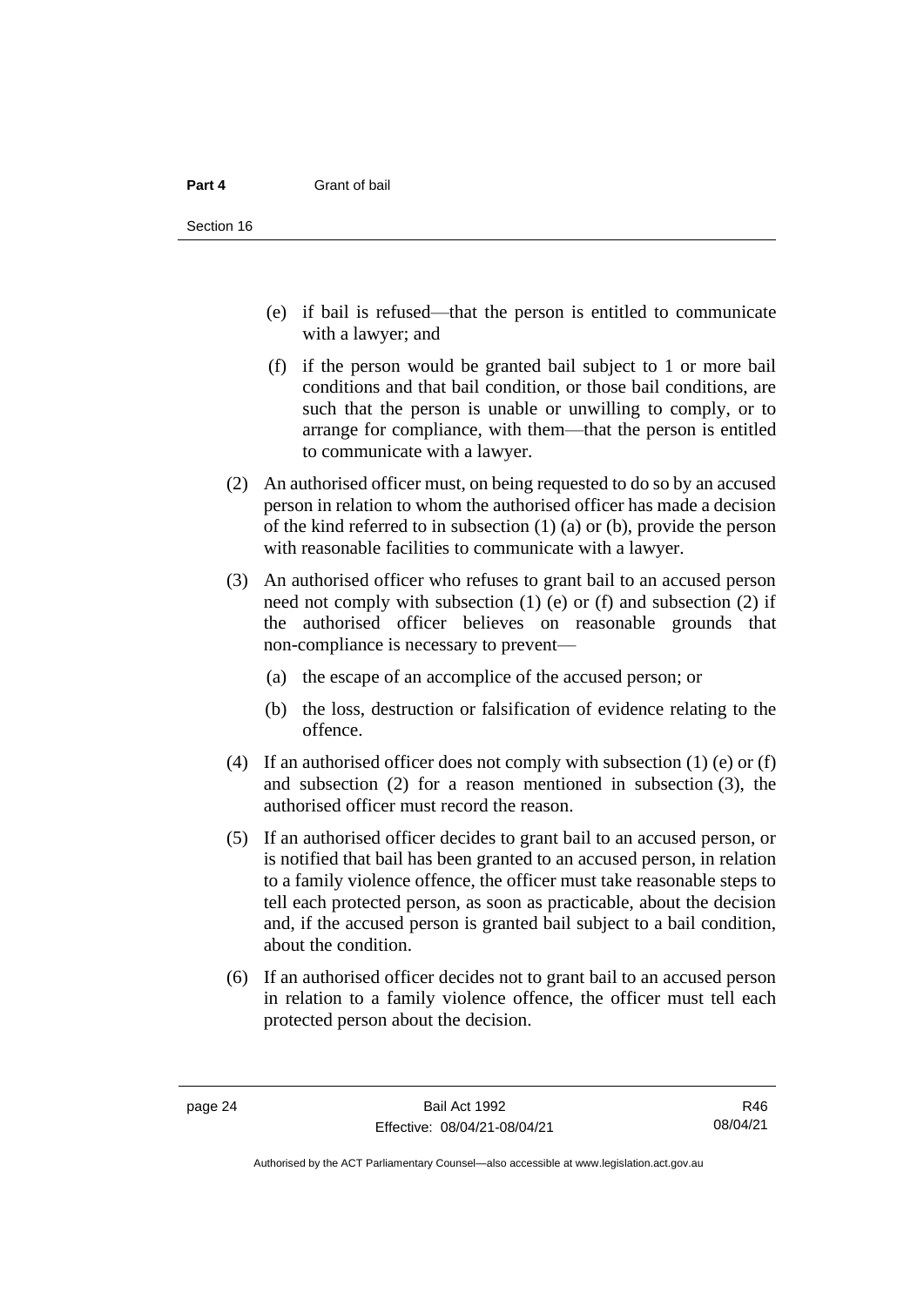(e) if bail is refused—that the person is entitled to communicate with a lawyer; and

(f) if the person would be granted bail subject to 1 or more bail conditions and that bail condition, or those bail conditions, are such that the person is unable or unwilling to comply, or to arrange for compliance, with them—that the person is entitled to communicate with a lawyer.

(2) An authorised officer must, on being requested to do so by an accused person in relation to whom the authorised officer has made a decision of the kind referred to in subsection (1) (a) or (b), provide the person with reasonable facilities to communicate with a lawyer.

(3) An authorised officer who refuses to grant bail to an accused person need not comply with subsection (1) (e) or (f) and subsection (2) if the authorised officer believes on reasonable grounds that non-compliance is necessary to prevent—

(a) the escape of an accomplice of the accused person; or

(b) the loss, destruction or falsification of evidence relating to the offence.

(4) If an authorised officer does not comply with subsection (1) (e) or (f) and subsection (2) for a reason mentioned in subsection (3), the authorised officer must record the reason.

(5) If an authorised officer decides to grant bail to an accused person, or is notified that bail has been granted to an accused person, in relation to a family violence offence, the officer must take reasonable steps to tell each protected person, as soon as practicable, about the decision and, if the accused person is granted bail subject to a bail condition, about the condition.

(6) If an authorised officer decides not to grant bail to an accused person in relation to a family violence offence, the officer must tell each protected person about the decision.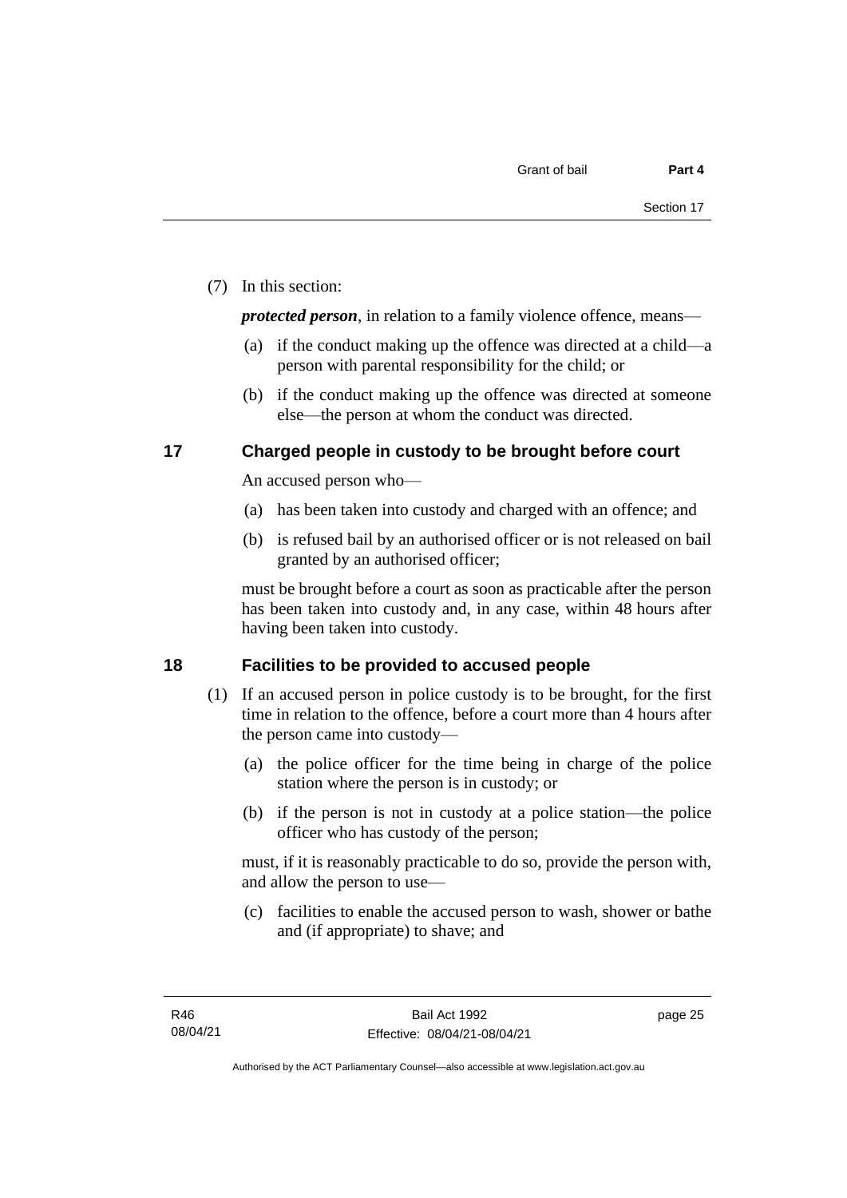(7) In this section:

***protected person***, in relation to a family violence offence, means—

(a) if the conduct making up the offence was directed at a child—a person with parental responsibility for the child; or

(b) if the conduct making up the offence was directed at someone else—the person at whom the conduct was directed.

## 17 Charged people in custody to be brought before court

An accused person who—

(a) has been taken into custody and charged with an offence; and

(b) is refused bail by an authorised officer or is not released on bail granted by an authorised officer;

must be brought before a court as soon as practicable after the person has been taken into custody and, in any case, within 48 hours after having been taken into custody.

## 18 Facilities to be provided to accused people

(1) If an accused person in police custody is to be brought, for the first time in relation to the offence, before a court more than 4 hours after the person came into custody—

(a) the police officer for the time being in charge of the police station where the person is in custody; or

(b) if the person is not in custody at a police station—the police officer who has custody of the person;

must, if it is reasonably practicable to do so, provide the person with, and allow the person to use—

(c) facilities to enable the accused person to wash, shower or bathe and (if appropriate) to shave; and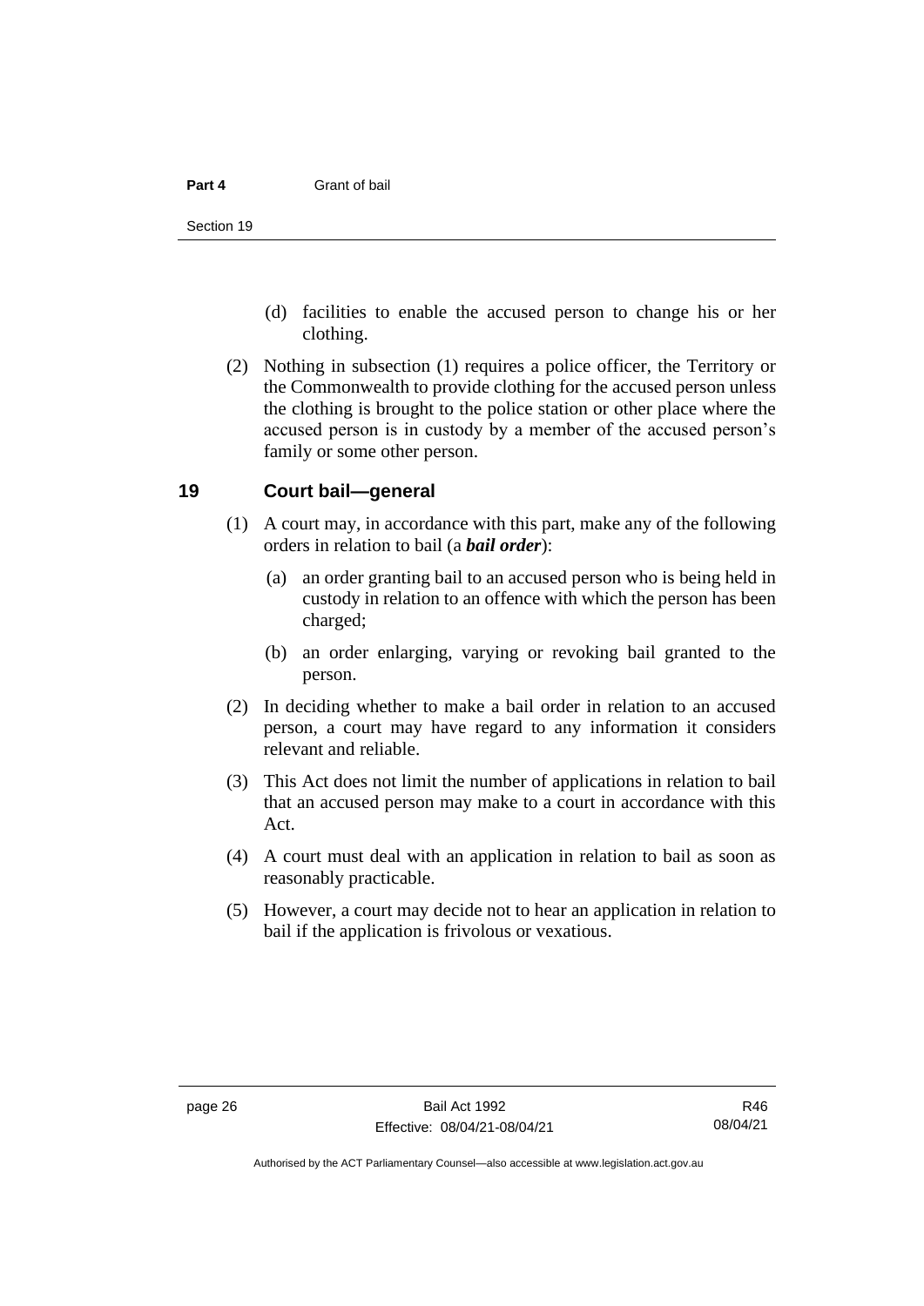(d) facilities to enable the accused person to change his or her clothing.

(2) Nothing in subsection (1) requires a police officer, the Territory or the Commonwealth to provide clothing for the accused person unless the clothing is brought to the police station or other place where the accused person is in custody by a member of the accused person's family or some other person.

## 19 Court bail—general

(1) A court may, in accordance with this part, make any of the following orders in relation to bail (a ***bail order***):

(a) an order granting bail to an accused person who is being held in custody in relation to an offence with which the person has been charged;

(b) an order enlarging, varying or revoking bail granted to the person.

(2) In deciding whether to make a bail order in relation to an accused person, a court may have regard to any information it considers relevant and reliable.

(3) This Act does not limit the number of applications in relation to bail that an accused person may make to a court in accordance with this Act.

(4) A court must deal with an application in relation to bail as soon as reasonably practicable.

(5) However, a court may decide not to hear an application in relation to bail if the application is frivolous or vexatious.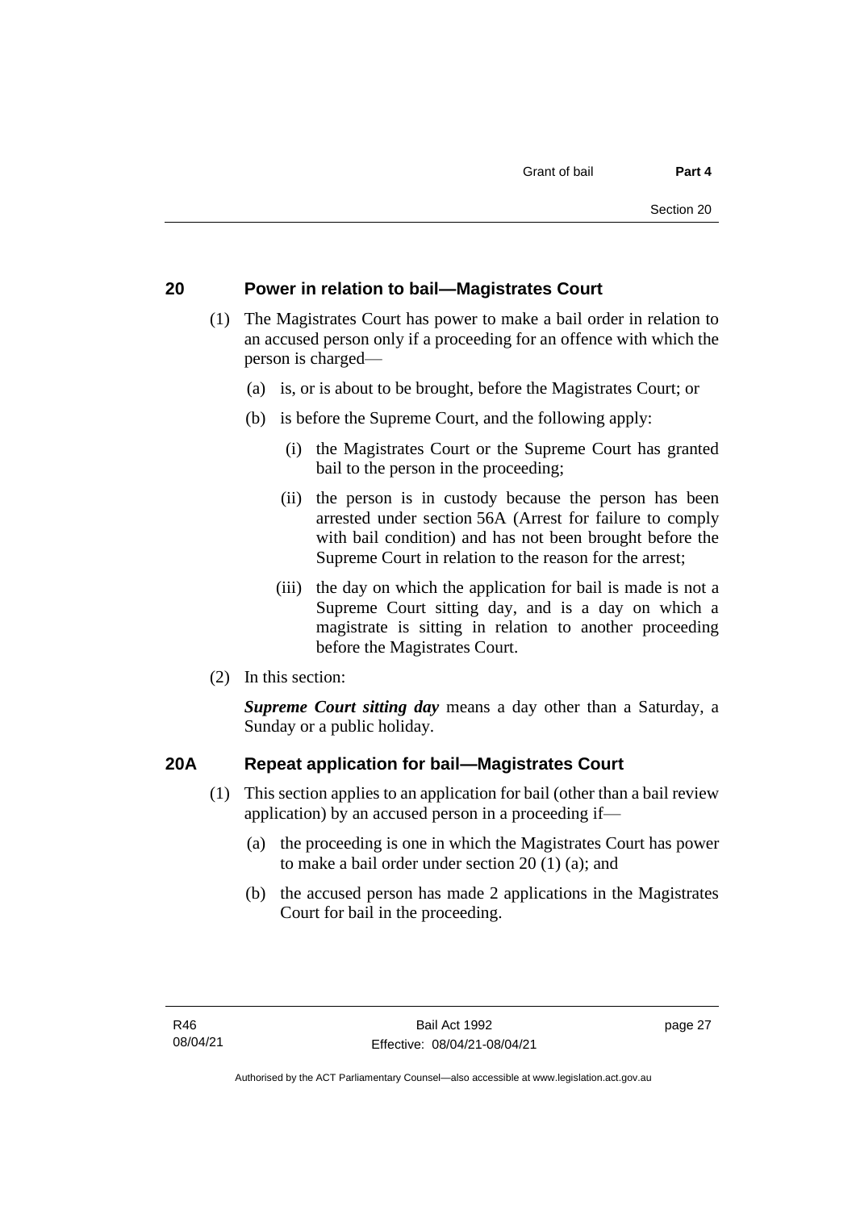## 20 Power in relation to bail—Magistrates Court

(1) The Magistrates Court has power to make a bail order in relation to an accused person only if a proceeding for an offence with which the person is charged—

(a) is, or is about to be brought, before the Magistrates Court; or

(b) is before the Supreme Court, and the following apply:

(i) the Magistrates Court or the Supreme Court has granted bail to the person in the proceeding;

(ii) the person is in custody because the person has been arrested under section 56A (Arrest for failure to comply with bail condition) and has not been brought before the Supreme Court in relation to the reason for the arrest;

(iii) the day on which the application for bail is made is not a Supreme Court sitting day, and is a day on which a magistrate is sitting in relation to another proceeding before the Magistrates Court.

(2) In this section:

***Supreme Court sitting day*** means a day other than a Saturday, a Sunday or a public holiday.

## 20A Repeat application for bail—Magistrates Court

(1) This section applies to an application for bail (other than a bail review application) by an accused person in a proceeding if—

(a) the proceeding is one in which the Magistrates Court has power to make a bail order under section 20 (1) (a); and

(b) the accused person has made 2 applications in the Magistrates Court for bail in the proceeding.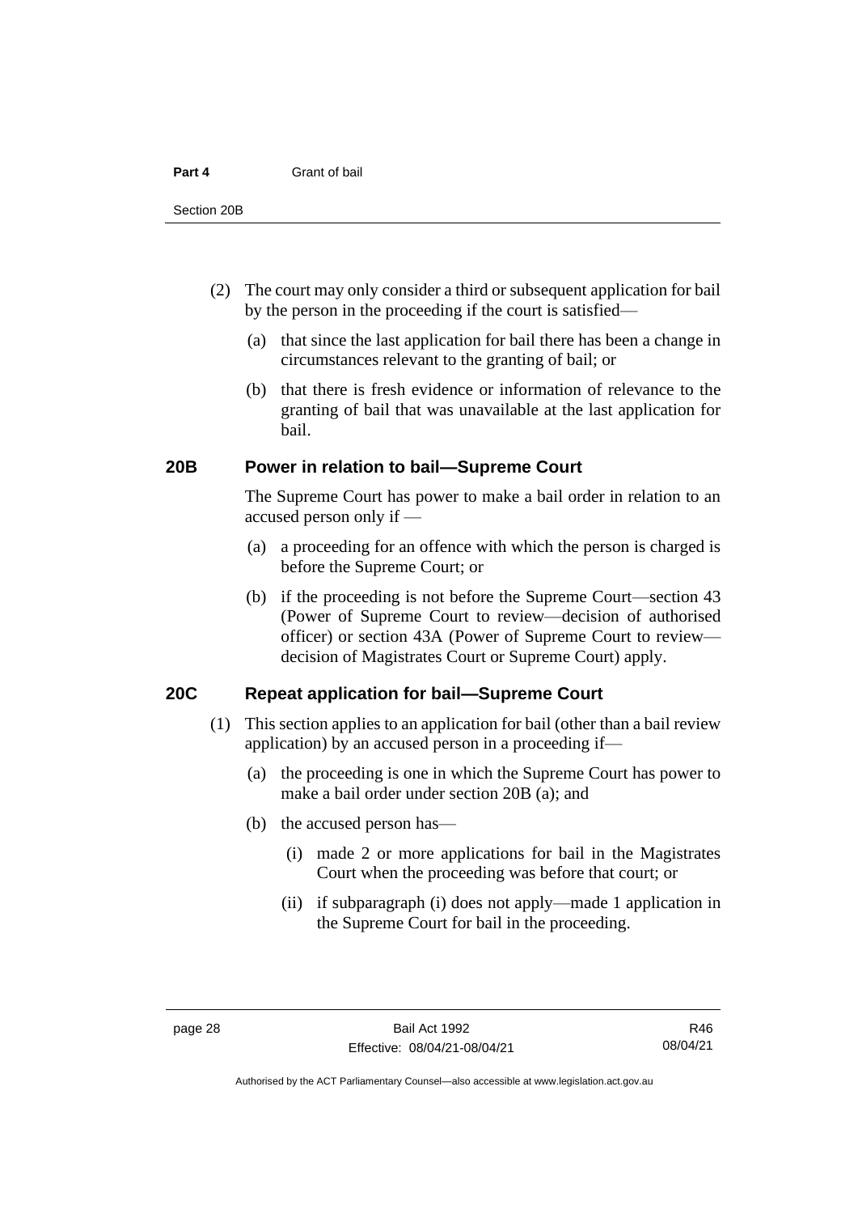(2) The court may only consider a third or subsequent application for bail by the person in the proceeding if the court is satisfied—

(a) that since the last application for bail there has been a change in circumstances relevant to the granting of bail; or

(b) that there is fresh evidence or information of relevance to the granting of bail that was unavailable at the last application for bail.

## 20B Power in relation to bail—Supreme Court

The Supreme Court has power to make a bail order in relation to an accused person only if —

(a) a proceeding for an offence with which the person is charged is before the Supreme Court; or

(b) if the proceeding is not before the Supreme Court—section 43 (Power of Supreme Court to review—decision of authorised officer) or section 43A (Power of Supreme Court to review—decision of Magistrates Court or Supreme Court) apply.

## 20C Repeat application for bail—Supreme Court

(1) This section applies to an application for bail (other than a bail review application) by an accused person in a proceeding if—

(a) the proceeding is one in which the Supreme Court has power to make a bail order under section 20B (a); and

(b) the accused person has—

(i) made 2 or more applications for bail in the Magistrates Court when the proceeding was before that court; or

(ii) if subparagraph (i) does not apply—made 1 application in the Supreme Court for bail in the proceeding.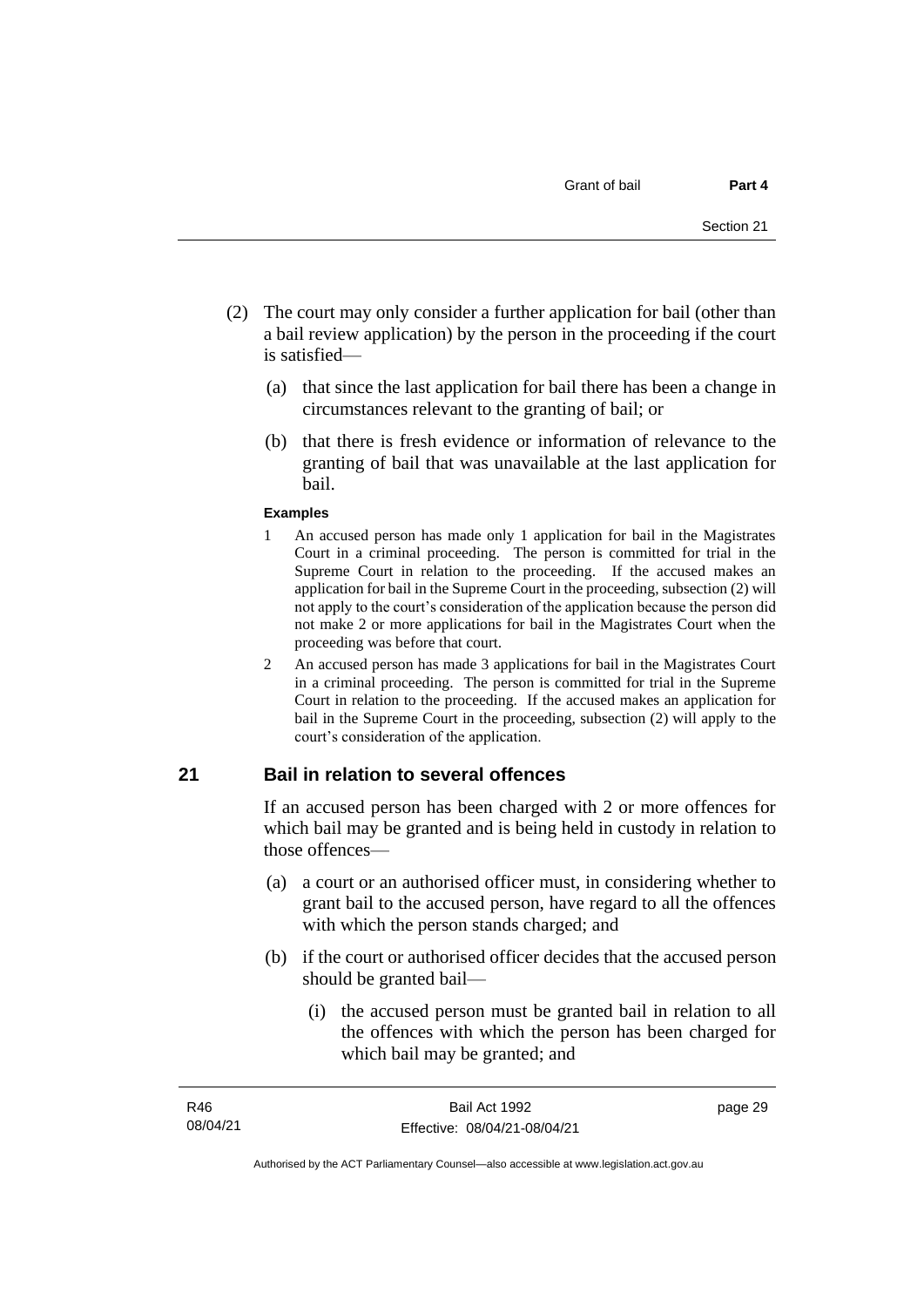(2) The court may only consider a further application for bail (other than a bail review application) by the person in the proceeding if the court is satisfied—

(a) that since the last application for bail there has been a change in circumstances relevant to the granting of bail; or

(b) that there is fresh evidence or information of relevance to the granting of bail that was unavailable at the last application for bail.

**Examples**

1 An accused person has made only 1 application for bail in the Magistrates Court in a criminal proceeding. The person is committed for trial in the Supreme Court in relation to the proceeding. If the accused makes an application for bail in the Supreme Court in the proceeding, subsection (2) will not apply to the court's consideration of the application because the person did not make 2 or more applications for bail in the Magistrates Court when the proceeding was before that court.

2 An accused person has made 3 applications for bail in the Magistrates Court in a criminal proceeding. The person is committed for trial in the Supreme Court in relation to the proceeding. If the accused makes an application for bail in the Supreme Court in the proceeding, subsection (2) will apply to the court's consideration of the application.

## 21 Bail in relation to several offences

If an accused person has been charged with 2 or more offences for which bail may be granted and is being held in custody in relation to those offences—

(a) a court or an authorised officer must, in considering whether to grant bail to the accused person, have regard to all the offences with which the person stands charged; and

(b) if the court or authorised officer decides that the accused person should be granted bail—

(i) the accused person must be granted bail in relation to all the offences with which the person has been charged for which bail may be granted; and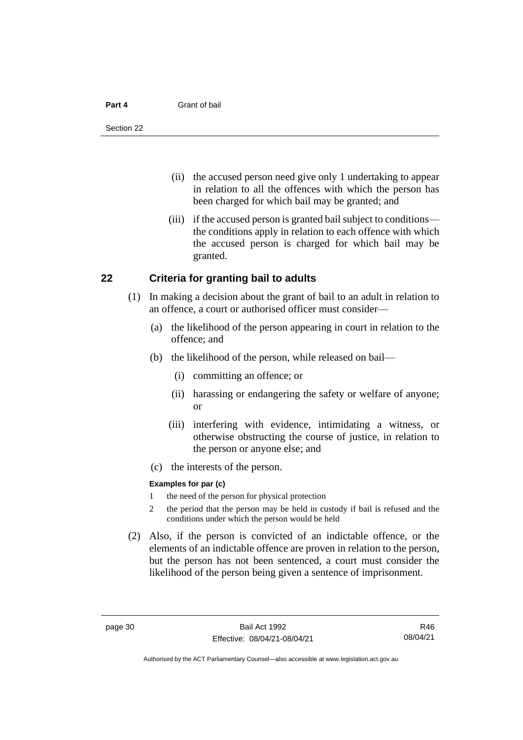(ii) the accused person need give only 1 undertaking to appear in relation to all the offences with which the person has been charged for which bail may be granted; and

(iii) if the accused person is granted bail subject to conditions—the conditions apply in relation to each offence with which the accused person is charged for which bail may be granted.

## 22 Criteria for granting bail to adults

(1) In making a decision about the grant of bail to an adult in relation to an offence, a court or authorised officer must consider—

(a) the likelihood of the person appearing in court in relation to the offence; and

(b) the likelihood of the person, while released on bail—

(i) committing an offence; or

(ii) harassing or endangering the safety or welfare of anyone; or

(iii) interfering with evidence, intimidating a witness, or otherwise obstructing the course of justice, in relation to the person or anyone else; and

(c) the interests of the person.

**Examples for par (c)**

1 the need of the person for physical protection

2 the period that the person may be held in custody if bail is refused and the conditions under which the person would be held

(2) Also, if the person is convicted of an indictable offence, or the elements of an indictable offence are proven in relation to the person, but the person has not been sentenced, a court must consider the likelihood of the person being given a sentence of imprisonment.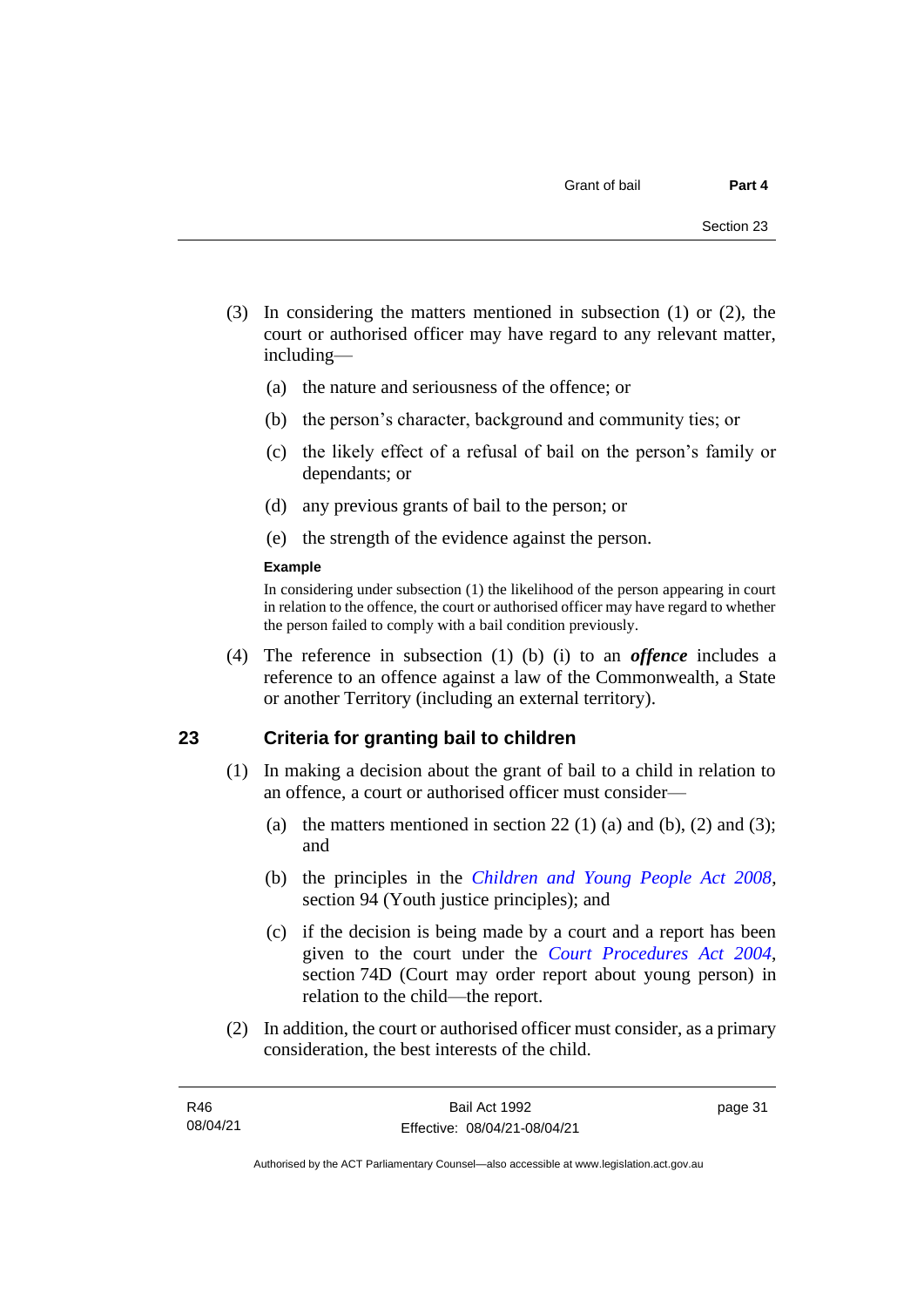(3) In considering the matters mentioned in subsection (1) or (2), the court or authorised officer may have regard to any relevant matter, including—

  (a) the nature and seriousness of the offence; or

  (b) the person's character, background and community ties; or

  (c) the likely effect of a refusal of bail on the person's family or dependants; or

  (d) any previous grants of bail to the person; or

  (e) the strength of the evidence against the person.

**Example**

In considering under subsection (1) the likelihood of the person appearing in court in relation to the offence, the court or authorised officer may have regard to whether the person failed to comply with a bail condition previously.

(4) The reference in subsection (1) (b) (i) to an ***offence*** includes a reference to an offence against a law of the Commonwealth, a State or another Territory (including an external territory).

## 23 Criteria for granting bail to children

(1) In making a decision about the grant of bail to a child in relation to an offence, a court or authorised officer must consider—

  (a) the matters mentioned in section 22 (1) (a) and (b), (2) and (3); and

  (b) the principles in the *Children and Young People Act 2008*, section 94 (Youth justice principles); and

  (c) if the decision is being made by a court and a report has been given to the court under the *Court Procedures Act 2004*, section 74D (Court may order report about young person) in relation to the child—the report.

(2) In addition, the court or authorised officer must consider, as a primary consideration, the best interests of the child.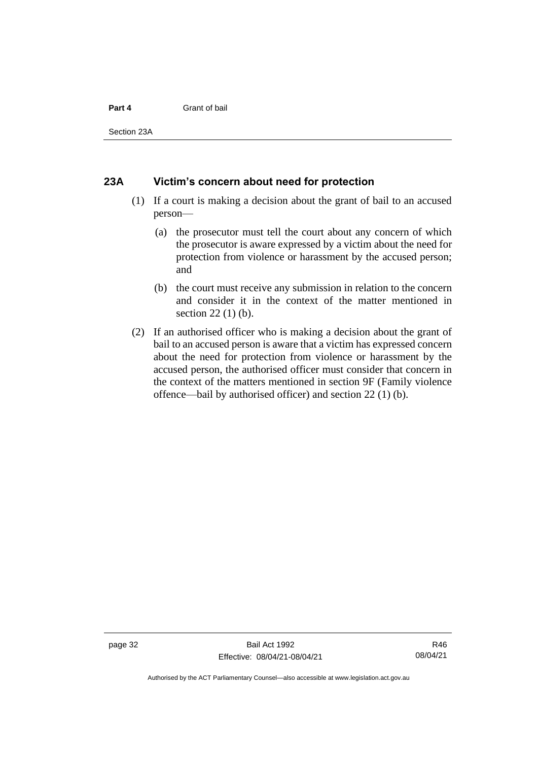## 23A Victim's concern about need for protection

(1) If a court is making a decision about the grant of bail to an accused person—

(a) the prosecutor must tell the court about any concern of which the prosecutor is aware expressed by a victim about the need for protection from violence or harassment by the accused person; and

(b) the court must receive any submission in relation to the concern and consider it in the context of the matter mentioned in section 22 (1) (b).

(2) If an authorised officer who is making a decision about the grant of bail to an accused person is aware that a victim has expressed concern about the need for protection from violence or harassment by the accused person, the authorised officer must consider that concern in the context of the matters mentioned in section 9F (Family violence offence—bail by authorised officer) and section 22 (1) (b).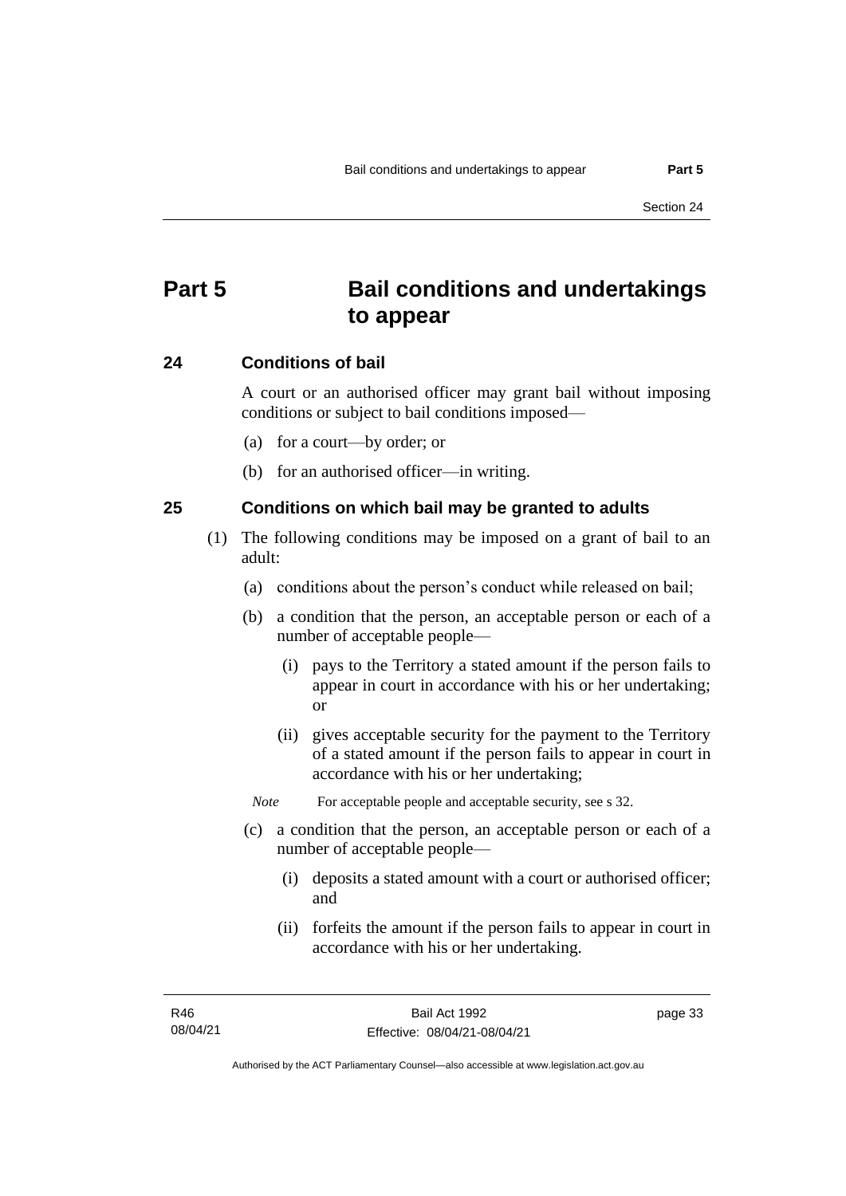# Part 5 Bail conditions and undertakings to appear

## 24 Conditions of bail

A court or an authorised officer may grant bail without imposing conditions or subject to bail conditions imposed—

(a) for a court—by order; or

(b) for an authorised officer—in writing.

## 25 Conditions on which bail may be granted to adults

(1) The following conditions may be imposed on a grant of bail to an adult:

(a) conditions about the person's conduct while released on bail;

(b) a condition that the person, an acceptable person or each of a number of acceptable people—

(i) pays to the Territory a stated amount if the person fails to appear in court in accordance with his or her undertaking; or

(ii) gives acceptable security for the payment to the Territory of a stated amount if the person fails to appear in court in accordance with his or her undertaking;

*Note* For acceptable people and acceptable security, see s 32.

(c) a condition that the person, an acceptable person or each of a number of acceptable people—

(i) deposits a stated amount with a court or authorised officer; and

(ii) forfeits the amount if the person fails to appear in court in accordance with his or her undertaking.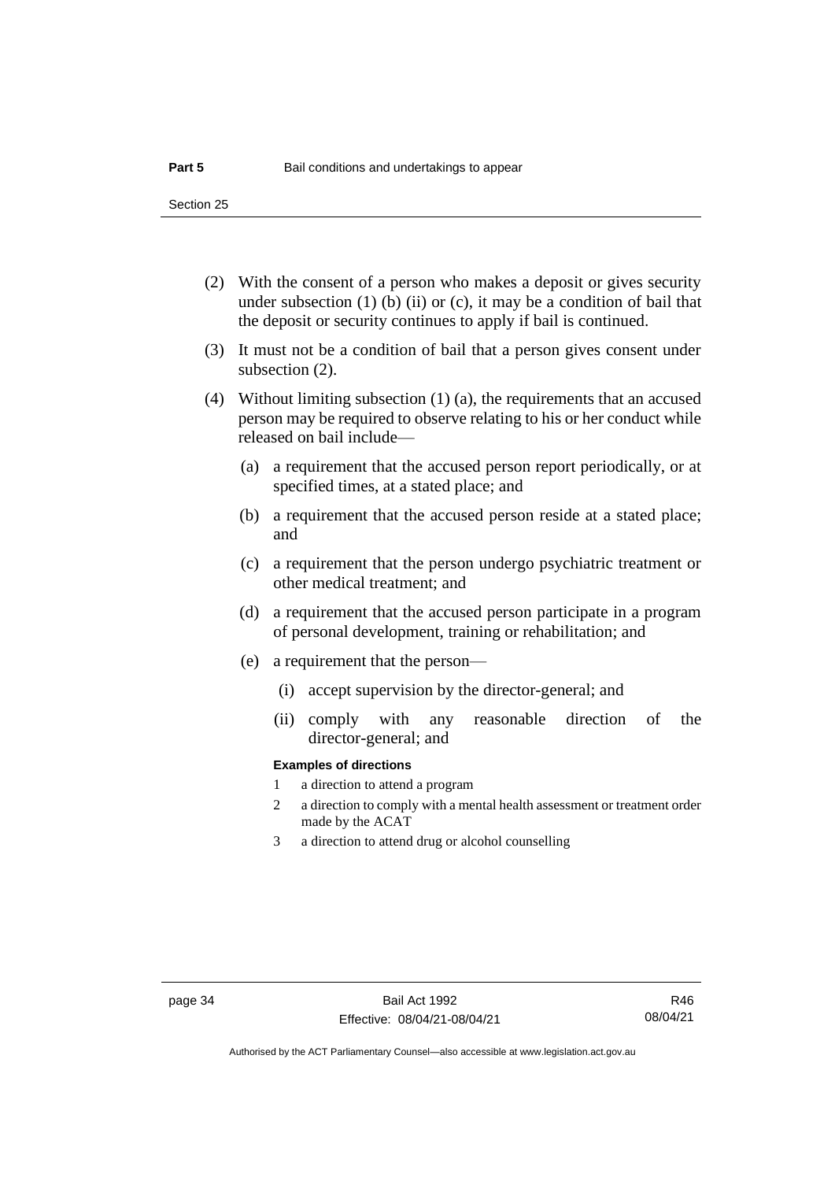(2) With the consent of a person who makes a deposit or gives security under subsection (1) (b) (ii) or (c), it may be a condition of bail that the deposit or security continues to apply if bail is continued.

(3) It must not be a condition of bail that a person gives consent under subsection (2).

(4) Without limiting subsection (1) (a), the requirements that an accused person may be required to observe relating to his or her conduct while released on bail include—

(a) a requirement that the accused person report periodically, or at specified times, at a stated place; and

(b) a requirement that the accused person reside at a stated place; and

(c) a requirement that the person undergo psychiatric treatment or other medical treatment; and

(d) a requirement that the accused person participate in a program of personal development, training or rehabilitation; and

(e) a requirement that the person—

(i) accept supervision by the director-general; and

(ii) comply with any reasonable direction of the director-general; and

**Examples of directions**

1 a direction to attend a program

2 a direction to comply with a mental health assessment or treatment order made by the ACAT

3 a direction to attend drug or alcohol counselling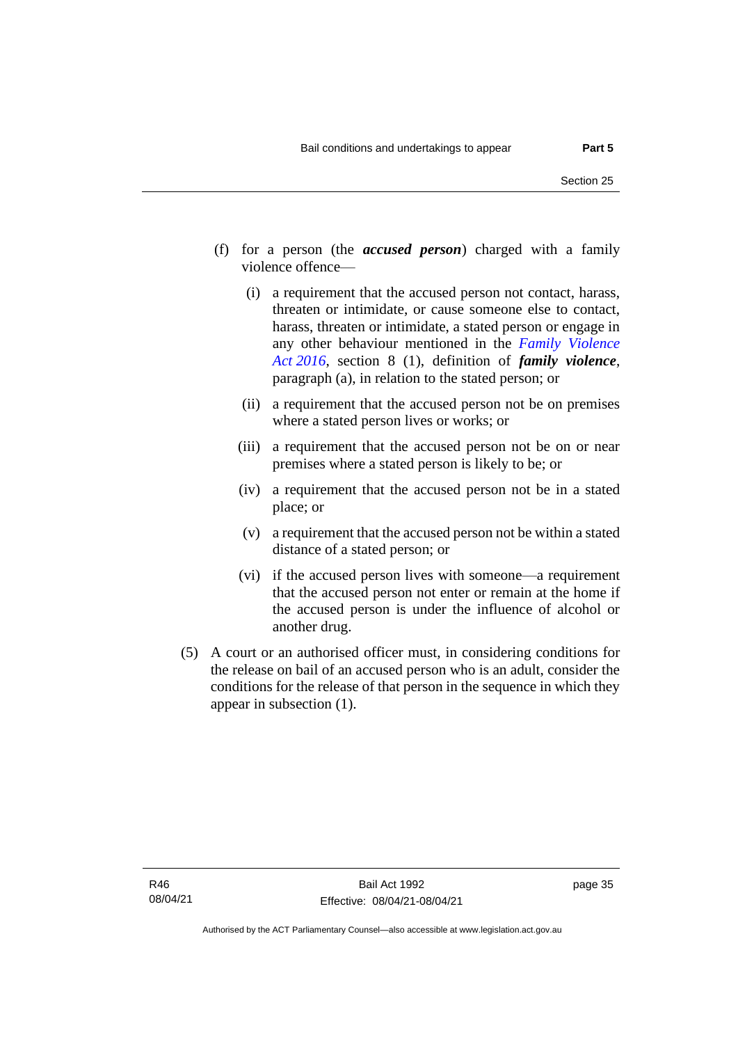(f) for a person (the ***accused person***) charged with a family violence offence—

(i) a requirement that the accused person not contact, harass, threaten or intimidate, or cause someone else to contact, harass, threaten or intimidate, a stated person or engage in any other behaviour mentioned in the *Family Violence Act 2016*, section 8 (1), definition of ***family violence***, paragraph (a), in relation to the stated person; or

(ii) a requirement that the accused person not be on premises where a stated person lives or works; or

(iii) a requirement that the accused person not be on or near premises where a stated person is likely to be; or

(iv) a requirement that the accused person not be in a stated place; or

(v) a requirement that the accused person not be within a stated distance of a stated person; or

(vi) if the accused person lives with someone—a requirement that the accused person not enter or remain at the home if the accused person is under the influence of alcohol or another drug.

(5) A court or an authorised officer must, in considering conditions for the release on bail of an accused person who is an adult, consider the conditions for the release of that person in the sequence in which they appear in subsection (1).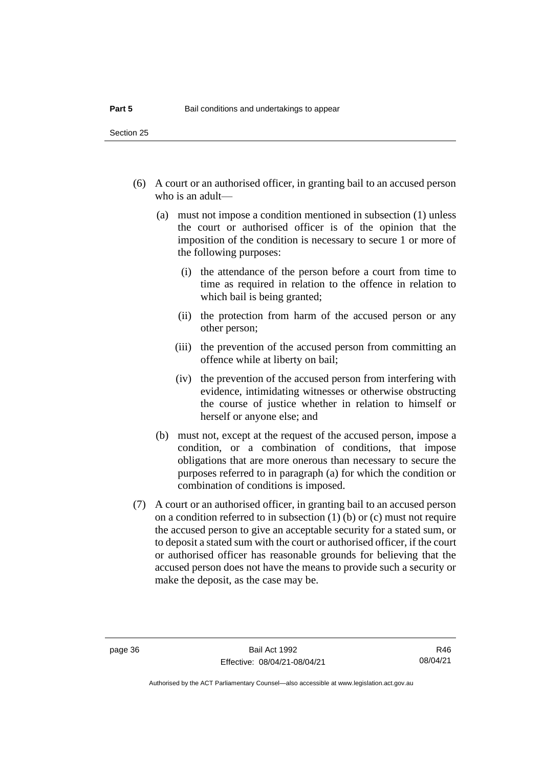(6) A court or an authorised officer, in granting bail to an accused person who is an adult—

  (a) must not impose a condition mentioned in subsection (1) unless the court or authorised officer is of the opinion that the imposition of the condition is necessary to secure 1 or more of the following purposes:

    (i) the attendance of the person before a court from time to time as required in relation to the offence in relation to which bail is being granted;

    (ii) the protection from harm of the accused person or any other person;

    (iii) the prevention of the accused person from committing an offence while at liberty on bail;

    (iv) the prevention of the accused person from interfering with evidence, intimidating witnesses or otherwise obstructing the course of justice whether in relation to himself or herself or anyone else; and

  (b) must not, except at the request of the accused person, impose a condition, or a combination of conditions, that impose obligations that are more onerous than necessary to secure the purposes referred to in paragraph (a) for which the condition or combination of conditions is imposed.

(7) A court or an authorised officer, in granting bail to an accused person on a condition referred to in subsection (1) (b) or (c) must not require the accused person to give an acceptable security for a stated sum, or to deposit a stated sum with the court or authorised officer, if the court or authorised officer has reasonable grounds for believing that the accused person does not have the means to provide such a security or make the deposit, as the case may be.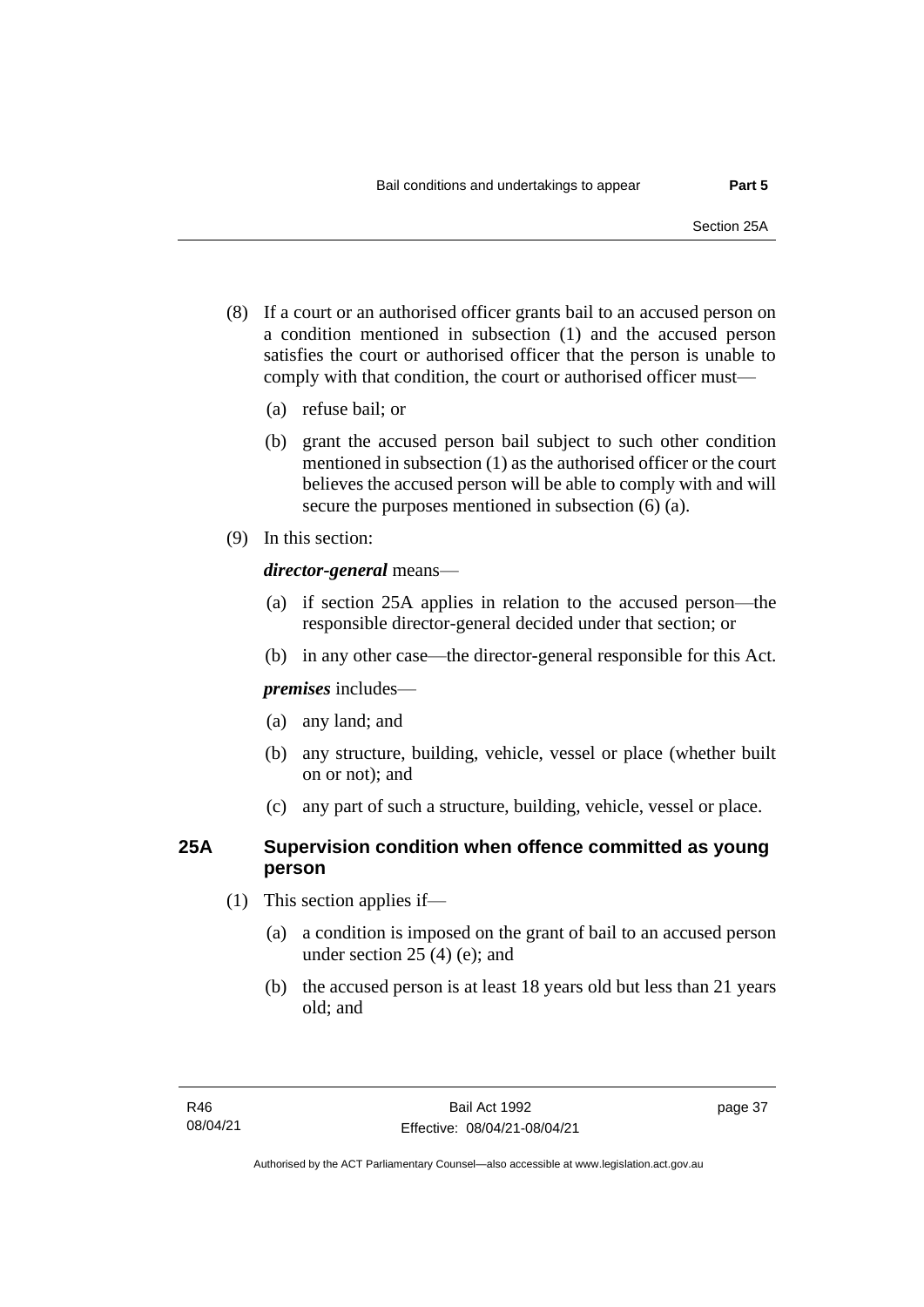(8) If a court or an authorised officer grants bail to an accused person on a condition mentioned in subsection (1) and the accused person satisfies the court or authorised officer that the person is unable to comply with that condition, the court or authorised officer must—

(a) refuse bail; or

(b) grant the accused person bail subject to such other condition mentioned in subsection (1) as the authorised officer or the court believes the accused person will be able to comply with and will secure the purposes mentioned in subsection (6) (a).

(9) In this section:

***director-general*** means—

(a) if section 25A applies in relation to the accused person—the responsible director-general decided under that section; or

(b) in any other case—the director-general responsible for this Act.

***premises*** includes—

(a) any land; and

(b) any structure, building, vehicle, vessel or place (whether built on or not); and

(c) any part of such a structure, building, vehicle, vessel or place.

## 25A Supervision condition when offence committed as young person

(1) This section applies if—

(a) a condition is imposed on the grant of bail to an accused person under section 25 (4) (e); and

(b) the accused person is at least 18 years old but less than 21 years old; and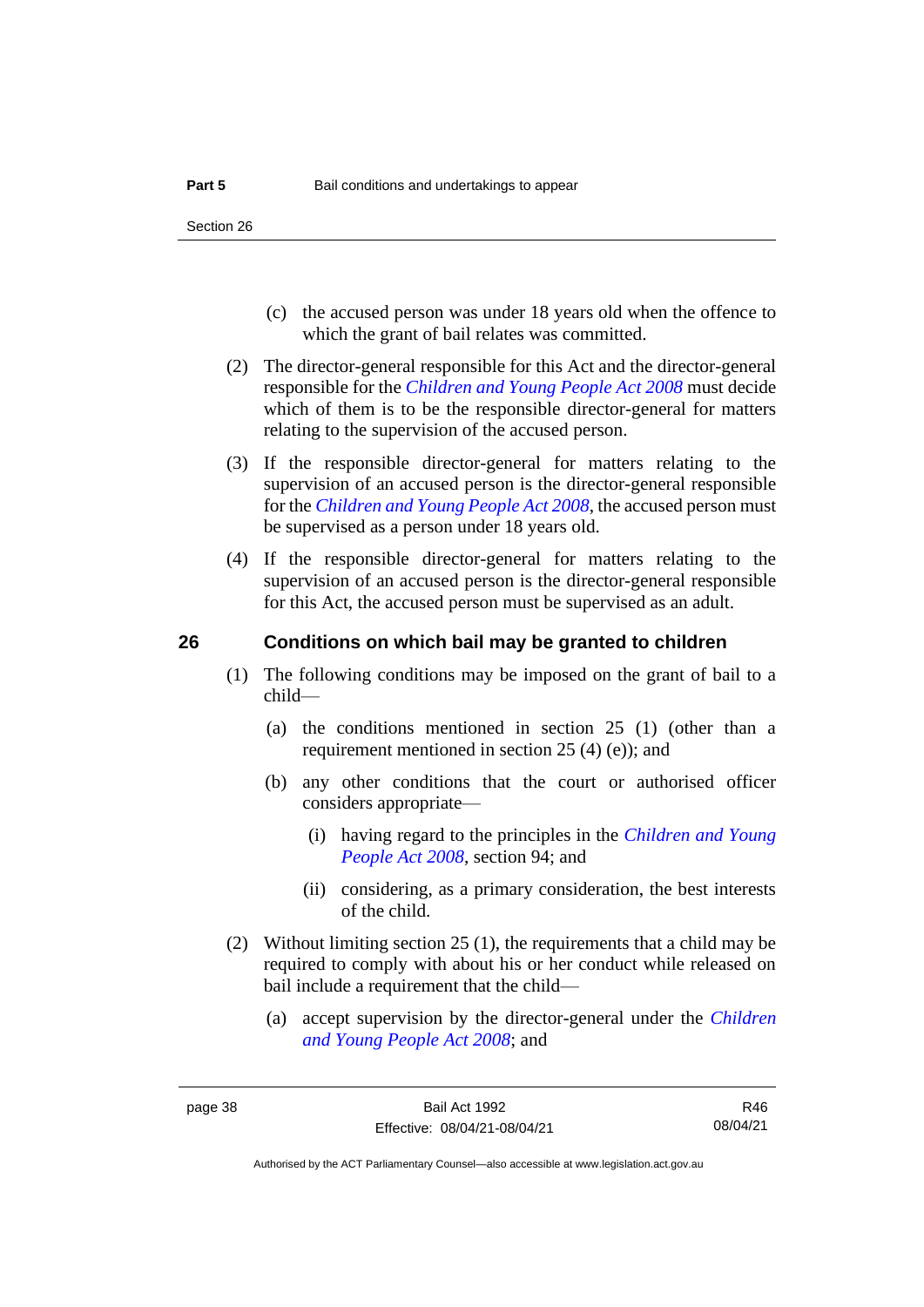(c) the accused person was under 18 years old when the offence to which the grant of bail relates was committed.

(2) The director-general responsible for this Act and the director-general responsible for the *Children and Young People Act 2008* must decide which of them is to be the responsible director-general for matters relating to the supervision of the accused person.

(3) If the responsible director-general for matters relating to the supervision of an accused person is the director-general responsible for the *Children and Young People Act 2008*, the accused person must be supervised as a person under 18 years old.

(4) If the responsible director-general for matters relating to the supervision of an accused person is the director-general responsible for this Act, the accused person must be supervised as an adult.

## 26 Conditions on which bail may be granted to children

(1) The following conditions may be imposed on the grant of bail to a child—

(a) the conditions mentioned in section 25 (1) (other than a requirement mentioned in section 25 (4) (e)); and

(b) any other conditions that the court or authorised officer considers appropriate—

(i) having regard to the principles in the *Children and Young People Act 2008*, section 94; and

(ii) considering, as a primary consideration, the best interests of the child.

(2) Without limiting section 25 (1), the requirements that a child may be required to comply with about his or her conduct while released on bail include a requirement that the child—

(a) accept supervision by the director-general under the *Children and Young People Act 2008*; and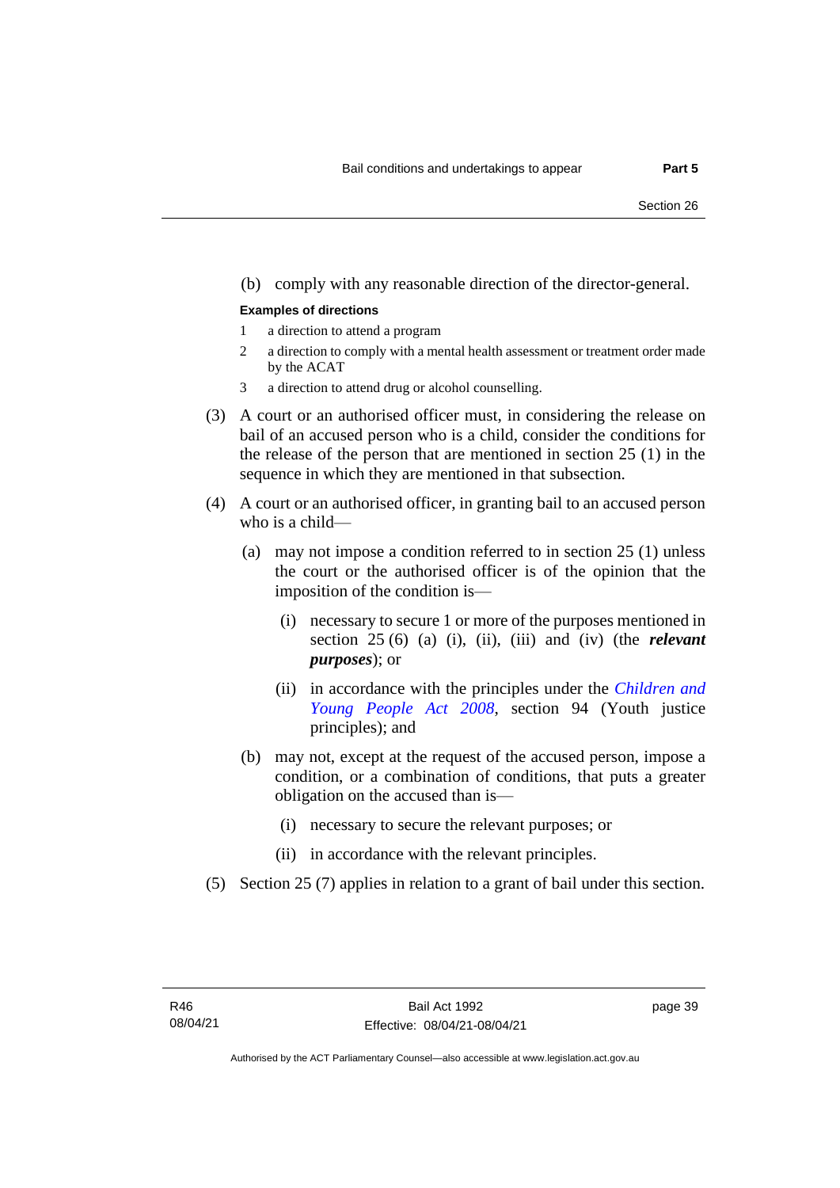(b) comply with any reasonable direction of the director-general.

**Examples of directions**

1 a direction to attend a program

2 a direction to comply with a mental health assessment or treatment order made by the ACAT

3 a direction to attend drug or alcohol counselling.

(3) A court or an authorised officer must, in considering the release on bail of an accused person who is a child, consider the conditions for the release of the person that are mentioned in section 25 (1) in the sequence in which they are mentioned in that subsection.

(4) A court or an authorised officer, in granting bail to an accused person who is a child—

(a) may not impose a condition referred to in section 25 (1) unless the court or the authorised officer is of the opinion that the imposition of the condition is—

(i) necessary to secure 1 or more of the purposes mentioned in section 25 (6) (a) (i), (ii), (iii) and (iv) (the ***relevant purposes***); or

(ii) in accordance with the principles under the *Children and Young People Act 2008*, section 94 (Youth justice principles); and

(b) may not, except at the request of the accused person, impose a condition, or a combination of conditions, that puts a greater obligation on the accused than is—

(i) necessary to secure the relevant purposes; or

(ii) in accordance with the relevant principles.

(5) Section 25 (7) applies in relation to a grant of bail under this section.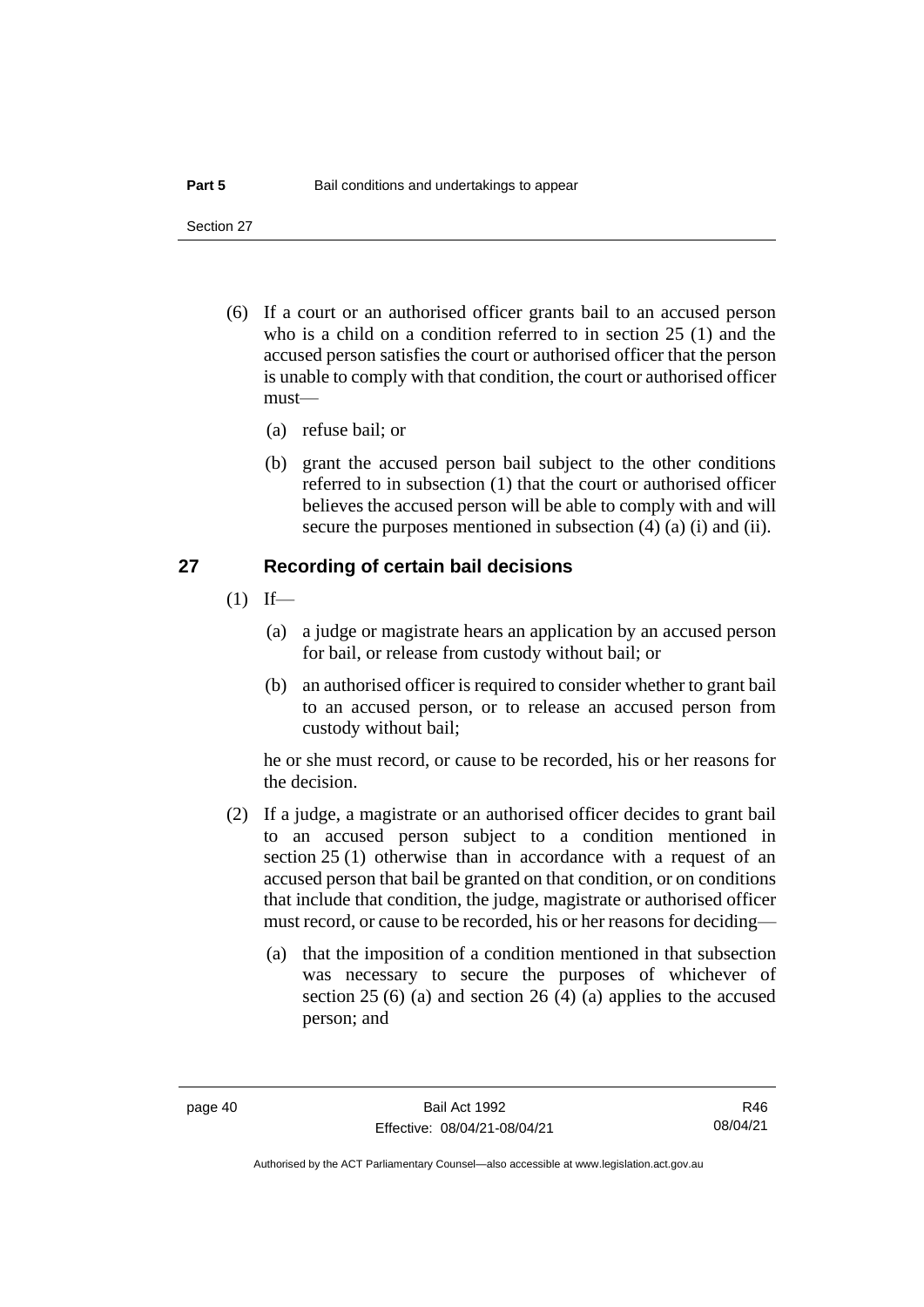(6) If a court or an authorised officer grants bail to an accused person who is a child on a condition referred to in section 25 (1) and the accused person satisfies the court or authorised officer that the person is unable to comply with that condition, the court or authorised officer must—

(a) refuse bail; or

(b) grant the accused person bail subject to the other conditions referred to in subsection (1) that the court or authorised officer believes the accused person will be able to comply with and will secure the purposes mentioned in subsection (4) (a) (i) and (ii).

## 27 Recording of certain bail decisions

(1) If—

(a) a judge or magistrate hears an application by an accused person for bail, or release from custody without bail; or

(b) an authorised officer is required to consider whether to grant bail to an accused person, or to release an accused person from custody without bail;

he or she must record, or cause to be recorded, his or her reasons for the decision.

(2) If a judge, a magistrate or an authorised officer decides to grant bail to an accused person subject to a condition mentioned in section 25 (1) otherwise than in accordance with a request of an accused person that bail be granted on that condition, or on conditions that include that condition, the judge, magistrate or authorised officer must record, or cause to be recorded, his or her reasons for deciding—

(a) that the imposition of a condition mentioned in that subsection was necessary to secure the purposes of whichever of section 25 (6) (a) and section 26 (4) (a) applies to the accused person; and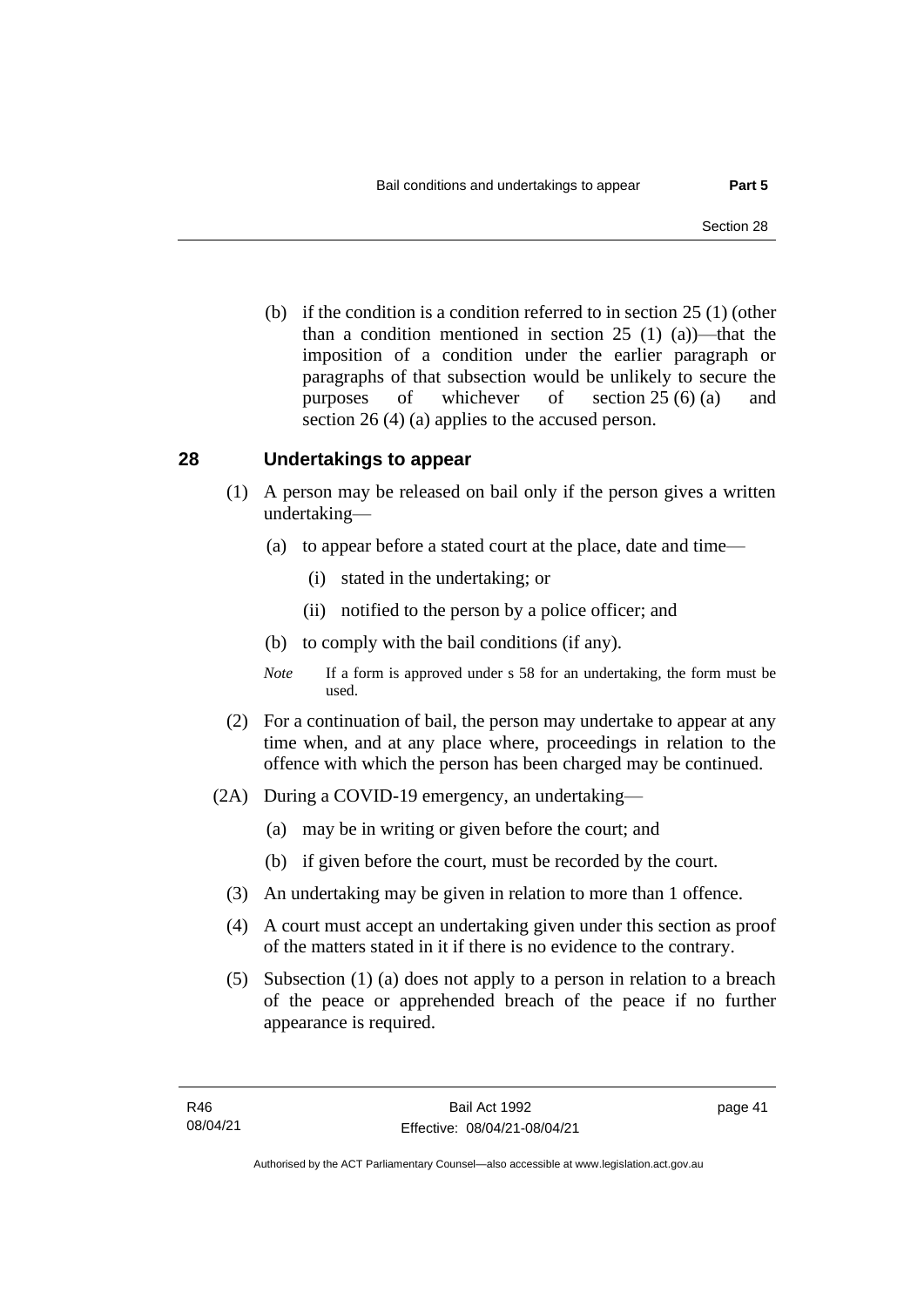(b) if the condition is a condition referred to in section 25 (1) (other than a condition mentioned in section 25 (1) (a))—that the imposition of a condition under the earlier paragraph or paragraphs of that subsection would be unlikely to secure the purposes of whichever of section 25 (6) (a) and section 26 (4) (a) applies to the accused person.

## 28 Undertakings to appear

(1) A person may be released on bail only if the person gives a written undertaking—

(a) to appear before a stated court at the place, date and time—

(i) stated in the undertaking; or

(ii) notified to the person by a police officer; and

(b) to comply with the bail conditions (if any).

*Note* If a form is approved under s 58 for an undertaking, the form must be used.

(2) For a continuation of bail, the person may undertake to appear at any time when, and at any place where, proceedings in relation to the offence with which the person has been charged may be continued.

(2A) During a COVID-19 emergency, an undertaking—

(a) may be in writing or given before the court; and

(b) if given before the court, must be recorded by the court.

(3) An undertaking may be given in relation to more than 1 offence.

(4) A court must accept an undertaking given under this section as proof of the matters stated in it if there is no evidence to the contrary.

(5) Subsection (1) (a) does not apply to a person in relation to a breach of the peace or apprehended breach of the peace if no further appearance is required.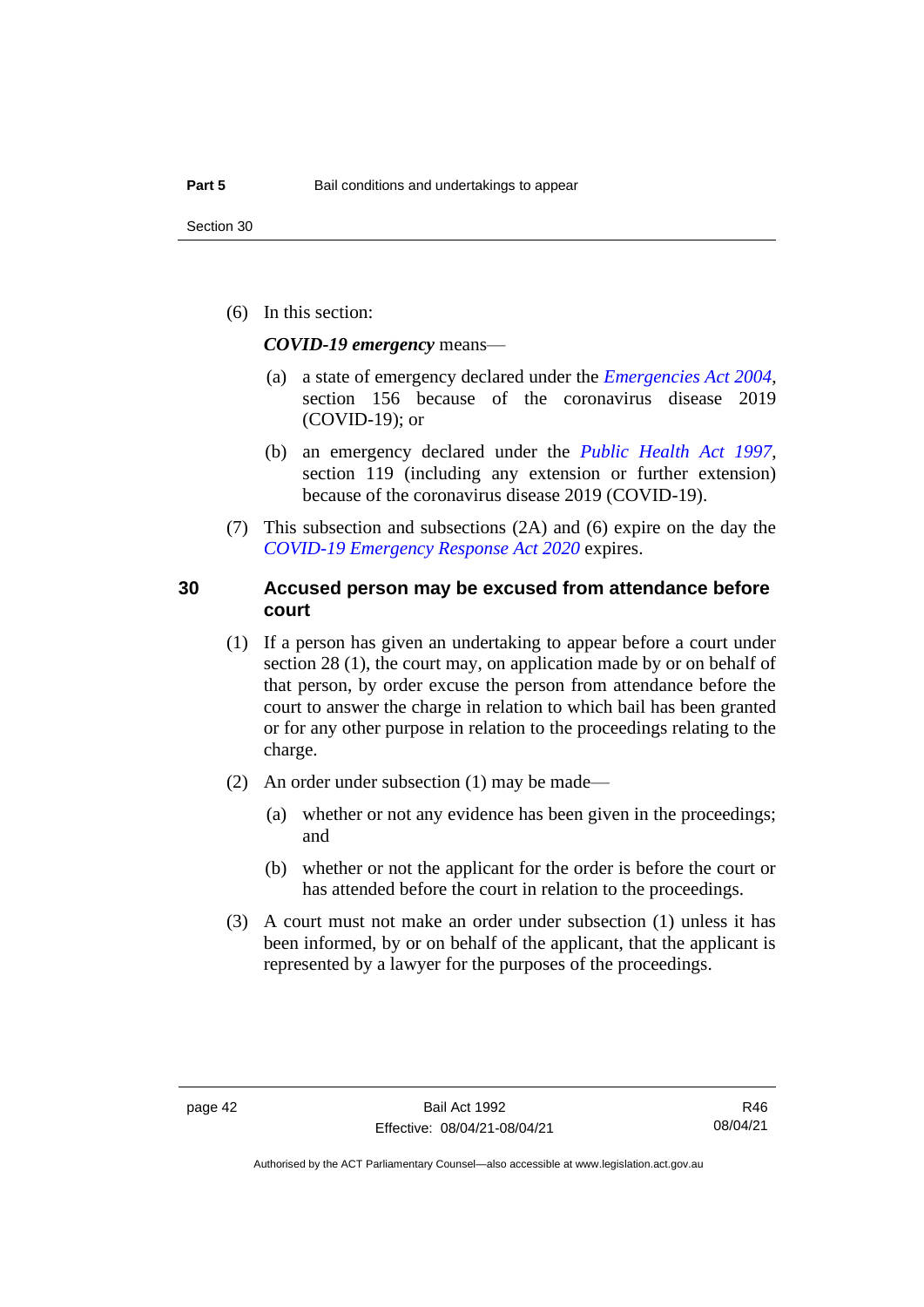(6) In this section:

***COVID-19 emergency*** means—

(a) a state of emergency declared under the *Emergencies Act 2004*, section 156 because of the coronavirus disease 2019 (COVID-19); or

(b) an emergency declared under the *Public Health Act 1997*, section 119 (including any extension or further extension) because of the coronavirus disease 2019 (COVID-19).

(7) This subsection and subsections (2A) and (6) expire on the day the *COVID-19 Emergency Response Act 2020* expires.

## 30 Accused person may be excused from attendance before court

(1) If a person has given an undertaking to appear before a court under section 28 (1), the court may, on application made by or on behalf of that person, by order excuse the person from attendance before the court to answer the charge in relation to which bail has been granted or for any other purpose in relation to the proceedings relating to the charge.

(2) An order under subsection (1) may be made—

(a) whether or not any evidence has been given in the proceedings; and

(b) whether or not the applicant for the order is before the court or has attended before the court in relation to the proceedings.

(3) A court must not make an order under subsection (1) unless it has been informed, by or on behalf of the applicant, that the applicant is represented by a lawyer for the purposes of the proceedings.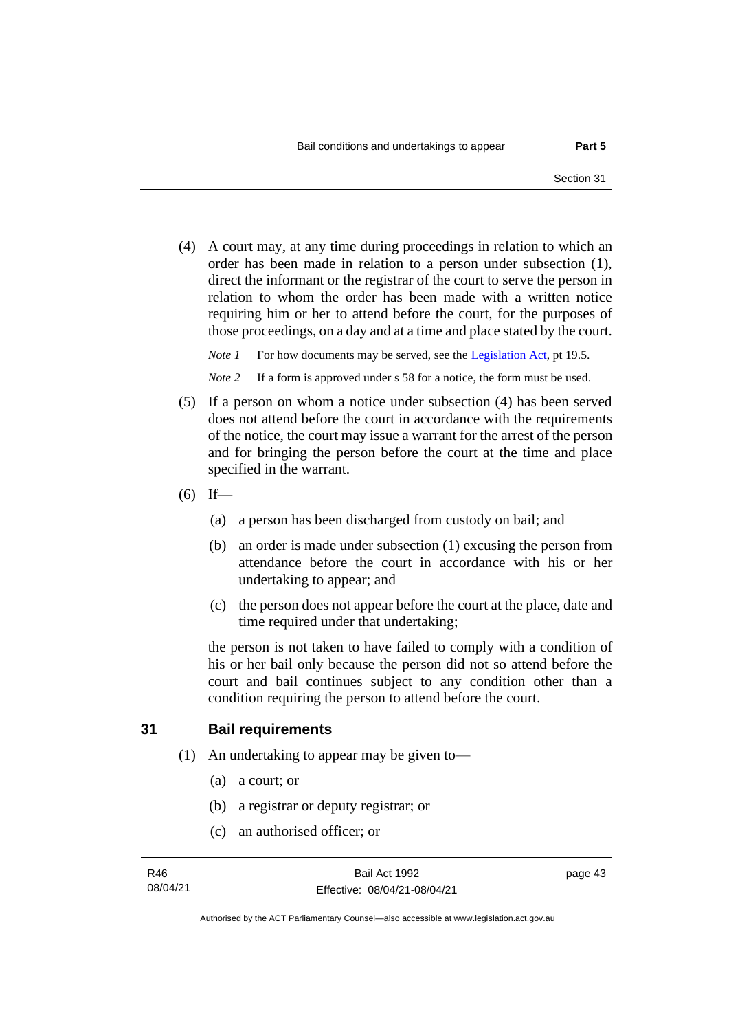(4) A court may, at any time during proceedings in relation to which an order has been made in relation to a person under subsection (1), direct the informant or the registrar of the court to serve the person in relation to whom the order has been made with a written notice requiring him or her to attend before the court, for the purposes of those proceedings, on a day and at a time and place stated by the court.

*Note 1* For how documents may be served, see the Legislation Act, pt 19.5.

*Note 2* If a form is approved under s 58 for a notice, the form must be used.

(5) If a person on whom a notice under subsection (4) has been served does not attend before the court in accordance with the requirements of the notice, the court may issue a warrant for the arrest of the person and for bringing the person before the court at the time and place specified in the warrant.

(6) If—

(a) a person has been discharged from custody on bail; and

(b) an order is made under subsection (1) excusing the person from attendance before the court in accordance with his or her undertaking to appear; and

(c) the person does not appear before the court at the place, date and time required under that undertaking;

the person is not taken to have failed to comply with a condition of his or her bail only because the person did not so attend before the court and bail continues subject to any condition other than a condition requiring the person to attend before the court.

## 31 Bail requirements

(1) An undertaking to appear may be given to—

(a) a court; or

(b) a registrar or deputy registrar; or

(c) an authorised officer; or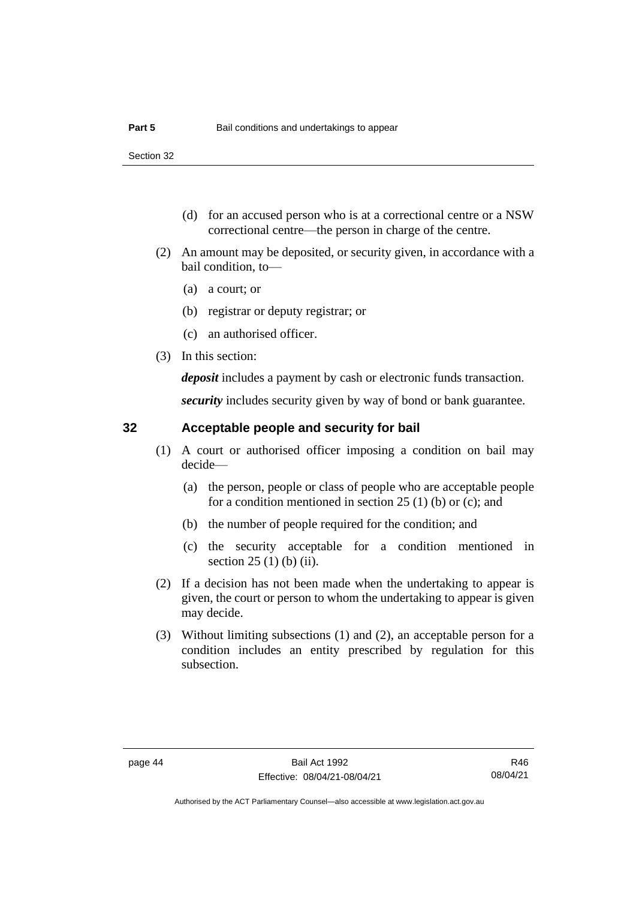(d) for an accused person who is at a correctional centre or a NSW correctional centre—the person in charge of the centre.

(2) An amount may be deposited, or security given, in accordance with a bail condition, to—

(a) a court; or

(b) registrar or deputy registrar; or

(c) an authorised officer.

(3) In this section:

***deposit*** includes a payment by cash or electronic funds transaction.

***security*** includes security given by way of bond or bank guarantee.

## 32 Acceptable people and security for bail

(1) A court or authorised officer imposing a condition on bail may decide—

(a) the person, people or class of people who are acceptable people for a condition mentioned in section 25 (1) (b) or (c); and

(b) the number of people required for the condition; and

(c) the security acceptable for a condition mentioned in section 25 (1) (b) (ii).

(2) If a decision has not been made when the undertaking to appear is given, the court or person to whom the undertaking to appear is given may decide.

(3) Without limiting subsections (1) and (2), an acceptable person for a condition includes an entity prescribed by regulation for this subsection.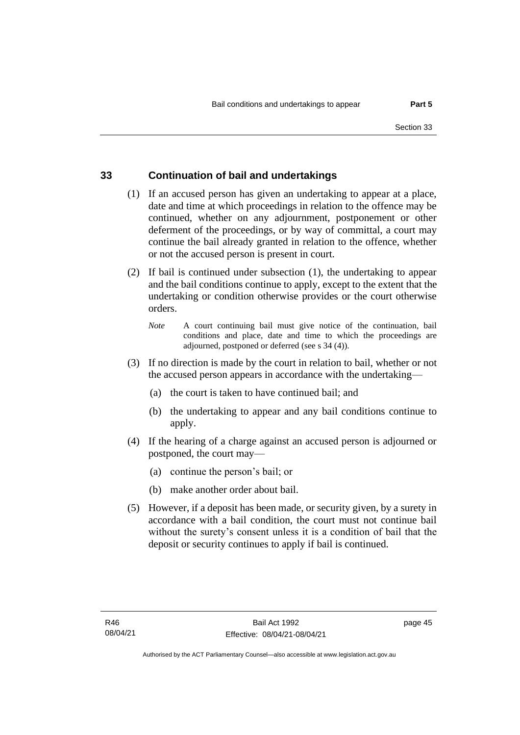## 33 Continuation of bail and undertakings

(1) If an accused person has given an undertaking to appear at a place, date and time at which proceedings in relation to the offence may be continued, whether on any adjournment, postponement or other deferment of the proceedings, or by way of committal, a court may continue the bail already granted in relation to the offence, whether or not the accused person is present in court.

(2) If bail is continued under subsection (1), the undertaking to appear and the bail conditions continue to apply, except to the extent that the undertaking or condition otherwise provides or the court otherwise orders.

*Note* A court continuing bail must give notice of the continuation, bail conditions and place, date and time to which the proceedings are adjourned, postponed or deferred (see s 34 (4)).

(3) If no direction is made by the court in relation to bail, whether or not the accused person appears in accordance with the undertaking—

(a) the court is taken to have continued bail; and

(b) the undertaking to appear and any bail conditions continue to apply.

(4) If the hearing of a charge against an accused person is adjourned or postponed, the court may—

(a) continue the person's bail; or

(b) make another order about bail.

(5) However, if a deposit has been made, or security given, by a surety in accordance with a bail condition, the court must not continue bail without the surety's consent unless it is a condition of bail that the deposit or security continues to apply if bail is continued.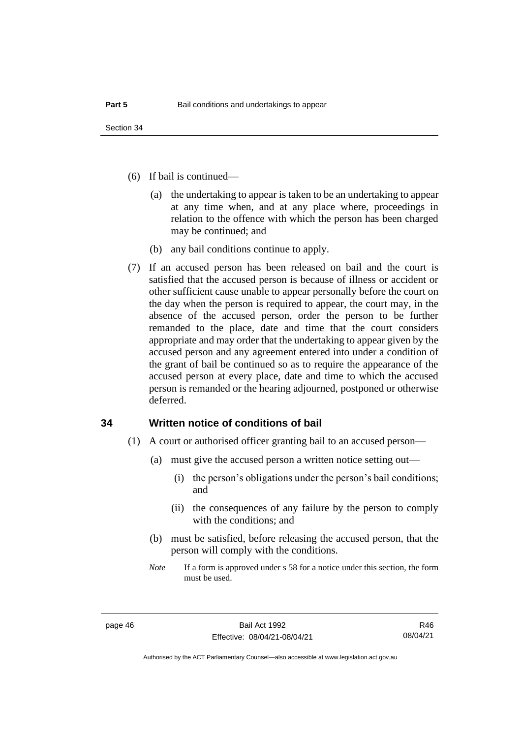(6) If bail is continued—

(a) the undertaking to appear is taken to be an undertaking to appear at any time when, and at any place where, proceedings in relation to the offence with which the person has been charged may be continued; and

(b) any bail conditions continue to apply.

(7) If an accused person has been released on bail and the court is satisfied that the accused person is because of illness or accident or other sufficient cause unable to appear personally before the court on the day when the person is required to appear, the court may, in the absence of the accused person, order the person to be further remanded to the place, date and time that the court considers appropriate and may order that the undertaking to appear given by the accused person and any agreement entered into under a condition of the grant of bail be continued so as to require the appearance of the accused person at every place, date and time to which the accused person is remanded or the hearing adjourned, postponed or otherwise deferred.

## 34 Written notice of conditions of bail

(1) A court or authorised officer granting bail to an accused person—

(a) must give the accused person a written notice setting out—

(i) the person's obligations under the person's bail conditions; and

(ii) the consequences of any failure by the person to comply with the conditions; and

(b) must be satisfied, before releasing the accused person, that the person will comply with the conditions.

*Note* If a form is approved under s 58 for a notice under this section, the form must be used.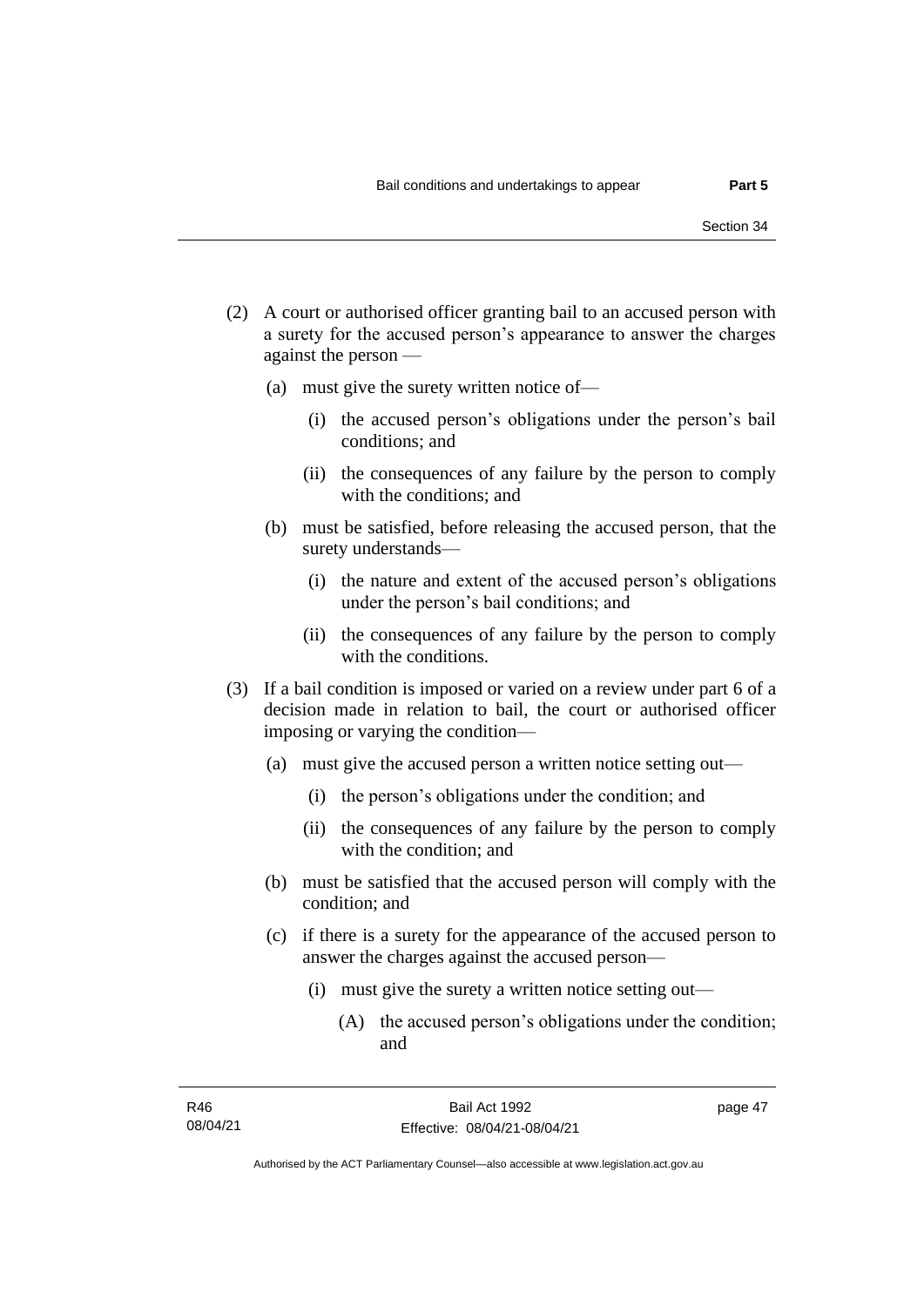(2) A court or authorised officer granting bail to an accused person with a surety for the accused person's appearance to answer the charges against the person —

  (a) must give the surety written notice of—

    (i) the accused person's obligations under the person's bail conditions; and

    (ii) the consequences of any failure by the person to comply with the conditions; and

  (b) must be satisfied, before releasing the accused person, that the surety understands—

    (i) the nature and extent of the accused person's obligations under the person's bail conditions; and

    (ii) the consequences of any failure by the person to comply with the conditions.

(3) If a bail condition is imposed or varied on a review under part 6 of a decision made in relation to bail, the court or authorised officer imposing or varying the condition—

  (a) must give the accused person a written notice setting out—

    (i) the person's obligations under the condition; and

    (ii) the consequences of any failure by the person to comply with the condition; and

  (b) must be satisfied that the accused person will comply with the condition; and

  (c) if there is a surety for the appearance of the accused person to answer the charges against the accused person—

    (i) must give the surety a written notice setting out—

      (A) the accused person's obligations under the condition; and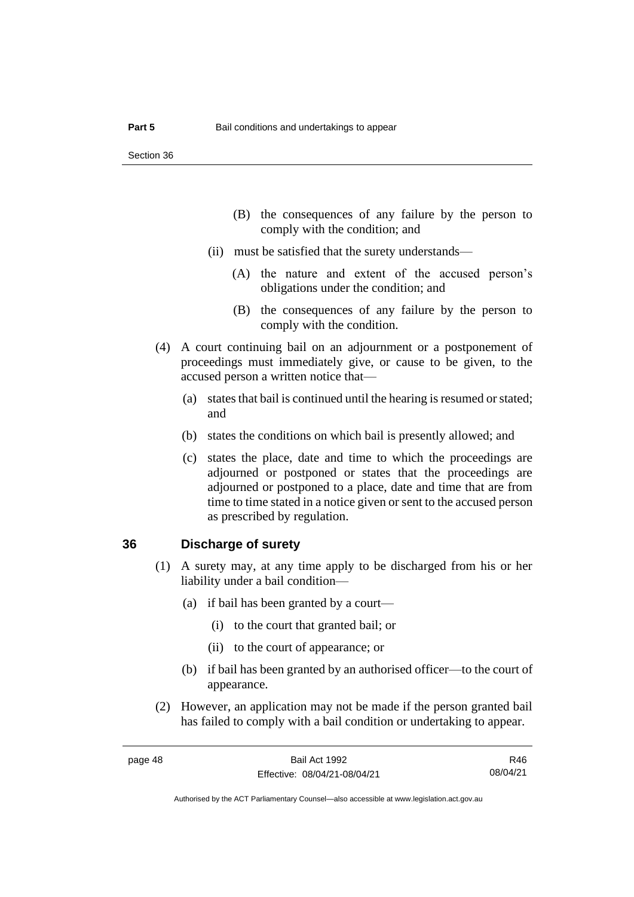(B) the consequences of any failure by the person to comply with the condition; and

(ii) must be satisfied that the surety understands—

(A) the nature and extent of the accused person's obligations under the condition; and

(B) the consequences of any failure by the person to comply with the condition.

(4) A court continuing bail on an adjournment or a postponement of proceedings must immediately give, or cause to be given, to the accused person a written notice that—

(a) states that bail is continued until the hearing is resumed or stated; and

(b) states the conditions on which bail is presently allowed; and

(c) states the place, date and time to which the proceedings are adjourned or postponed or states that the proceedings are adjourned or postponed to a place, date and time that are from time to time stated in a notice given or sent to the accused person as prescribed by regulation.

## 36 Discharge of surety

(1) A surety may, at any time apply to be discharged from his or her liability under a bail condition—

(a) if bail has been granted by a court—

(i) to the court that granted bail; or

(ii) to the court of appearance; or

(b) if bail has been granted by an authorised officer—to the court of appearance.

(2) However, an application may not be made if the person granted bail has failed to comply with a bail condition or undertaking to appear.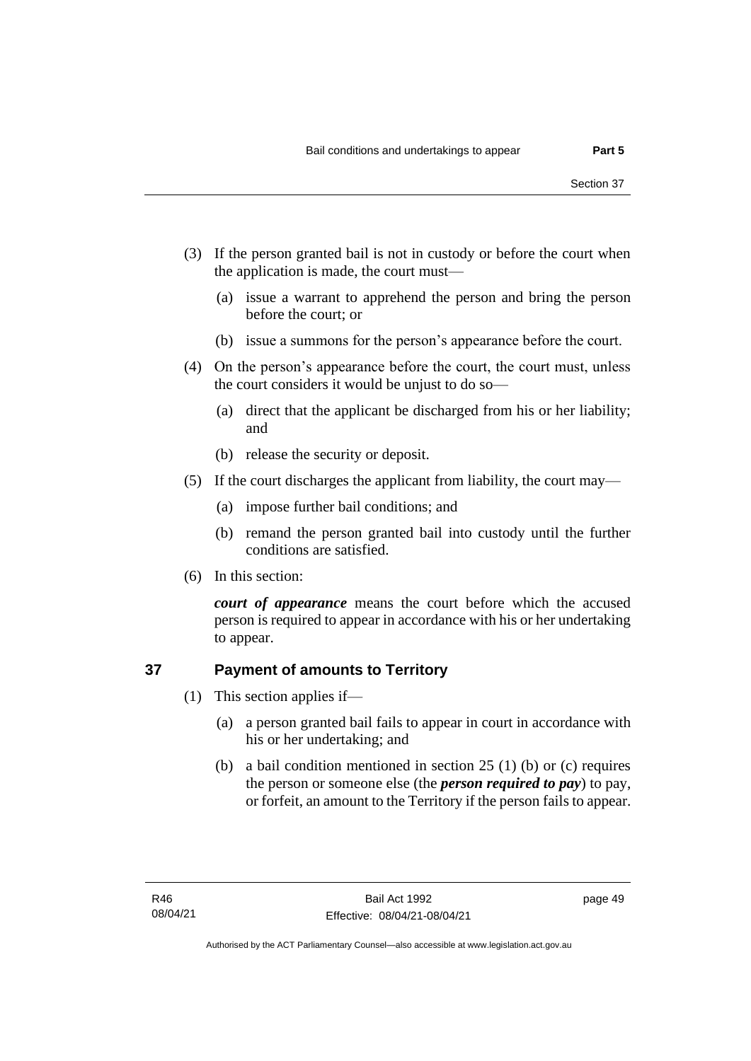(3) If the person granted bail is not in custody or before the court when the application is made, the court must—

(a) issue a warrant to apprehend the person and bring the person before the court; or

(b) issue a summons for the person's appearance before the court.

(4) On the person's appearance before the court, the court must, unless the court considers it would be unjust to do so—

(a) direct that the applicant be discharged from his or her liability; and

(b) release the security or deposit.

(5) If the court discharges the applicant from liability, the court may—

(a) impose further bail conditions; and

(b) remand the person granted bail into custody until the further conditions are satisfied.

(6) In this section:

***court of appearance*** means the court before which the accused person is required to appear in accordance with his or her undertaking to appear.

## 37 Payment of amounts to Territory

(1) This section applies if—

(a) a person granted bail fails to appear in court in accordance with his or her undertaking; and

(b) a bail condition mentioned in section 25 (1) (b) or (c) requires the person or someone else (the ***person required to pay***) to pay, or forfeit, an amount to the Territory if the person fails to appear.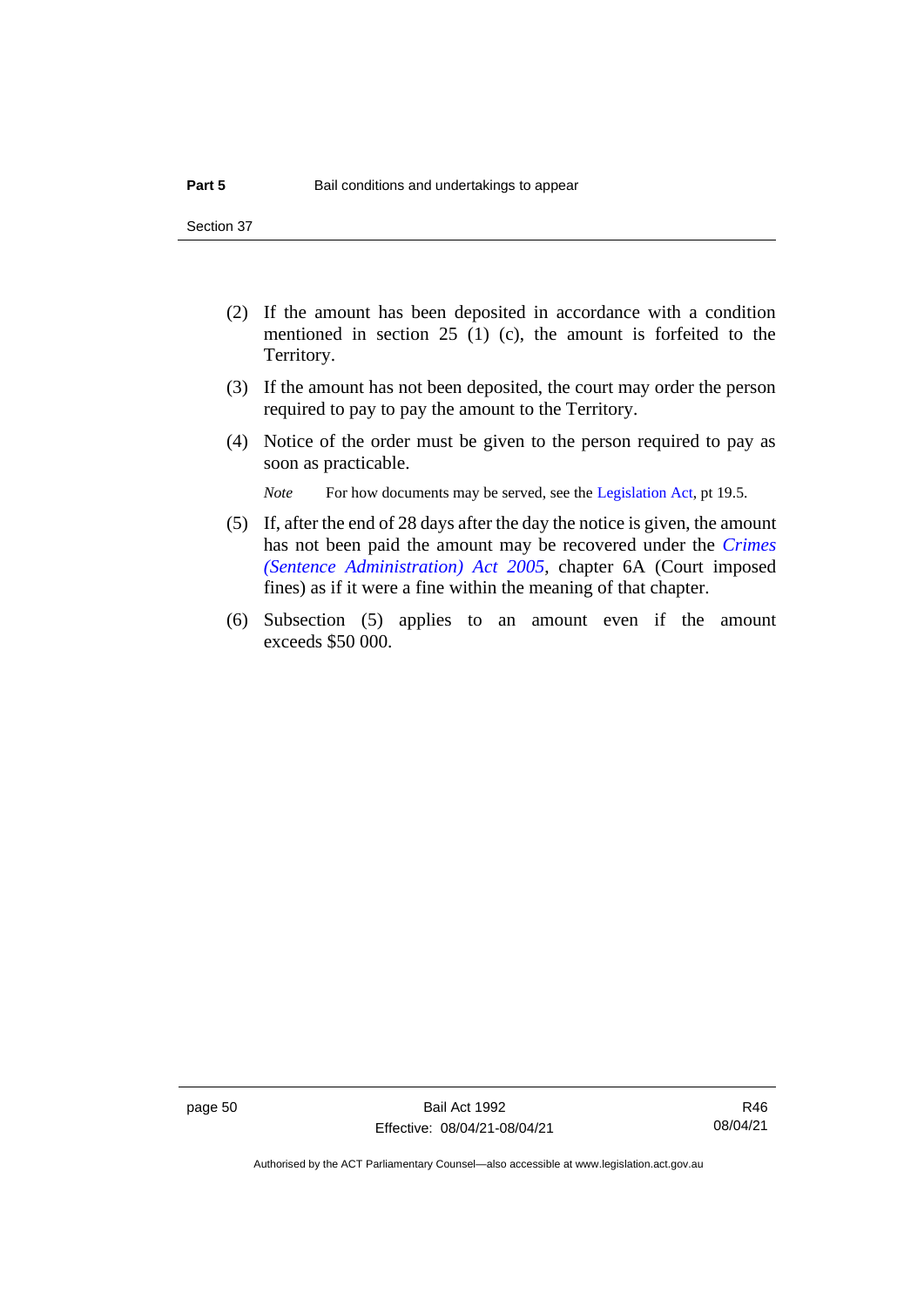(2) If the amount has been deposited in accordance with a condition mentioned in section 25 (1) (c), the amount is forfeited to the Territory.

(3) If the amount has not been deposited, the court may order the person required to pay to pay the amount to the Territory.

(4) Notice of the order must be given to the person required to pay as soon as practicable.

*Note* For how documents may be served, see the Legislation Act, pt 19.5.

(5) If, after the end of 28 days after the day the notice is given, the amount has not been paid the amount may be recovered under the *Crimes (Sentence Administration) Act 2005*, chapter 6A (Court imposed fines) as if it were a fine within the meaning of that chapter.

(6) Subsection (5) applies to an amount even if the amount exceeds $50 000.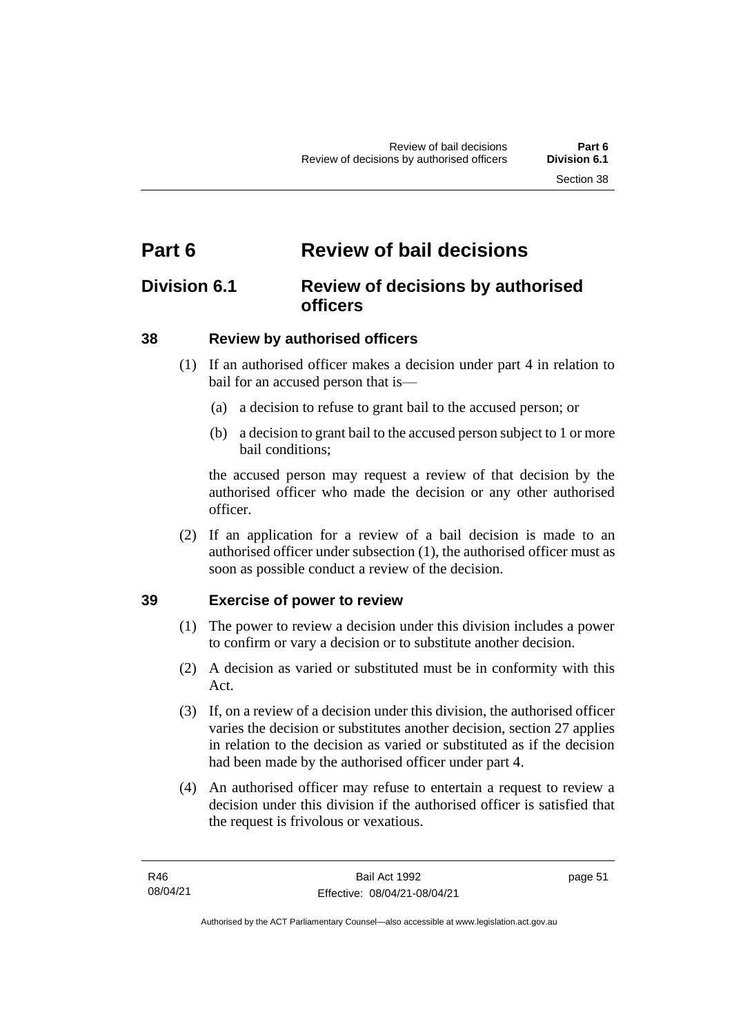# Part 6 Review of bail decisions

## Division 6.1 Review of decisions by authorised officers

### 38 Review by authorised officers

(1) If an authorised officer makes a decision under part 4 in relation to bail for an accused person that is—

(a) a decision to refuse to grant bail to the accused person; or

(b) a decision to grant bail to the accused person subject to 1 or more bail conditions;

the accused person may request a review of that decision by the authorised officer who made the decision or any other authorised officer.

(2) If an application for a review of a bail decision is made to an authorised officer under subsection (1), the authorised officer must as soon as possible conduct a review of the decision.

### 39 Exercise of power to review

(1) The power to review a decision under this division includes a power to confirm or vary a decision or to substitute another decision.

(2) A decision as varied or substituted must be in conformity with this Act.

(3) If, on a review of a decision under this division, the authorised officer varies the decision or substitutes another decision, section 27 applies in relation to the decision as varied or substituted as if the decision had been made by the authorised officer under part 4.

(4) An authorised officer may refuse to entertain a request to review a decision under this division if the authorised officer is satisfied that the request is frivolous or vexatious.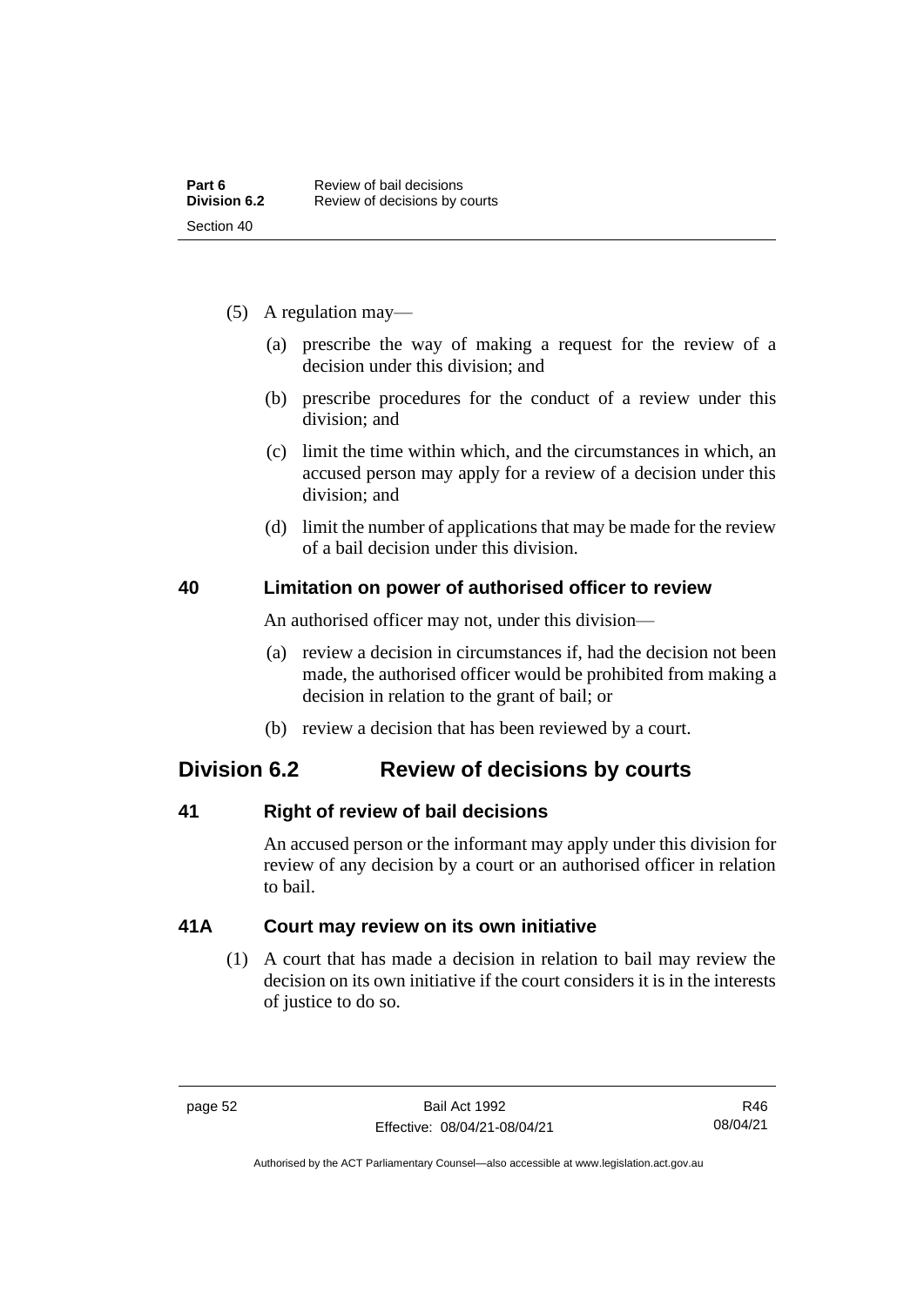(5) A regulation may—

(a) prescribe the way of making a request for the review of a decision under this division; and

(b) prescribe procedures for the conduct of a review under this division; and

(c) limit the time within which, and the circumstances in which, an accused person may apply for a review of a decision under this division; and

(d) limit the number of applications that may be made for the review of a bail decision under this division.

### 40 Limitation on power of authorised officer to review

An authorised officer may not, under this division—

(a) review a decision in circumstances if, had the decision not been made, the authorised officer would be prohibited from making a decision in relation to the grant of bail; or

(b) review a decision that has been reviewed by a court.

## Division 6.2 Review of decisions by courts

### 41 Right of review of bail decisions

An accused person or the informant may apply under this division for review of any decision by a court or an authorised officer in relation to bail.

### 41A Court may review on its own initiative

(1) A court that has made a decision in relation to bail may review the decision on its own initiative if the court considers it is in the interests of justice to do so.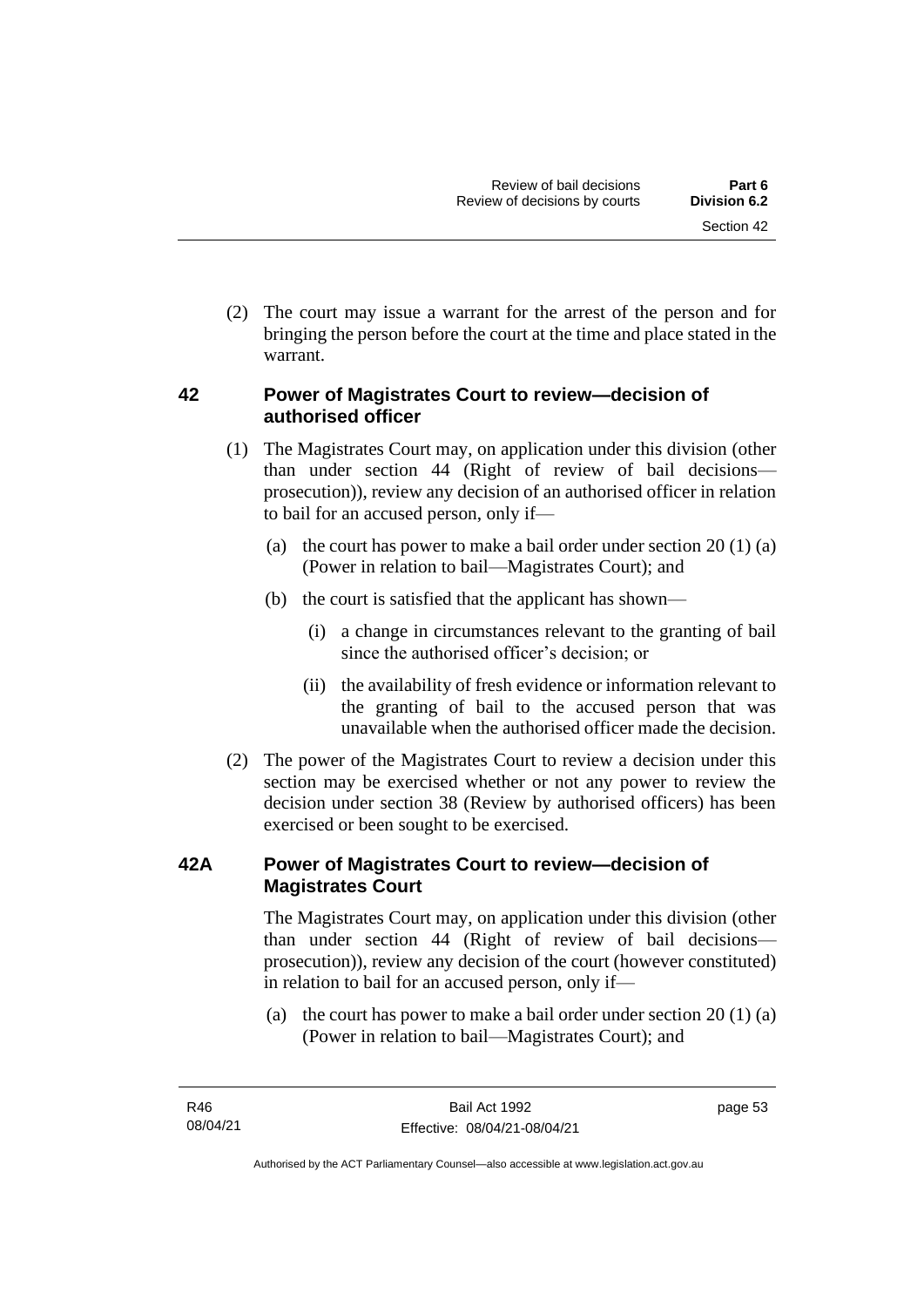(2) The court may issue a warrant for the arrest of the person and for bringing the person before the court at the time and place stated in the warrant.

### 42 Power of Magistrates Court to review—decision of authorised officer

(1) The Magistrates Court may, on application under this division (other than under section 44 (Right of review of bail decisions—prosecution)), review any decision of an authorised officer in relation to bail for an accused person, only if—

(a) the court has power to make a bail order under section 20 (1) (a) (Power in relation to bail—Magistrates Court); and

(b) the court is satisfied that the applicant has shown—

(i) a change in circumstances relevant to the granting of bail since the authorised officer's decision; or

(ii) the availability of fresh evidence or information relevant to the granting of bail to the accused person that was unavailable when the authorised officer made the decision.

(2) The power of the Magistrates Court to review a decision under this section may be exercised whether or not any power to review the decision under section 38 (Review by authorised officers) has been exercised or been sought to be exercised.

### 42A Power of Magistrates Court to review—decision of Magistrates Court

The Magistrates Court may, on application under this division (other than under section 44 (Right of review of bail decisions—prosecution)), review any decision of the court (however constituted) in relation to bail for an accused person, only if—

(a) the court has power to make a bail order under section 20 (1) (a) (Power in relation to bail—Magistrates Court); and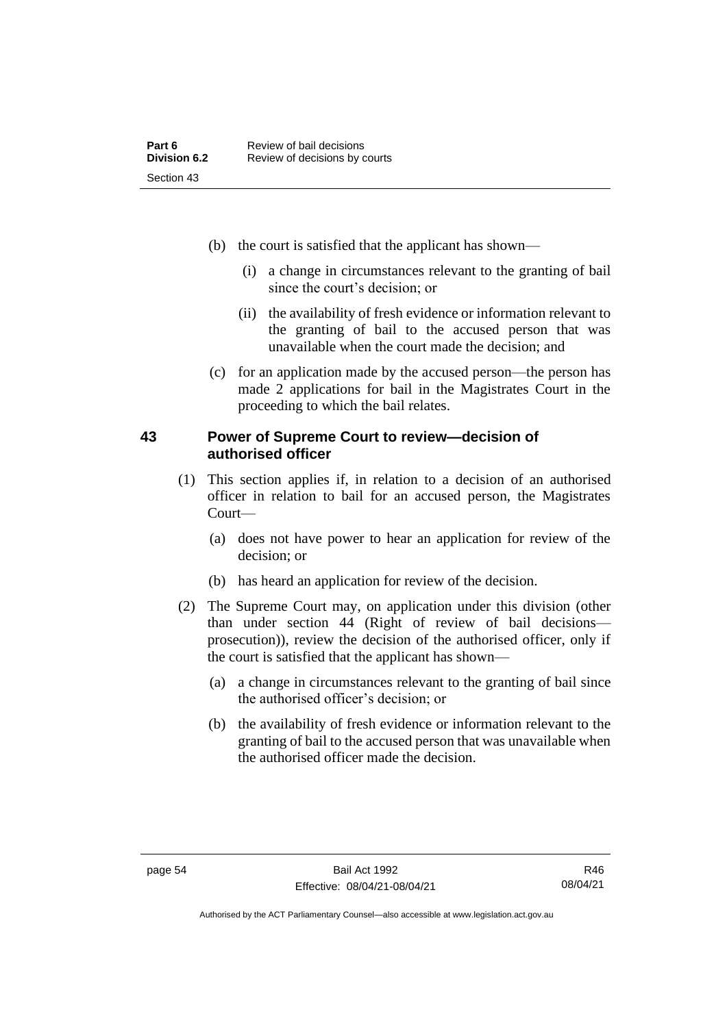(b) the court is satisfied that the applicant has shown—

(i) a change in circumstances relevant to the granting of bail since the court's decision; or

(ii) the availability of fresh evidence or information relevant to the granting of bail to the accused person that was unavailable when the court made the decision; and

(c) for an application made by the accused person—the person has made 2 applications for bail in the Magistrates Court in the proceeding to which the bail relates.

## 43 Power of Supreme Court to review—decision of authorised officer

(1) This section applies if, in relation to a decision of an authorised officer in relation to bail for an accused person, the Magistrates Court—

(a) does not have power to hear an application for review of the decision; or

(b) has heard an application for review of the decision.

(2) The Supreme Court may, on application under this division (other than under section 44 (Right of review of bail decisions—prosecution)), review the decision of the authorised officer, only if the court is satisfied that the applicant has shown—

(a) a change in circumstances relevant to the granting of bail since the authorised officer's decision; or

(b) the availability of fresh evidence or information relevant to the granting of bail to the accused person that was unavailable when the authorised officer made the decision.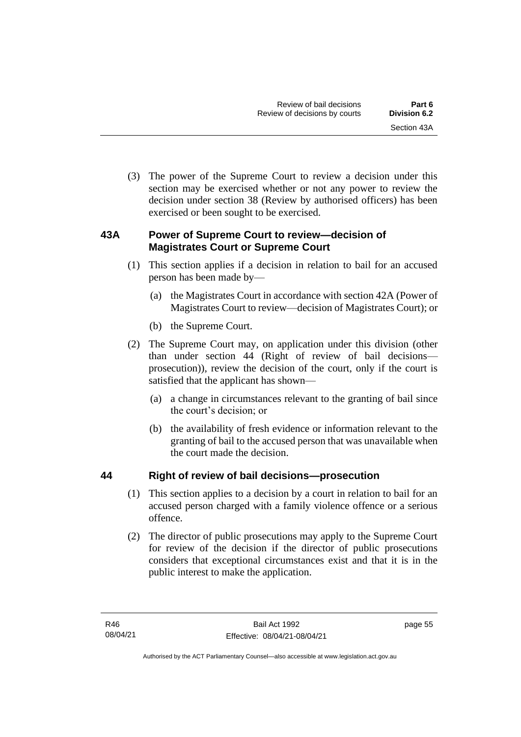(3) The power of the Supreme Court to review a decision under this section may be exercised whether or not any power to review the decision under section 38 (Review by authorised officers) has been exercised or been sought to be exercised.

### 43A Power of Supreme Court to review—decision of Magistrates Court or Supreme Court

(1) This section applies if a decision in relation to bail for an accused person has been made by—

- (a) the Magistrates Court in accordance with section 42A (Power of Magistrates Court to review—decision of Magistrates Court); or
- (b) the Supreme Court.

(2) The Supreme Court may, on application under this division (other than under section 44 (Right of review of bail decisions—prosecution)), review the decision of the court, only if the court is satisfied that the applicant has shown—

- (a) a change in circumstances relevant to the granting of bail since the court's decision; or
- (b) the availability of fresh evidence or information relevant to the granting of bail to the accused person that was unavailable when the court made the decision.

### 44 Right of review of bail decisions—prosecution

(1) This section applies to a decision by a court in relation to bail for an accused person charged with a family violence offence or a serious offence.

(2) The director of public prosecutions may apply to the Supreme Court for review of the decision if the director of public prosecutions considers that exceptional circumstances exist and that it is in the public interest to make the application.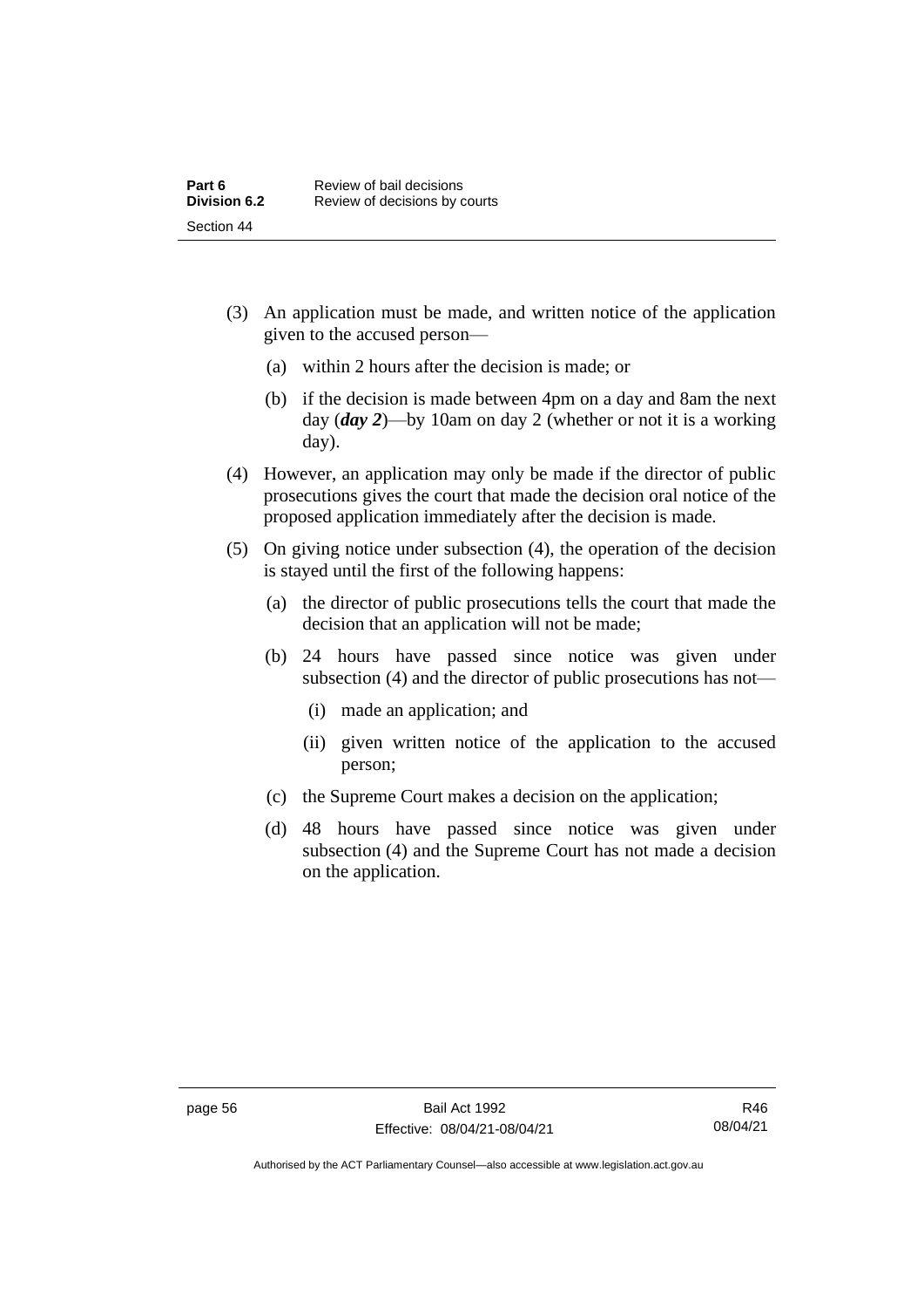(3) An application must be made, and written notice of the application given to the accused person—

  (a) within 2 hours after the decision is made; or

  (b) if the decision is made between 4pm on a day and 8am the next day (***day 2***)—by 10am on day 2 (whether or not it is a working day).

(4) However, an application may only be made if the director of public prosecutions gives the court that made the decision oral notice of the proposed application immediately after the decision is made.

(5) On giving notice under subsection (4), the operation of the decision is stayed until the first of the following happens:

  (a) the director of public prosecutions tells the court that made the decision that an application will not be made;

  (b) 24 hours have passed since notice was given under subsection (4) and the director of public prosecutions has not—

    (i) made an application; and

    (ii) given written notice of the application to the accused person;

  (c) the Supreme Court makes a decision on the application;

  (d) 48 hours have passed since notice was given under subsection (4) and the Supreme Court has not made a decision on the application.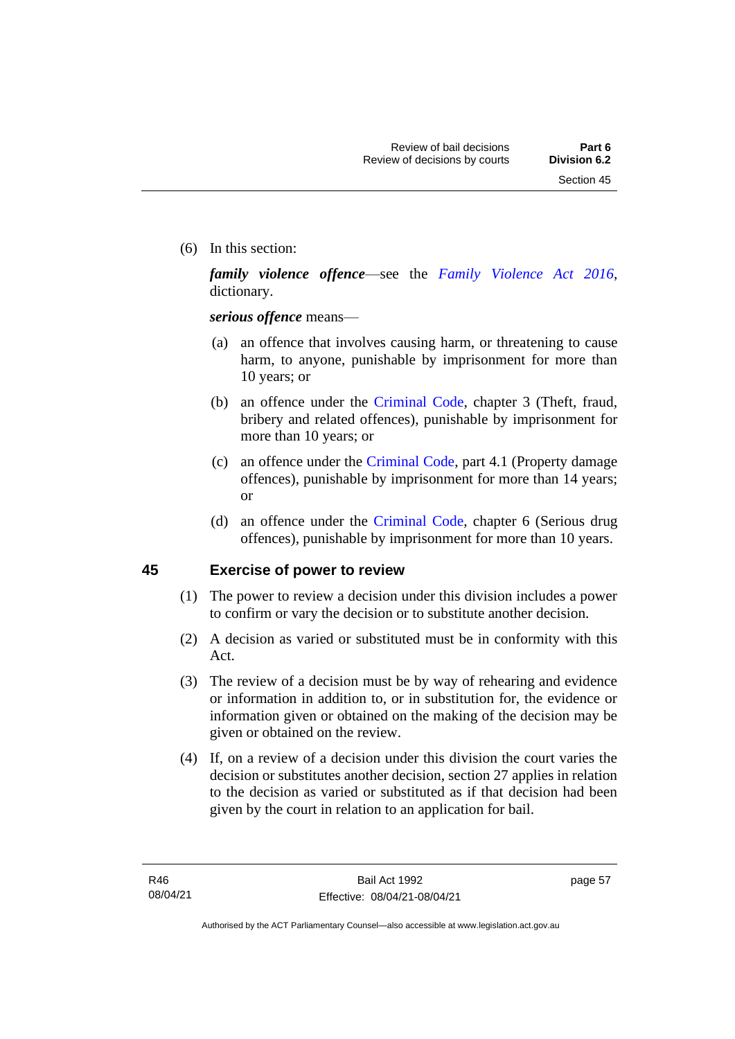(6) In this section:

***family violence offence***—see the *Family Violence Act 2016*, dictionary.

***serious offence*** means—

(a) an offence that involves causing harm, or threatening to cause harm, to anyone, punishable by imprisonment for more than 10 years; or

(b) an offence under the Criminal Code, chapter 3 (Theft, fraud, bribery and related offences), punishable by imprisonment for more than 10 years; or

(c) an offence under the Criminal Code, part 4.1 (Property damage offences), punishable by imprisonment for more than 14 years; or

(d) an offence under the Criminal Code, chapter 6 (Serious drug offences), punishable by imprisonment for more than 10 years.

## 45 Exercise of power to review

(1) The power to review a decision under this division includes a power to confirm or vary the decision or to substitute another decision.

(2) A decision as varied or substituted must be in conformity with this Act.

(3) The review of a decision must be by way of rehearing and evidence or information in addition to, or in substitution for, the evidence or information given or obtained on the making of the decision may be given or obtained on the review.

(4) If, on a review of a decision under this division the court varies the decision or substitutes another decision, section 27 applies in relation to the decision as varied or substituted as if that decision had been given by the court in relation to an application for bail.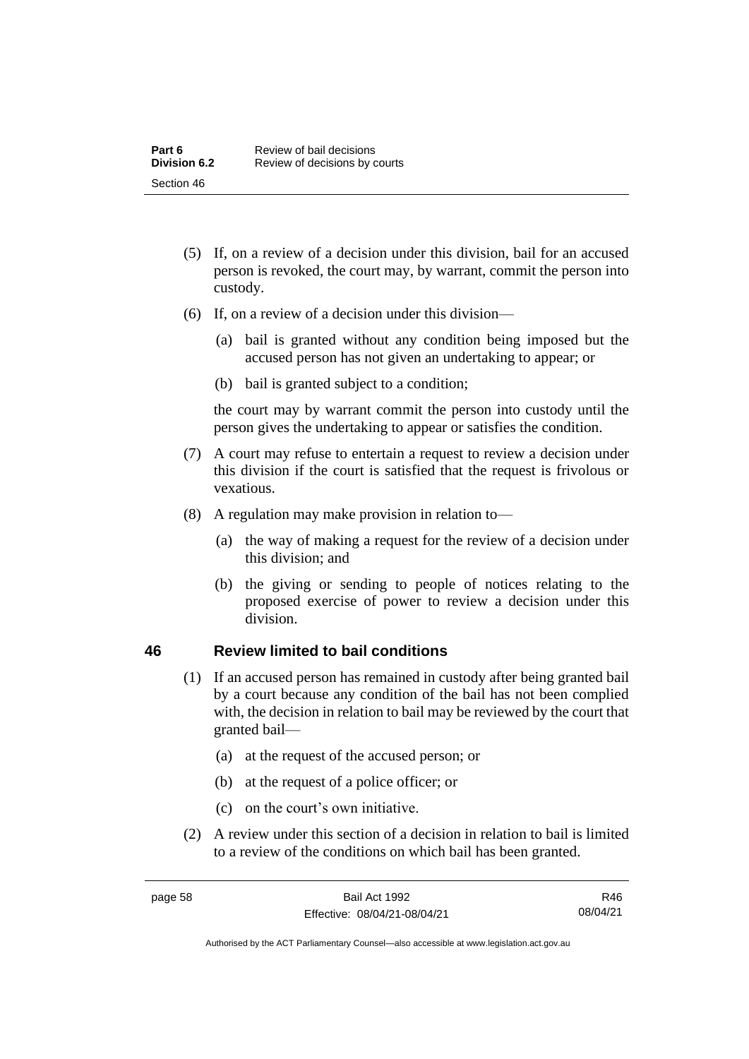(5) If, on a review of a decision under this division, bail for an accused person is revoked, the court may, by warrant, commit the person into custody.

(6) If, on a review of a decision under this division—

   (a) bail is granted without any condition being imposed but the accused person has not given an undertaking to appear; or

   (b) bail is granted subject to a condition;

   the court may by warrant commit the person into custody until the person gives the undertaking to appear or satisfies the condition.

(7) A court may refuse to entertain a request to review a decision under this division if the court is satisfied that the request is frivolous or vexatious.

(8) A regulation may make provision in relation to—

   (a) the way of making a request for the review of a decision under this division; and

   (b) the giving or sending to people of notices relating to the proposed exercise of power to review a decision under this division.

## 46 Review limited to bail conditions

(1) If an accused person has remained in custody after being granted bail by a court because any condition of the bail has not been complied with, the decision in relation to bail may be reviewed by the court that granted bail—

   (a) at the request of the accused person; or

   (b) at the request of a police officer; or

   (c) on the court's own initiative.

(2) A review under this section of a decision in relation to bail is limited to a review of the conditions on which bail has been granted.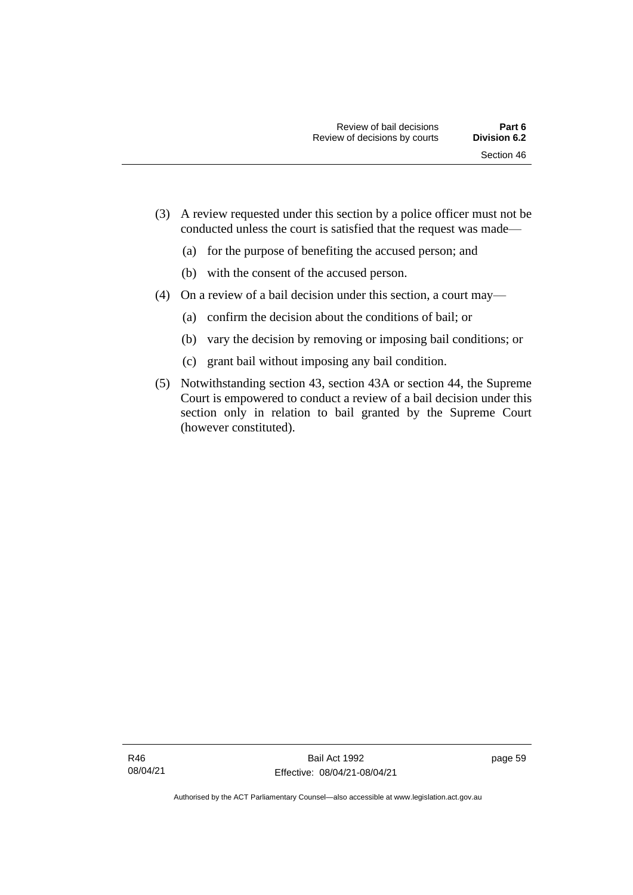(3) A review requested under this section by a police officer must not be conducted unless the court is satisfied that the request was made—

  (a) for the purpose of benefiting the accused person; and

  (b) with the consent of the accused person.

(4) On a review of a bail decision under this section, a court may—

  (a) confirm the decision about the conditions of bail; or

  (b) vary the decision by removing or imposing bail conditions; or

  (c) grant bail without imposing any bail condition.

(5) Notwithstanding section 43, section 43A or section 44, the Supreme Court is empowered to conduct a review of a bail decision under this section only in relation to bail granted by the Supreme Court (however constituted).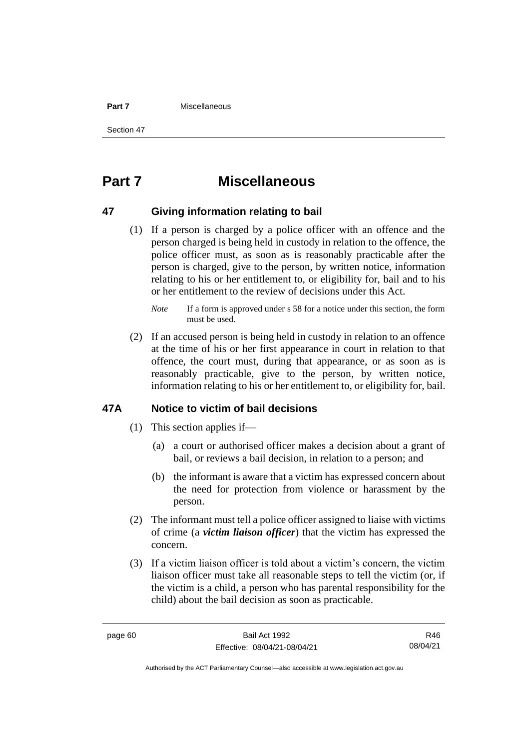# Part 7 Miscellaneous

## 47 Giving information relating to bail

(1) If a person is charged by a police officer with an offence and the person charged is being held in custody in relation to the offence, the police officer must, as soon as is reasonably practicable after the person is charged, give to the person, by written notice, information relating to his or her entitlement to, or eligibility for, bail and to his or her entitlement to the review of decisions under this Act.

*Note* If a form is approved under s 58 for a notice under this section, the form must be used.

(2) If an accused person is being held in custody in relation to an offence at the time of his or her first appearance in court in relation to that offence, the court must, during that appearance, or as soon as is reasonably practicable, give to the person, by written notice, information relating to his or her entitlement to, or eligibility for, bail.

## 47A Notice to victim of bail decisions

(1) This section applies if—

(a) a court or authorised officer makes a decision about a grant of bail, or reviews a bail decision, in relation to a person; and

(b) the informant is aware that a victim has expressed concern about the need for protection from violence or harassment by the person.

(2) The informant must tell a police officer assigned to liaise with victims of crime (a ***victim liaison officer***) that the victim has expressed the concern.

(3) If a victim liaison officer is told about a victim's concern, the victim liaison officer must take all reasonable steps to tell the victim (or, if the victim is a child, a person who has parental responsibility for the child) about the bail decision as soon as practicable.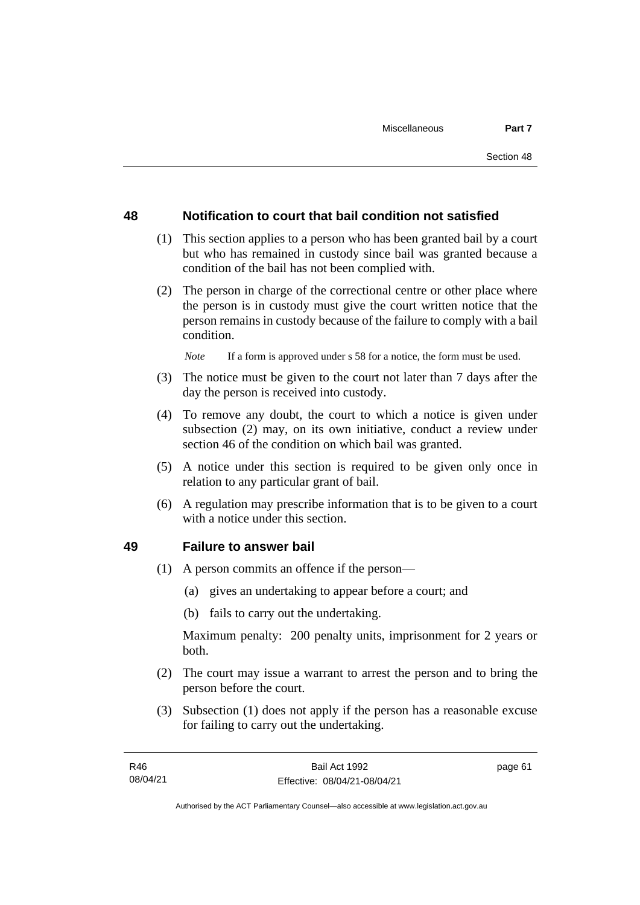## 48 Notification to court that bail condition not satisfied

(1) This section applies to a person who has been granted bail by a court but who has remained in custody since bail was granted because a condition of the bail has not been complied with.

(2) The person in charge of the correctional centre or other place where the person is in custody must give the court written notice that the person remains in custody because of the failure to comply with a bail condition.

*Note* If a form is approved under s 58 for a notice, the form must be used.

(3) The notice must be given to the court not later than 7 days after the day the person is received into custody.

(4) To remove any doubt, the court to which a notice is given under subsection (2) may, on its own initiative, conduct a review under section 46 of the condition on which bail was granted.

(5) A notice under this section is required to be given only once in relation to any particular grant of bail.

(6) A regulation may prescribe information that is to be given to a court with a notice under this section.

## 49 Failure to answer bail

(1) A person commits an offence if the person—

(a) gives an undertaking to appear before a court; and

(b) fails to carry out the undertaking.

Maximum penalty: 200 penalty units, imprisonment for 2 years or both.

(2) The court may issue a warrant to arrest the person and to bring the person before the court.

(3) Subsection (1) does not apply if the person has a reasonable excuse for failing to carry out the undertaking.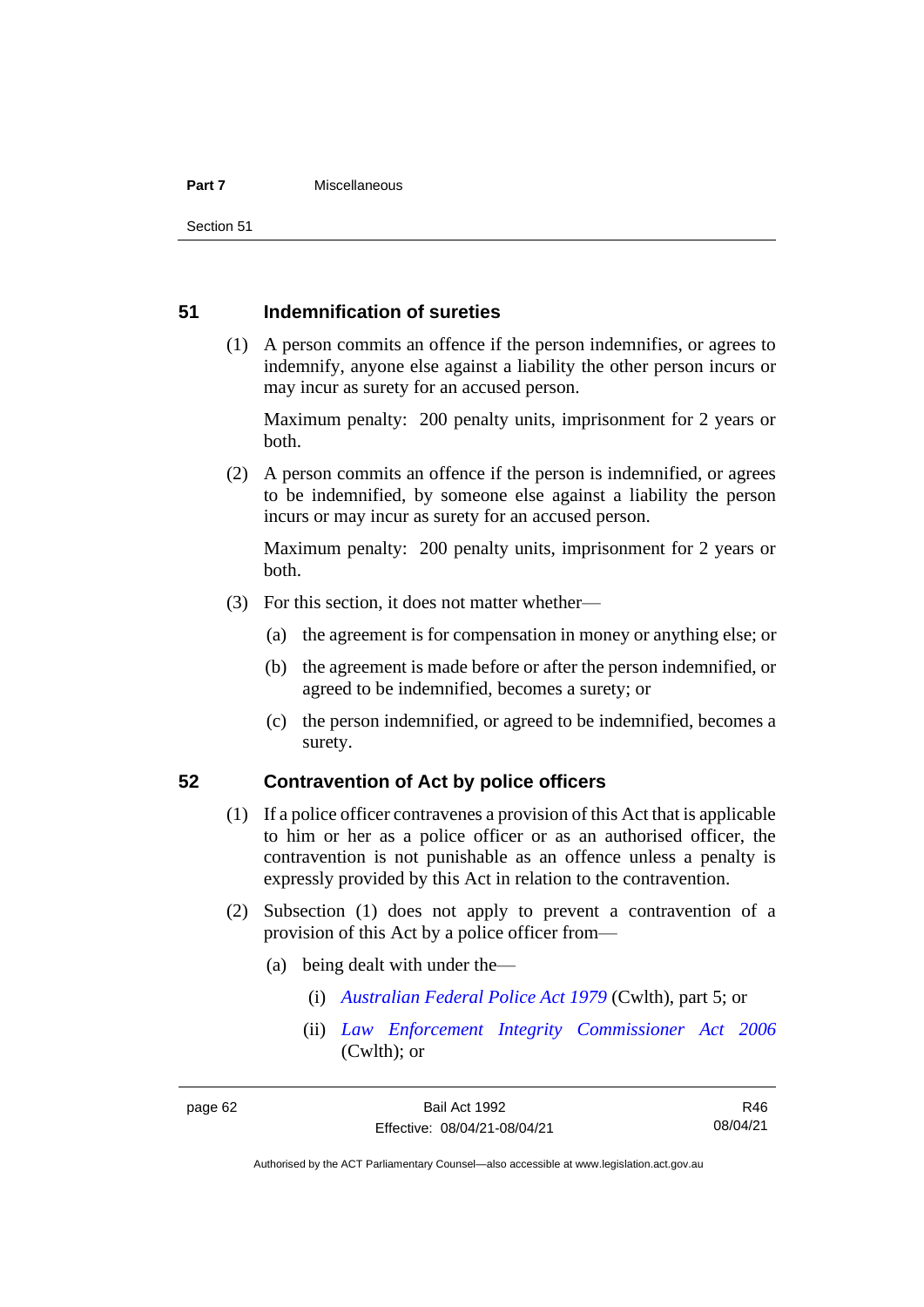## 51 Indemnification of sureties

(1) A person commits an offence if the person indemnifies, or agrees to indemnify, anyone else against a liability the other person incurs or may incur as surety for an accused person.

Maximum penalty: 200 penalty units, imprisonment for 2 years or both.

(2) A person commits an offence if the person is indemnified, or agrees to be indemnified, by someone else against a liability the person incurs or may incur as surety for an accused person.

Maximum penalty: 200 penalty units, imprisonment for 2 years or both.

(3) For this section, it does not matter whether—

(a) the agreement is for compensation in money or anything else; or

(b) the agreement is made before or after the person indemnified, or agreed to be indemnified, becomes a surety; or

(c) the person indemnified, or agreed to be indemnified, becomes a surety.

## 52 Contravention of Act by police officers

(1) If a police officer contravenes a provision of this Act that is applicable to him or her as a police officer or as an authorised officer, the contravention is not punishable as an offence unless a penalty is expressly provided by this Act in relation to the contravention.

(2) Subsection (1) does not apply to prevent a contravention of a provision of this Act by a police officer from—

(a) being dealt with under the—

(i) *Australian Federal Police Act 1979* (Cwlth), part 5; or

(ii) *Law Enforcement Integrity Commissioner Act 2006* (Cwlth); or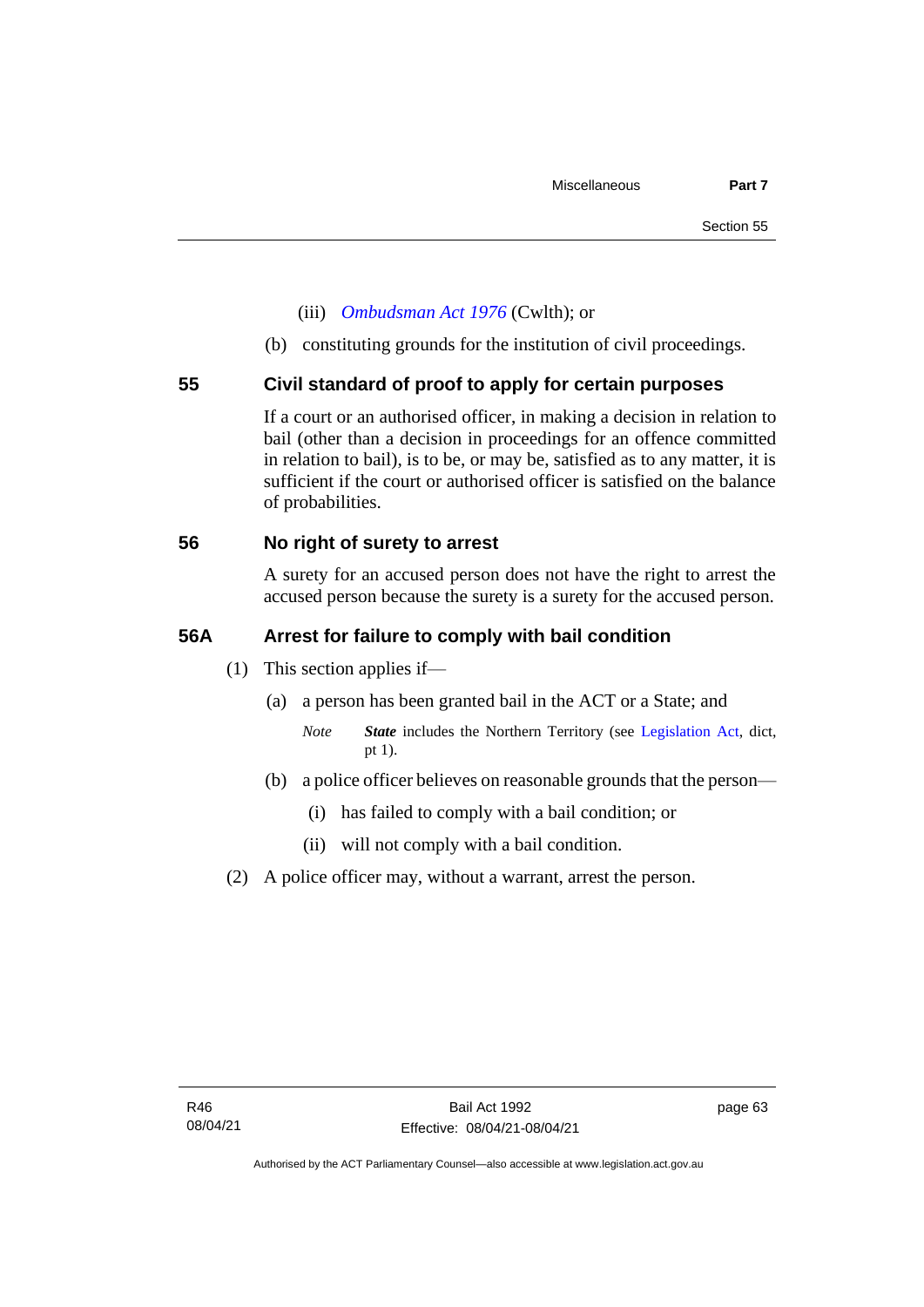(iii) *Ombudsman Act 1976* (Cwlth); or

(b) constituting grounds for the institution of civil proceedings.

## 55 Civil standard of proof to apply for certain purposes

If a court or an authorised officer, in making a decision in relation to bail (other than a decision in proceedings for an offence committed in relation to bail), is to be, or may be, satisfied as to any matter, it is sufficient if the court or authorised officer is satisfied on the balance of probabilities.

## 56 No right of surety to arrest

A surety for an accused person does not have the right to arrest the accused person because the surety is a surety for the accused person.

## 56A Arrest for failure to comply with bail condition

(1) This section applies if—

(a) a person has been granted bail in the ACT or a State; and

*Note* ***State*** includes the Northern Territory (see Legislation Act, dict, pt 1).

(b) a police officer believes on reasonable grounds that the person—

(i) has failed to comply with a bail condition; or

(ii) will not comply with a bail condition.

(2) A police officer may, without a warrant, arrest the person.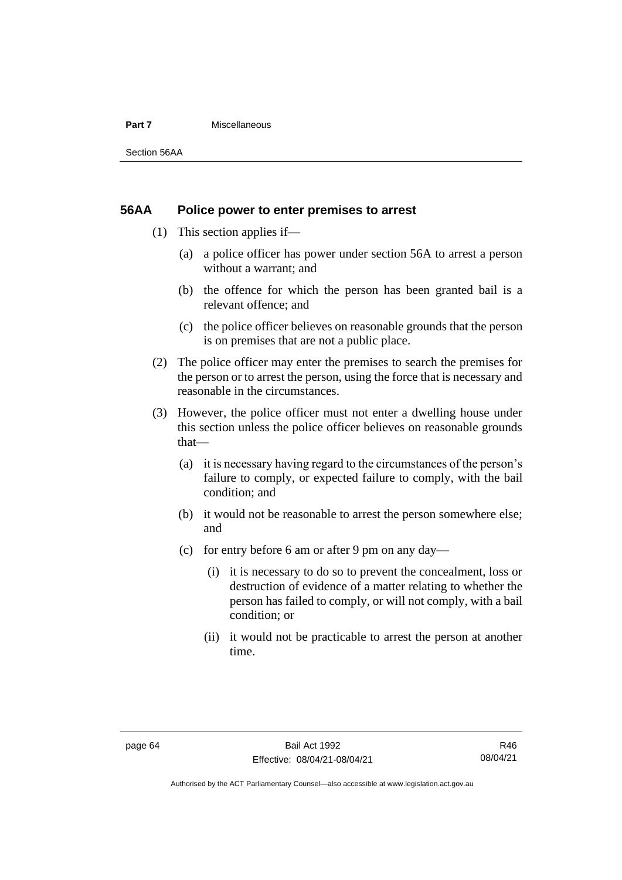## 56AA Police power to enter premises to arrest

(1) This section applies if—

(a) a police officer has power under section 56A to arrest a person without a warrant; and

(b) the offence for which the person has been granted bail is a relevant offence; and

(c) the police officer believes on reasonable grounds that the person is on premises that are not a public place.

(2) The police officer may enter the premises to search the premises for the person or to arrest the person, using the force that is necessary and reasonable in the circumstances.

(3) However, the police officer must not enter a dwelling house under this section unless the police officer believes on reasonable grounds that—

(a) it is necessary having regard to the circumstances of the person's failure to comply, or expected failure to comply, with the bail condition; and

(b) it would not be reasonable to arrest the person somewhere else; and

(c) for entry before 6 am or after 9 pm on any day—

(i) it is necessary to do so to prevent the concealment, loss or destruction of evidence of a matter relating to whether the person has failed to comply, or will not comply, with a bail condition; or

(ii) it would not be practicable to arrest the person at another time.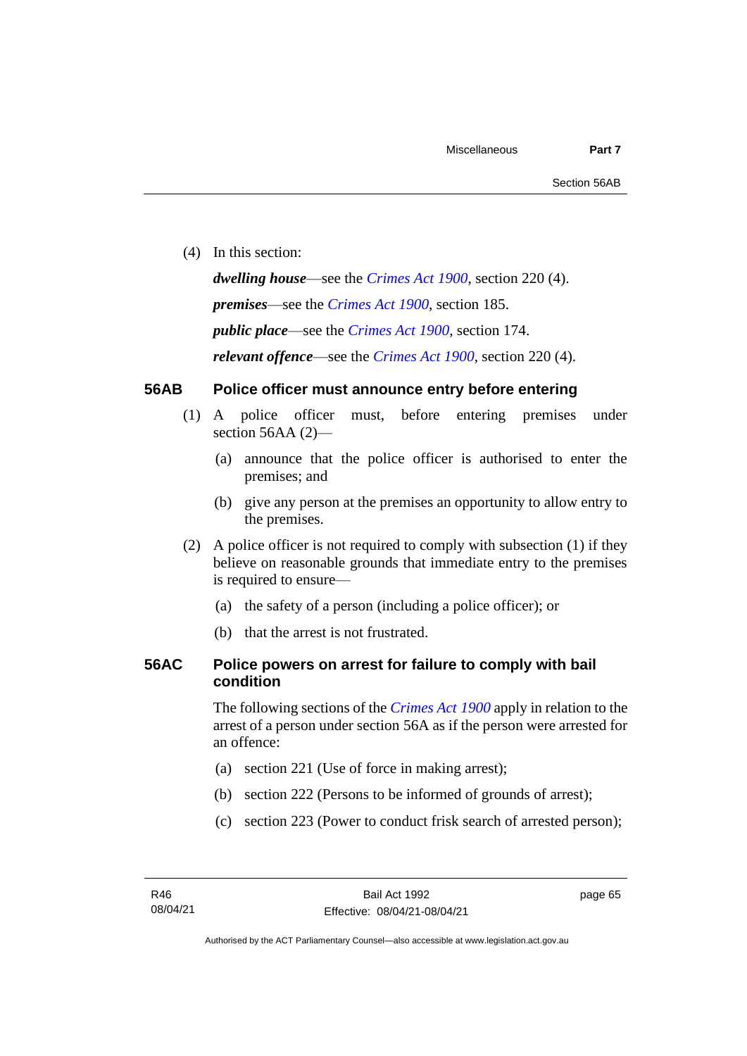(4) In this section:

***dwelling house***—see the *Crimes Act 1900*, section 220 (4).

***premises***—see the *Crimes Act 1900*, section 185.

***public place***—see the *Crimes Act 1900*, section 174.

***relevant offence***—see the *Crimes Act 1900*, section 220 (4).

## 56AB Police officer must announce entry before entering

(1) A police officer must, before entering premises under section 56AA (2)—

(a) announce that the police officer is authorised to enter the premises; and

(b) give any person at the premises an opportunity to allow entry to the premises.

(2) A police officer is not required to comply with subsection (1) if they believe on reasonable grounds that immediate entry to the premises is required to ensure—

(a) the safety of a person (including a police officer); or

(b) that the arrest is not frustrated.

## 56AC Police powers on arrest for failure to comply with bail condition

The following sections of the *Crimes Act 1900* apply in relation to the arrest of a person under section 56A as if the person were arrested for an offence:

(a) section 221 (Use of force in making arrest);

(b) section 222 (Persons to be informed of grounds of arrest);

(c) section 223 (Power to conduct frisk search of arrested person);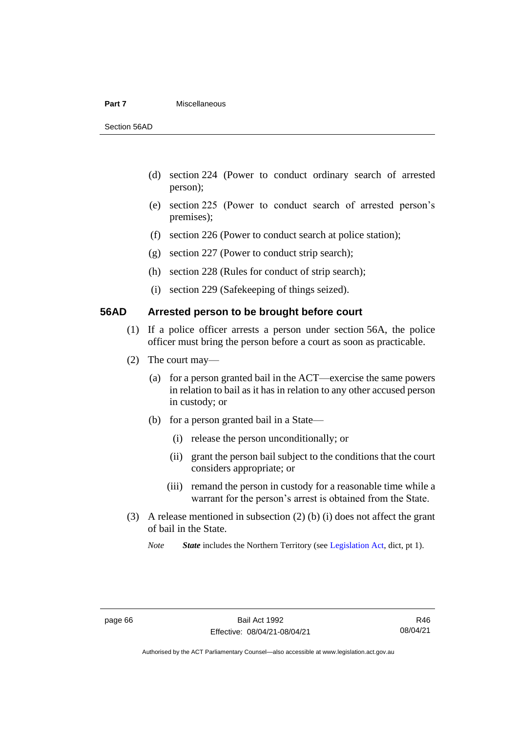(d) section 224 (Power to conduct ordinary search of arrested person);

(e) section 225 (Power to conduct search of arrested person's premises);

(f) section 226 (Power to conduct search at police station);

(g) section 227 (Power to conduct strip search);

(h) section 228 (Rules for conduct of strip search);

(i) section 229 (Safekeeping of things seized).

## 56AD Arrested person to be brought before court

(1) If a police officer arrests a person under section 56A, the police officer must bring the person before a court as soon as practicable.

(2) The court may—

(a) for a person granted bail in the ACT—exercise the same powers in relation to bail as it has in relation to any other accused person in custody; or

(b) for a person granted bail in a State—

(i) release the person unconditionally; or

(ii) grant the person bail subject to the conditions that the court considers appropriate; or

(iii) remand the person in custody for a reasonable time while a warrant for the person's arrest is obtained from the State.

(3) A release mentioned in subsection (2) (b) (i) does not affect the grant of bail in the State.

*Note* ***State*** includes the Northern Territory (see Legislation Act, dict, pt 1).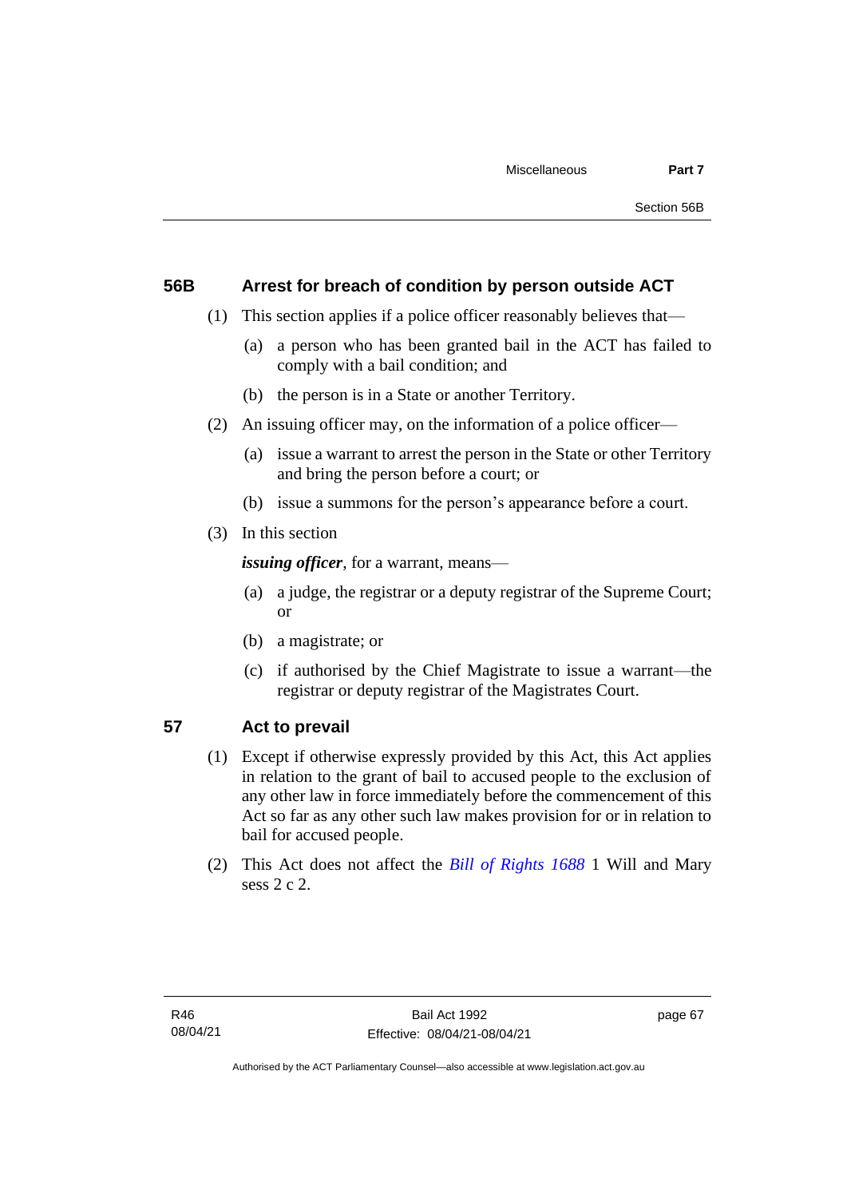## 56B Arrest for breach of condition by person outside ACT

(1) This section applies if a police officer reasonably believes that—

(a) a person who has been granted bail in the ACT has failed to comply with a bail condition; and

(b) the person is in a State or another Territory.

(2) An issuing officer may, on the information of a police officer—

(a) issue a warrant to arrest the person in the State or other Territory and bring the person before a court; or

(b) issue a summons for the person's appearance before a court.

(3) In this section

***issuing officer***, for a warrant, means—

(a) a judge, the registrar or a deputy registrar of the Supreme Court; or

(b) a magistrate; or

(c) if authorised by the Chief Magistrate to issue a warrant—the registrar or deputy registrar of the Magistrates Court.

## 57 Act to prevail

(1) Except if otherwise expressly provided by this Act, this Act applies in relation to the grant of bail to accused people to the exclusion of any other law in force immediately before the commencement of this Act so far as any other such law makes provision for or in relation to bail for accused people.

(2) This Act does not affect the *Bill of Rights 1688* 1 Will and Mary sess 2 c 2.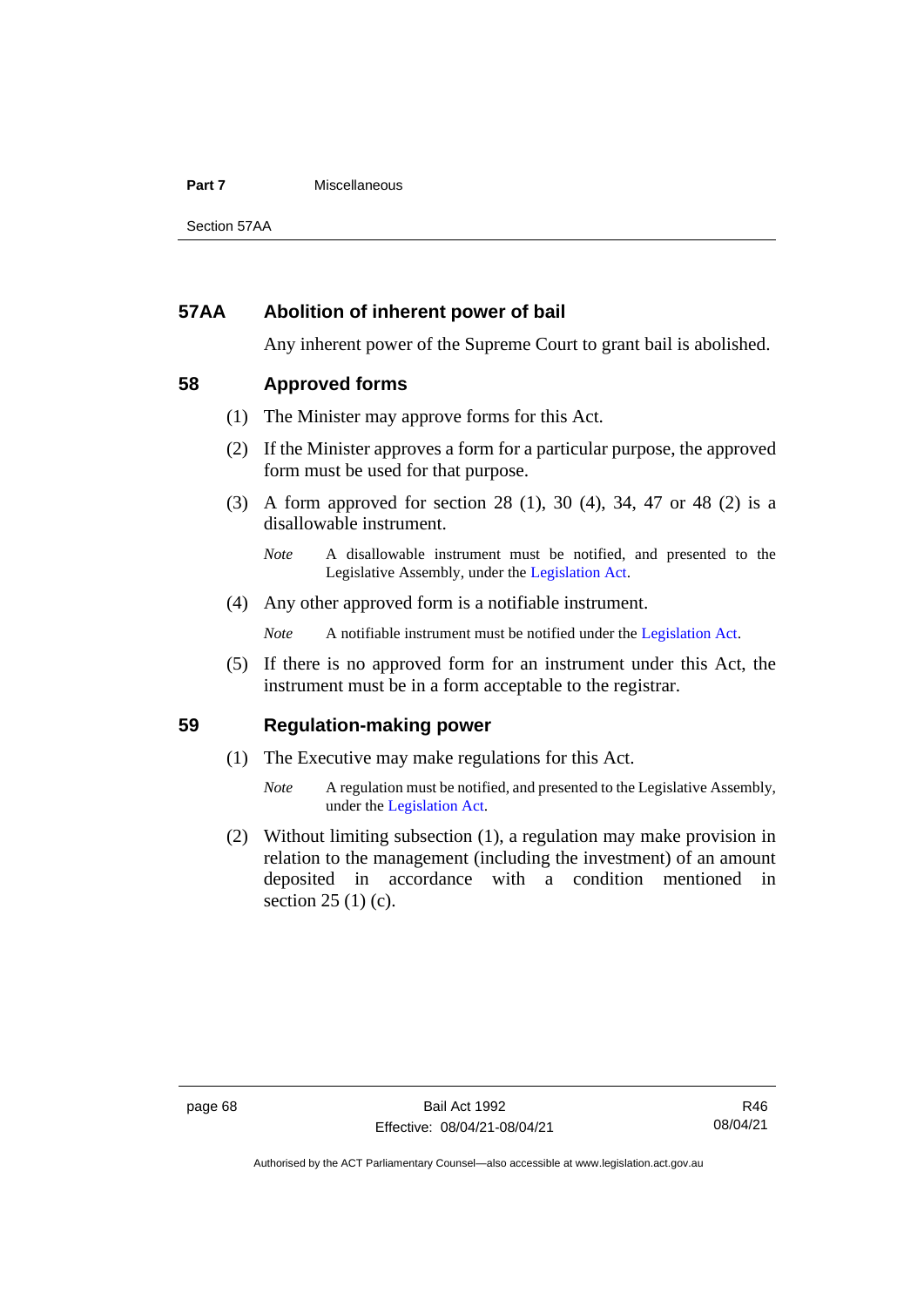## 57AA Abolition of inherent power of bail

Any inherent power of the Supreme Court to grant bail is abolished.

## 58 Approved forms

(1) The Minister may approve forms for this Act.

(2) If the Minister approves a form for a particular purpose, the approved form must be used for that purpose.

(3) A form approved for section 28 (1), 30 (4), 34, 47 or 48 (2) is a disallowable instrument.

*Note* A disallowable instrument must be notified, and presented to the Legislative Assembly, under the Legislation Act.

(4) Any other approved form is a notifiable instrument.

*Note* A notifiable instrument must be notified under the Legislation Act.

(5) If there is no approved form for an instrument under this Act, the instrument must be in a form acceptable to the registrar.

## 59 Regulation-making power

(1) The Executive may make regulations for this Act.

*Note* A regulation must be notified, and presented to the Legislative Assembly, under the Legislation Act.

(2) Without limiting subsection (1), a regulation may make provision in relation to the management (including the investment) of an amount deposited in accordance with a condition mentioned in section 25 (1) (c).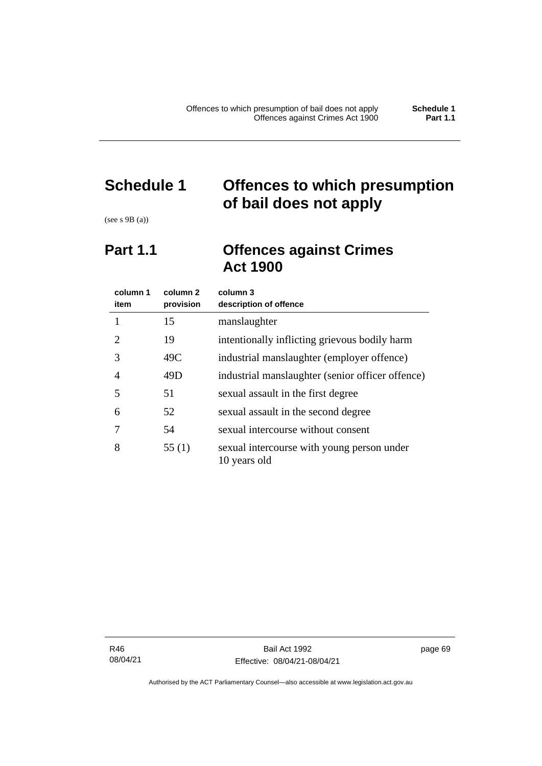# Schedule 1 Offences to which presumption of bail does not apply

(see s 9B (a))

## Part 1.1 Offences against Crimes Act 1900

| column 1 item | column 2 provision | column 3 description of offence |
|---|---|---|
| 1 | 15 | manslaughter |
| 2 | 19 | intentionally inflicting grievous bodily harm |
| 3 | 49C | industrial manslaughter (employer offence) |
| 4 | 49D | industrial manslaughter (senior officer offence) |
| 5 | 51 | sexual assault in the first degree |
| 6 | 52 | sexual assault in the second degree |
| 7 | 54 | sexual intercourse without consent |
| 8 | 55 (1) | sexual intercourse with young person under 10 years old |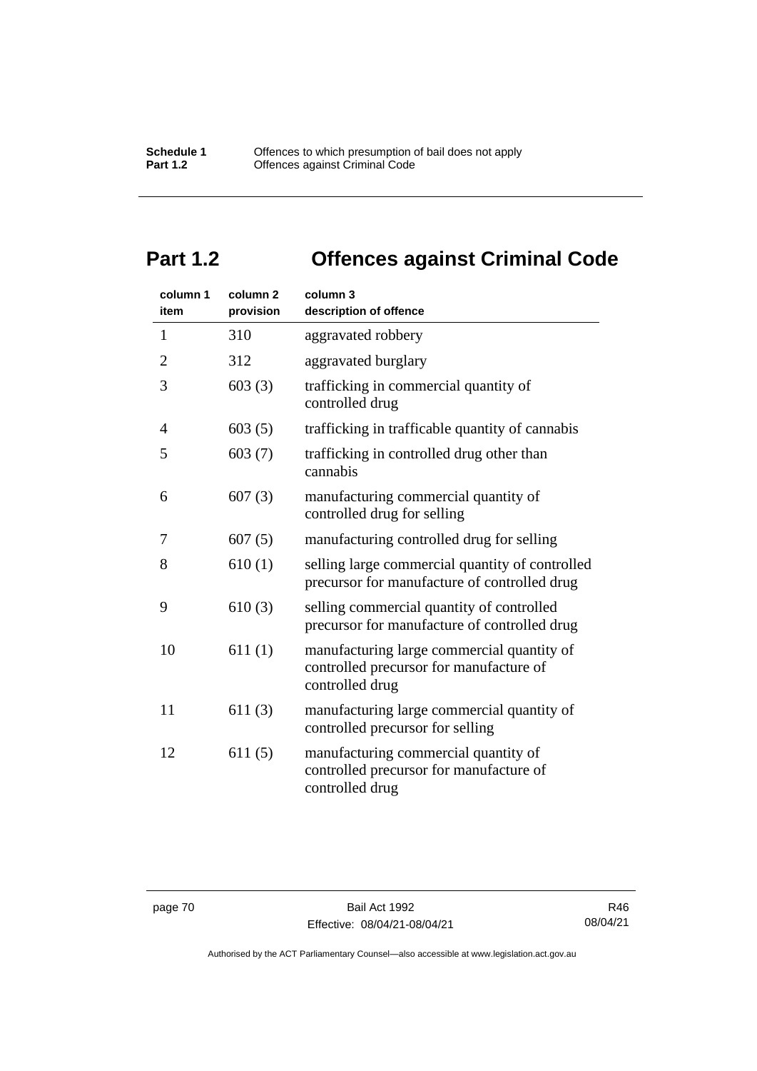## Part 1.2 Offences against Criminal Code

| column 1 item | column 2 provision | column 3 description of offence |
|---|---|---|
| 1 | 310 | aggravated robbery |
| 2 | 312 | aggravated burglary |
| 3 | 603 (3) | trafficking in commercial quantity of controlled drug |
| 4 | 603 (5) | trafficking in trafficable quantity of cannabis |
| 5 | 603 (7) | trafficking in controlled drug other than cannabis |
| 6 | 607 (3) | manufacturing commercial quantity of controlled drug for selling |
| 7 | 607 (5) | manufacturing controlled drug for selling |
| 8 | 610 (1) | selling large commercial quantity of controlled precursor for manufacture of controlled drug |
| 9 | 610 (3) | selling commercial quantity of controlled precursor for manufacture of controlled drug |
| 10 | 611 (1) | manufacturing large commercial quantity of controlled precursor for manufacture of controlled drug |
| 11 | 611 (3) | manufacturing large commercial quantity of controlled precursor for selling |
| 12 | 611 (5) | manufacturing commercial quantity of controlled precursor for manufacture of controlled drug |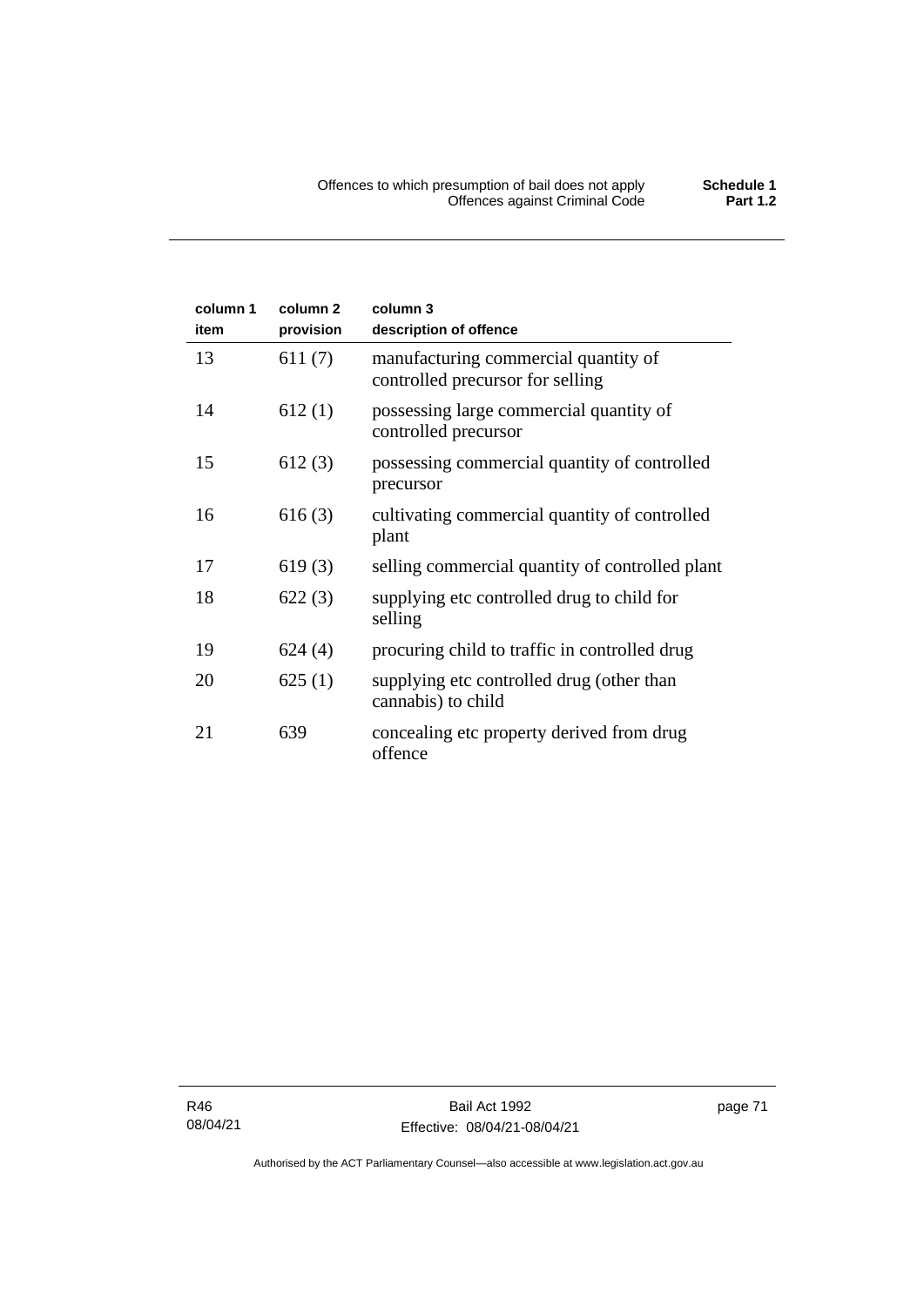| column 1 item | column 2 provision | column 3 description of offence |
|---|---|---|
| 13 | 611 (7) | manufacturing commercial quantity of controlled precursor for selling |
| 14 | 612 (1) | possessing large commercial quantity of controlled precursor |
| 15 | 612 (3) | possessing commercial quantity of controlled precursor |
| 16 | 616 (3) | cultivating commercial quantity of controlled plant |
| 17 | 619 (3) | selling commercial quantity of controlled plant |
| 18 | 622 (3) | supplying etc controlled drug to child for selling |
| 19 | 624 (4) | procuring child to traffic in controlled drug |
| 20 | 625 (1) | supplying etc controlled drug (other than cannabis) to child |
| 21 | 639 | concealing etc property derived from drug offence |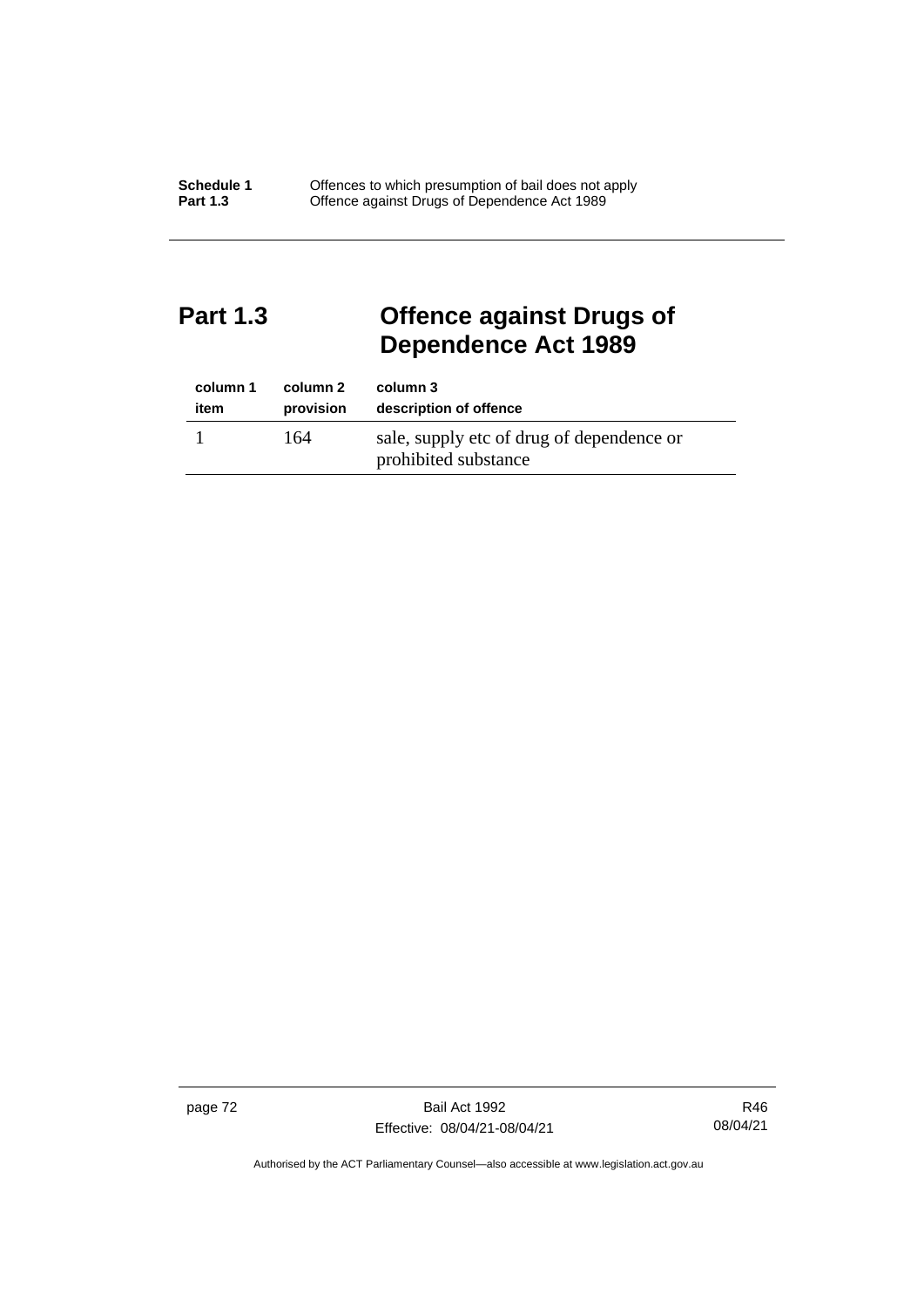## Part 1.3 Offence against Drugs of Dependence Act 1989

| column 1<br>item | column 2<br>provision | column 3<br>description of offence |
|---|---|---|
| 1 | 164 | sale, supply etc of drug of dependence or prohibited substance |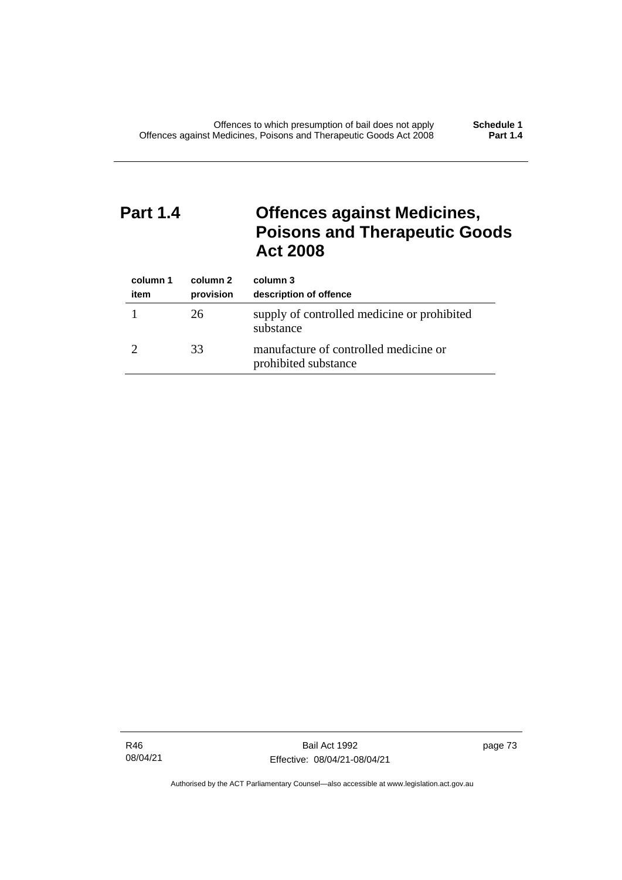## Part 1.4 Offences against Medicines, Poisons and Therapeutic Goods Act 2008

| column 1<br>item | column 2<br>provision | column 3<br>description of offence |
|---|---|---|
| 1 | 26 | supply of controlled medicine or prohibited substance |
| 2 | 33 | manufacture of controlled medicine or prohibited substance |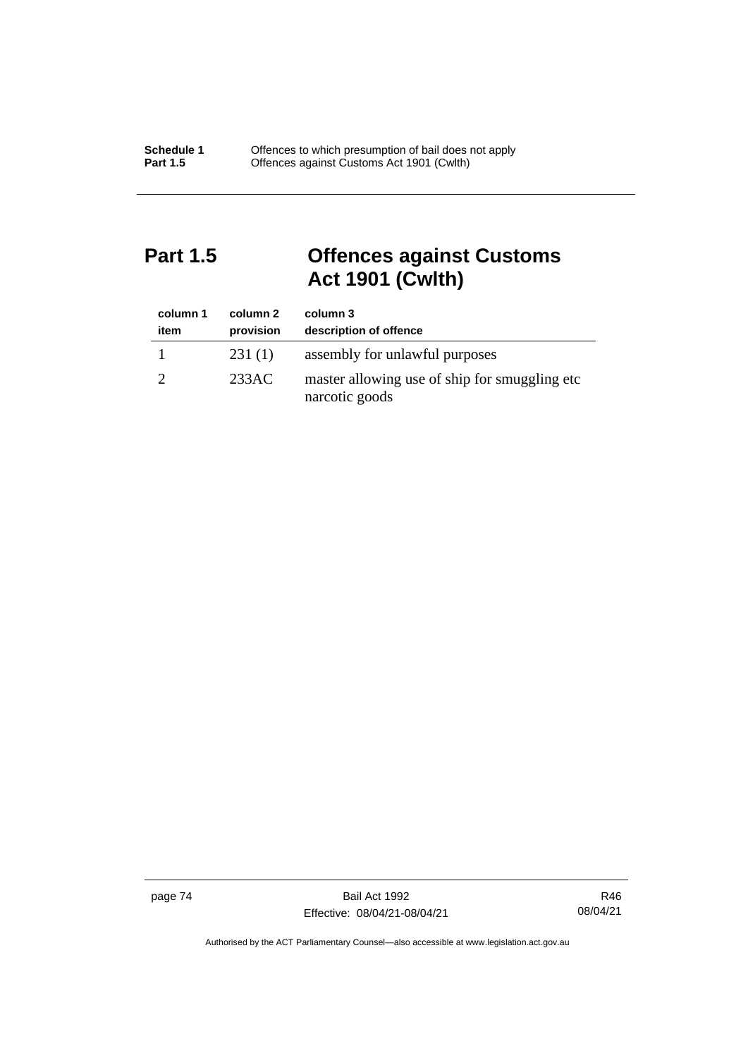## Part 1.5 Offences against Customs Act 1901 (Cwlth)

| column 1<br>item | column 2<br>provision | column 3<br>description of offence |
|---|---|---|
| 1 | 231 (1) | assembly for unlawful purposes |
| 2 | 233AC | master allowing use of ship for smuggling etc narcotic goods |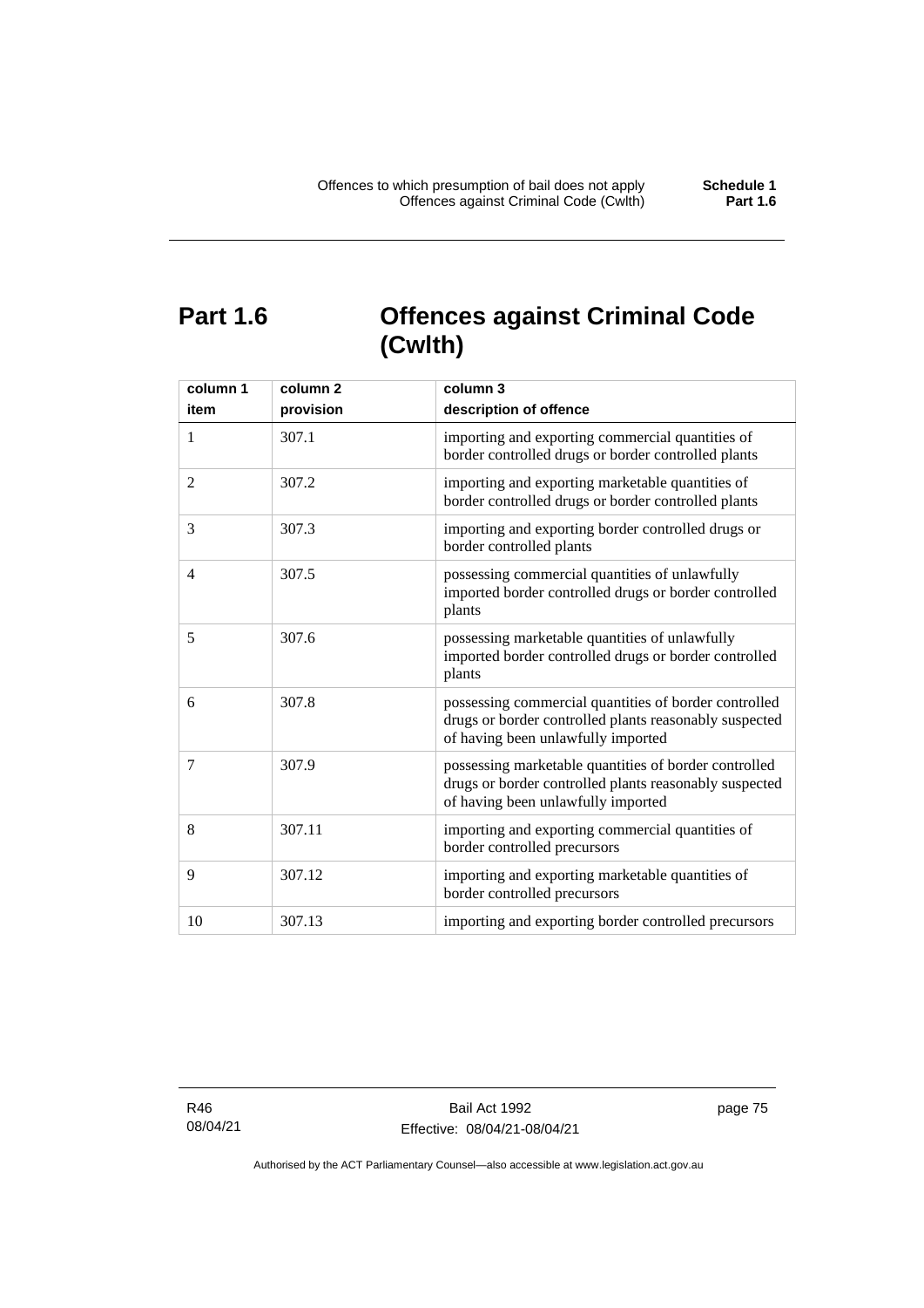## Part 1.6 Offences against Criminal Code (Cwlth)

| column 1<br>item | column 2<br>provision | column 3<br>description of offence |
|---|---|---|
| 1 | 307.1 | importing and exporting commercial quantities of border controlled drugs or border controlled plants |
| 2 | 307.2 | importing and exporting marketable quantities of border controlled drugs or border controlled plants |
| 3 | 307.3 | importing and exporting border controlled drugs or border controlled plants |
| 4 | 307.5 | possessing commercial quantities of unlawfully imported border controlled drugs or border controlled plants |
| 5 | 307.6 | possessing marketable quantities of unlawfully imported border controlled drugs or border controlled plants |
| 6 | 307.8 | possessing commercial quantities of border controlled drugs or border controlled plants reasonably suspected of having been unlawfully imported |
| 7 | 307.9 | possessing marketable quantities of border controlled drugs or border controlled plants reasonably suspected of having been unlawfully imported |
| 8 | 307.11 | importing and exporting commercial quantities of border controlled precursors |
| 9 | 307.12 | importing and exporting marketable quantities of border controlled precursors |
| 10 | 307.13 | importing and exporting border controlled precursors |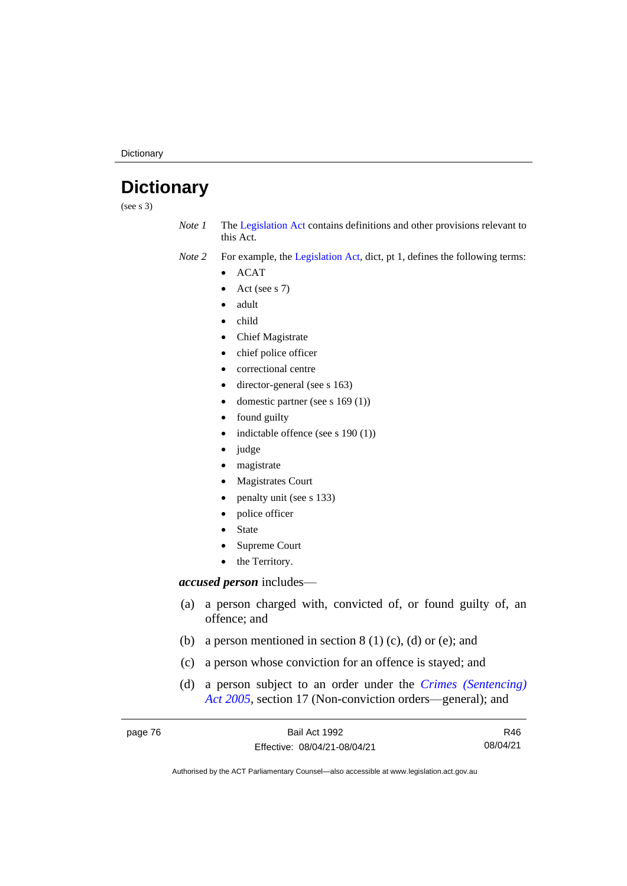# Dictionary

(see s 3)

*Note 1* The Legislation Act contains definitions and other provisions relevant to this Act.

*Note 2* For example, the Legislation Act, dict, pt 1, defines the following terms:

- ACAT
- Act (see s 7)
- adult
- child
- Chief Magistrate
- chief police officer
- correctional centre
- director-general (see s 163)
- domestic partner (see s 169 (1))
- found guilty
- indictable offence (see s 190 (1))
- judge
- magistrate
- Magistrates Court
- penalty unit (see s 133)
- police officer
- State
- Supreme Court
- the Territory.

***accused person*** includes—

(a) a person charged with, convicted of, or found guilty of, an offence; and

(b) a person mentioned in section 8 (1) (c), (d) or (e); and

(c) a person whose conviction for an offence is stayed; and

(d) a person subject to an order under the *Crimes (Sentencing) Act 2005*, section 17 (Non-conviction orders—general); and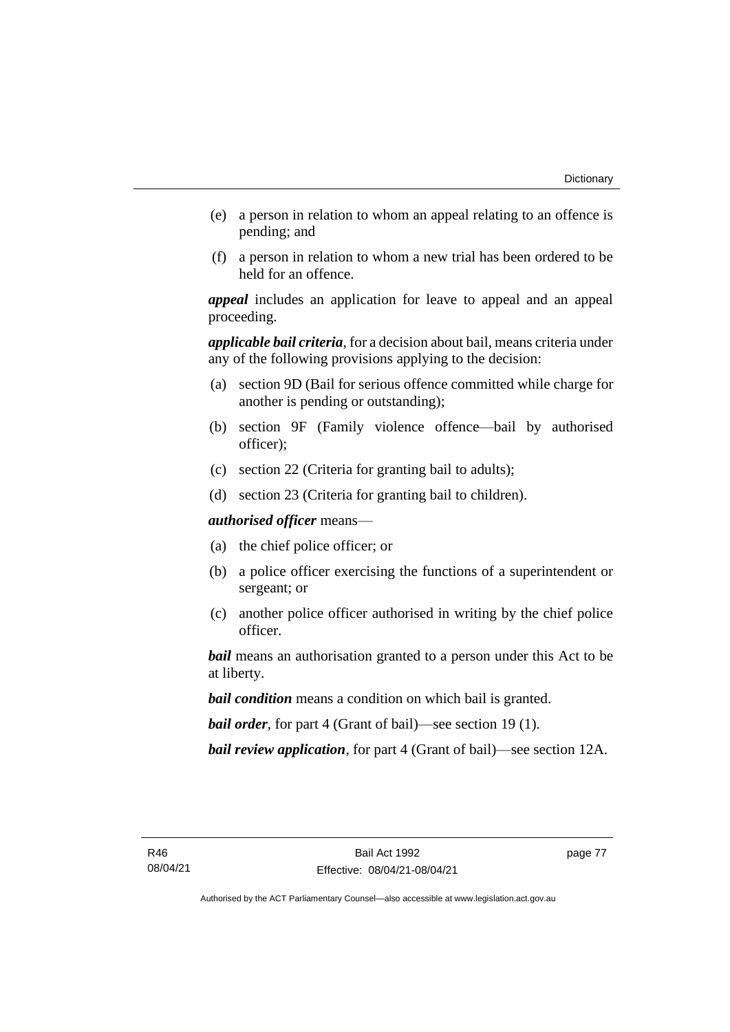(e) a person in relation to whom an appeal relating to an offence is pending; and

(f) a person in relation to whom a new trial has been ordered to be held for an offence.

***appeal*** includes an application for leave to appeal and an appeal proceeding.

***applicable bail criteria***, for a decision about bail, means criteria under any of the following provisions applying to the decision:

(a) section 9D (Bail for serious offence committed while charge for another is pending or outstanding);

(b) section 9F (Family violence offence—bail by authorised officer);

(c) section 22 (Criteria for granting bail to adults);

(d) section 23 (Criteria for granting bail to children).

***authorised officer*** means—

(a) the chief police officer; or

(b) a police officer exercising the functions of a superintendent or sergeant; or

(c) another police officer authorised in writing by the chief police officer.

***bail*** means an authorisation granted to a person under this Act to be at liberty.

***bail condition*** means a condition on which bail is granted.

***bail order***, for part 4 (Grant of bail)—see section 19 (1).

***bail review application***, for part 4 (Grant of bail)—see section 12A.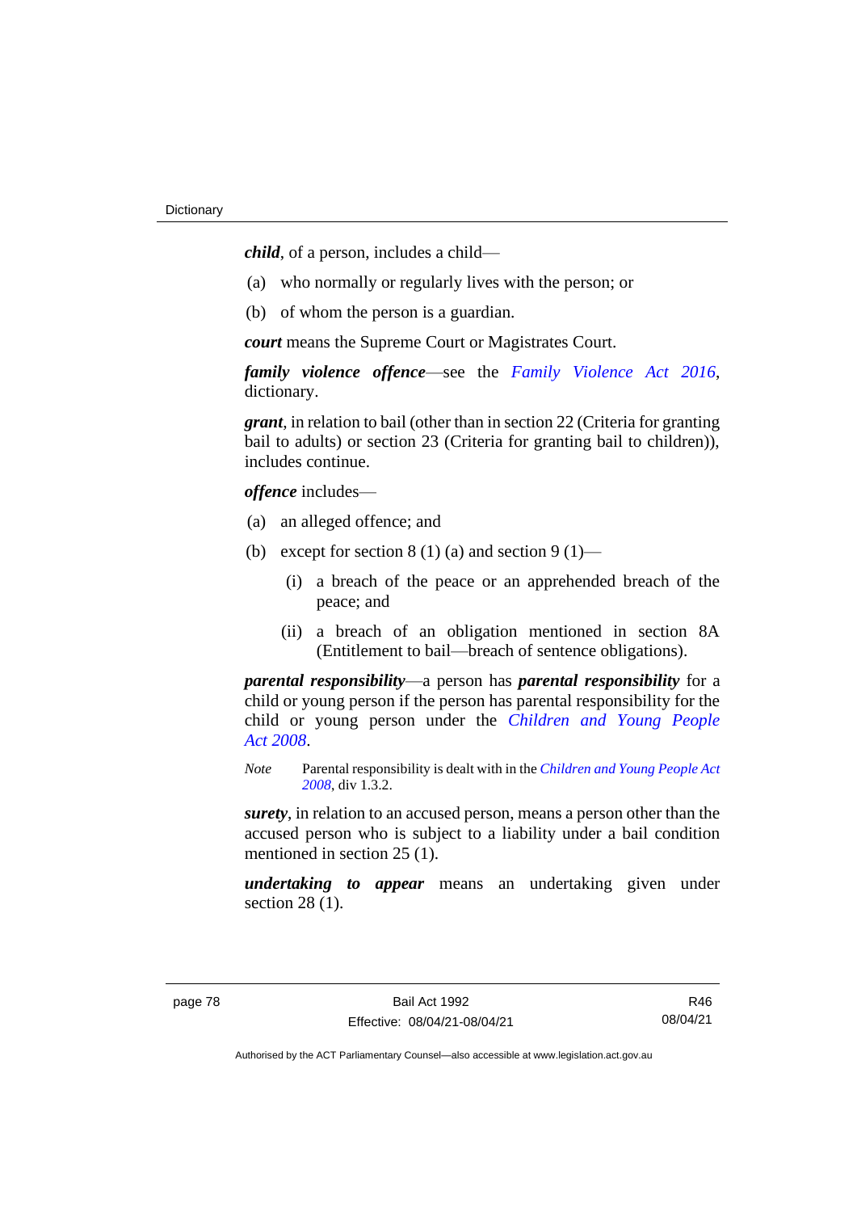***child***, of a person, includes a child—

(a) who normally or regularly lives with the person; or

(b) of whom the person is a guardian.

***court*** means the Supreme Court or Magistrates Court.

***family violence offence***—see the *Family Violence Act 2016*, dictionary.

***grant***, in relation to bail (other than in section 22 (Criteria for granting bail to adults) or section 23 (Criteria for granting bail to children)), includes continue.

***offence*** includes—

(a) an alleged offence; and

(b) except for section 8 (1) (a) and section 9 (1)—

   (i) a breach of the peace or an apprehended breach of the peace; and

   (ii) a breach of an obligation mentioned in section 8A (Entitlement to bail—breach of sentence obligations).

***parental responsibility***—a person has ***parental responsibility*** for a child or young person if the person has parental responsibility for the child or young person under the *Children and Young People Act 2008*.

*Note* Parental responsibility is dealt with in the *Children and Young People Act 2008*, div 1.3.2.

***surety***, in relation to an accused person, means a person other than the accused person who is subject to a liability under a bail condition mentioned in section 25 (1).

***undertaking to appear*** means an undertaking given under section 28 (1).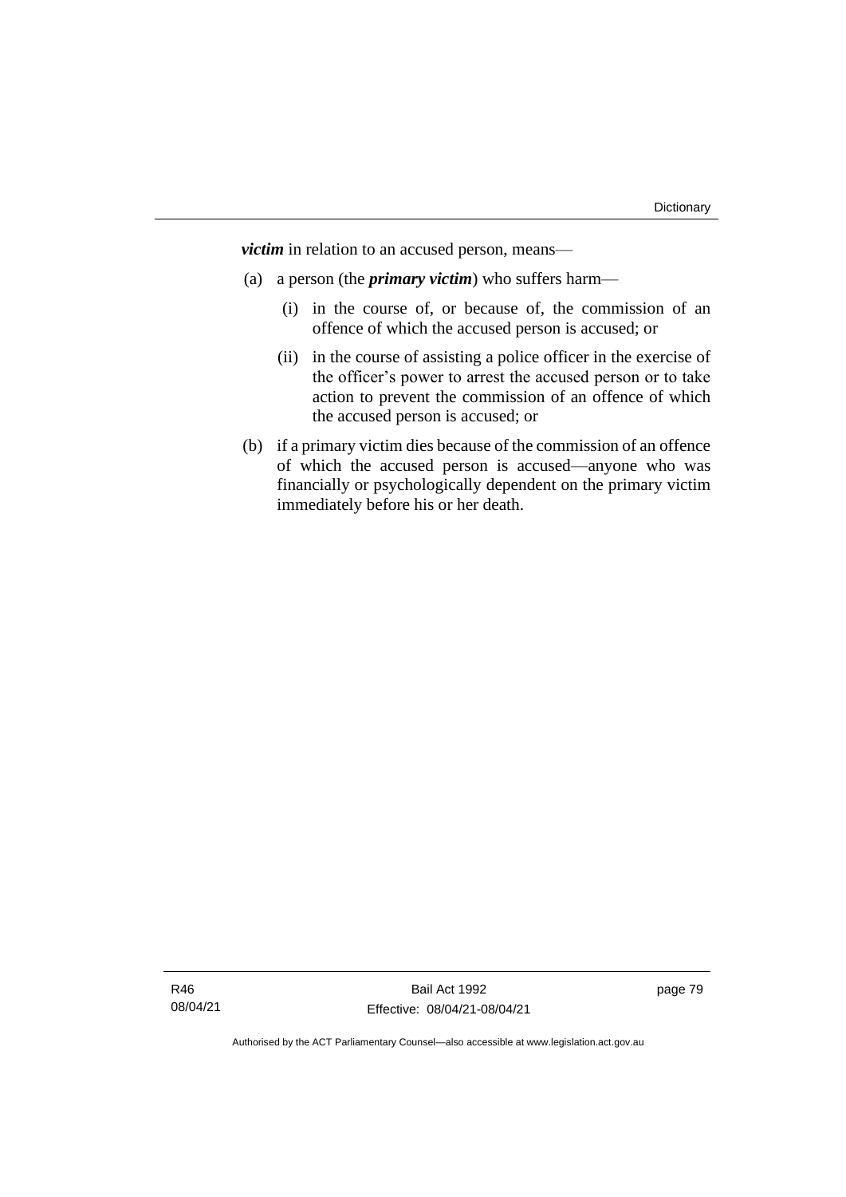***victim*** in relation to an accused person, means—

(a) a person (the ***primary victim***) who suffers harm—

  (i) in the course of, or because of, the commission of an offence of which the accused person is accused; or

  (ii) in the course of assisting a police officer in the exercise of the officer's power to arrest the accused person or to take action to prevent the commission of an offence of which the accused person is accused; or

(b) if a primary victim dies because of the commission of an offence of which the accused person is accused—anyone who was financially or psychologically dependent on the primary victim immediately before his or her death.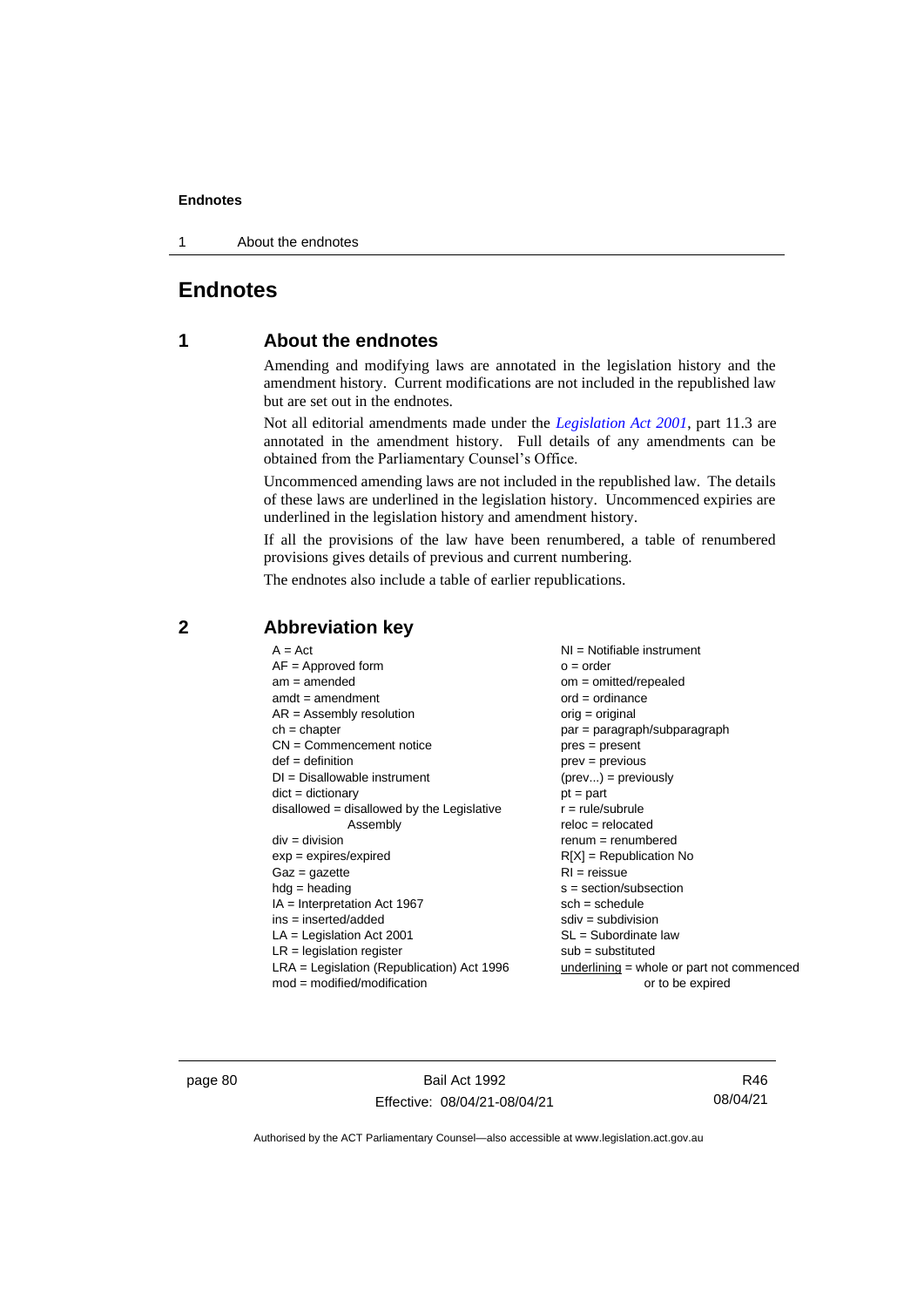# Endnotes

## 1 About the endnotes

Amending and modifying laws are annotated in the legislation history and the amendment history. Current modifications are not included in the republished law but are set out in the endnotes.

Not all editorial amendments made under the *Legislation Act 2001*, part 11.3 are annotated in the amendment history. Full details of any amendments can be obtained from the Parliamentary Counsel's Office.

Uncommenced amending laws are not included in the republished law. The details of these laws are underlined in the legislation history. Uncommenced expiries are underlined in the legislation history and amendment history.

If all the provisions of the law have been renumbered, a table of renumbered provisions gives details of previous and current numbering.

The endnotes also include a table of earlier republications.

## 2 Abbreviation key

A = Act
AF = Approved form
am = amended
amdt = amendment
AR = Assembly resolution
ch = chapter
CN = Commencement notice
def = definition
DI = Disallowable instrument
dict = dictionary
disallowed = disallowed by the Legislative Assembly
div = division
exp = expires/expired
Gaz = gazette
hdg = heading
IA = Interpretation Act 1967
ins = inserted/added
LA = Legislation Act 2001
LR = legislation register
LRA = Legislation (Republication) Act 1996
mod = modified/modification
NI = Notifiable instrument
o = order
om = omitted/repealed
ord = ordinance
orig = original
par = paragraph/subparagraph
pres = present
prev = previous
(prev...) = previously
pt = part
r = rule/subrule
reloc = relocated
renum = renumbered
R[X] = Republication No
RI = reissue
s = section/subsection
sch = schedule
sdiv = subdivision
SL = Subordinate law
sub = substituted
underlining = whole or part not commenced or to be expired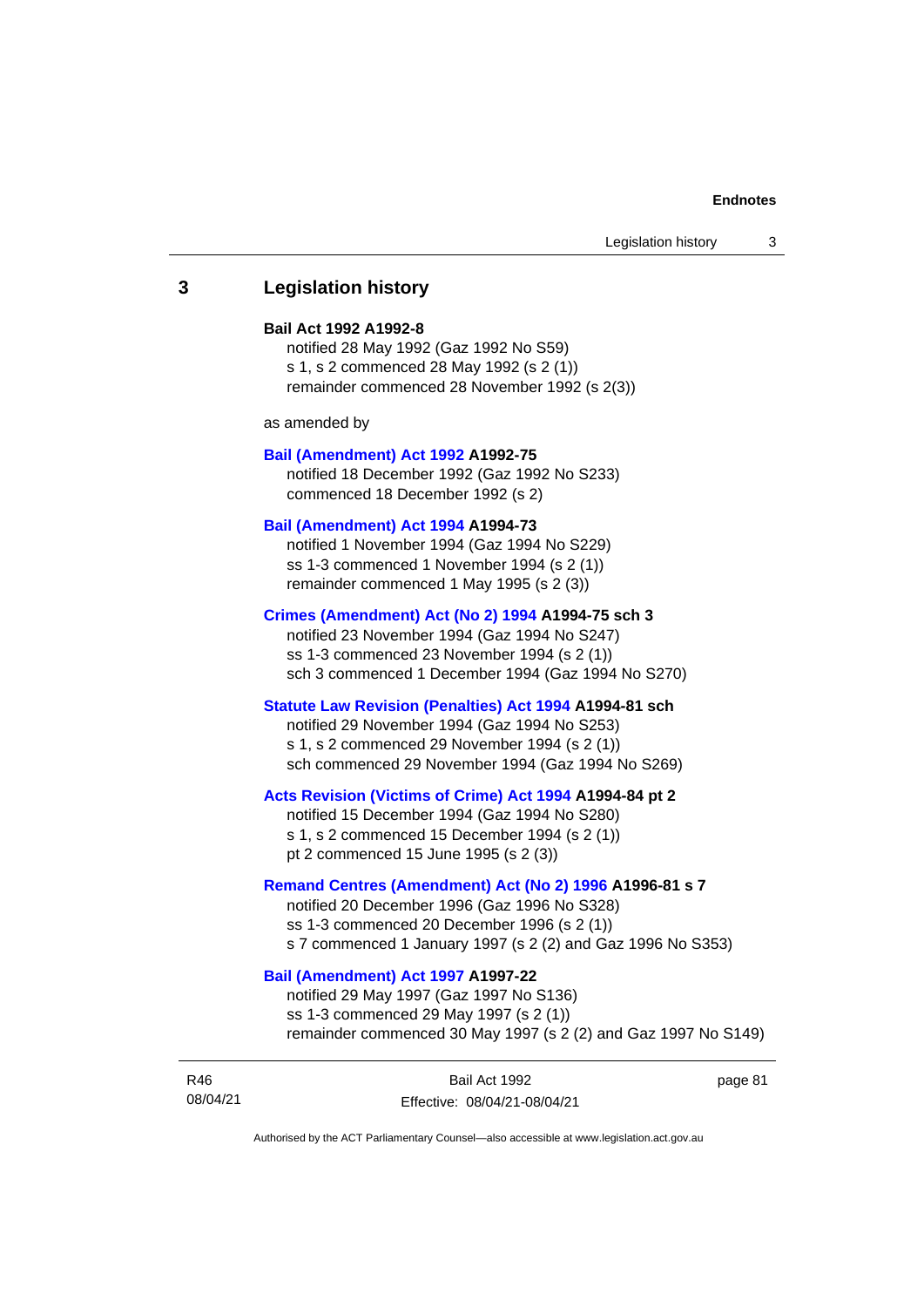## 3 Legislation history

**Bail Act 1992 A1992-8**

notified 28 May 1992 (Gaz 1992 No S59)
s 1, s 2 commenced 28 May 1992 (s 2 (1))
remainder commenced 28 November 1992 (s 2(3))

as amended by

**Bail (Amendment) Act 1992 A1992-75**

notified 18 December 1992 (Gaz 1992 No S233)
commenced 18 December 1992 (s 2)

**Bail (Amendment) Act 1994 A1994-73**

notified 1 November 1994 (Gaz 1994 No S229)
ss 1-3 commenced 1 November 1994 (s 2 (1))
remainder commenced 1 May 1995 (s 2 (3))

**Crimes (Amendment) Act (No 2) 1994 A1994-75 sch 3**

notified 23 November 1994 (Gaz 1994 No S247)
ss 1-3 commenced 23 November 1994 (s 2 (1))
sch 3 commenced 1 December 1994 (Gaz 1994 No S270)

**Statute Law Revision (Penalties) Act 1994 A1994-81 sch**

notified 29 November 1994 (Gaz 1994 No S253)
s 1, s 2 commenced 29 November 1994 (s 2 (1))
sch commenced 29 November 1994 (Gaz 1994 No S269)

**Acts Revision (Victims of Crime) Act 1994 A1994-84 pt 2**

notified 15 December 1994 (Gaz 1994 No S280)
s 1, s 2 commenced 15 December 1994 (s 2 (1))
pt 2 commenced 15 June 1995 (s 2 (3))

**Remand Centres (Amendment) Act (No 2) 1996 A1996-81 s 7**

notified 20 December 1996 (Gaz 1996 No S328)
ss 1-3 commenced 20 December 1996 (s 2 (1))
s 7 commenced 1 January 1997 (s 2 (2) and Gaz 1996 No S353)

**Bail (Amendment) Act 1997 A1997-22**

notified 29 May 1997 (Gaz 1997 No S136)
ss 1-3 commenced 29 May 1997 (s 2 (1))
remainder commenced 30 May 1997 (s 2 (2) and Gaz 1997 No S149)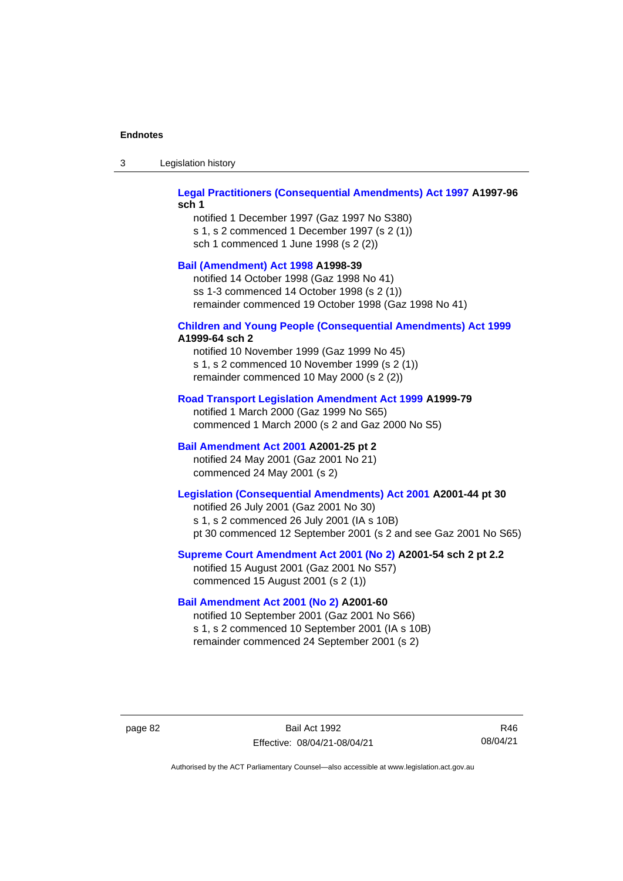**Legal Practitioners (Consequential Amendments) Act 1997 A1997-96 sch 1**

notified 1 December 1997 (Gaz 1997 No S380)
s 1, s 2 commenced 1 December 1997 (s 2 (1))
sch 1 commenced 1 June 1998 (s 2 (2))

**Bail (Amendment) Act 1998 A1998-39**

notified 14 October 1998 (Gaz 1998 No 41)
ss 1-3 commenced 14 October 1998 (s 2 (1))
remainder commenced 19 October 1998 (Gaz 1998 No 41)

**Children and Young People (Consequential Amendments) Act 1999 A1999-64 sch 2**

notified 10 November 1999 (Gaz 1999 No 45)
s 1, s 2 commenced 10 November 1999 (s 2 (1))
remainder commenced 10 May 2000 (s 2 (2))

**Road Transport Legislation Amendment Act 1999 A1999-79**

notified 1 March 2000 (Gaz 1999 No S65)
commenced 1 March 2000 (s 2 and Gaz 2000 No S5)

**Bail Amendment Act 2001 A2001-25 pt 2**

notified 24 May 2001 (Gaz 2001 No 21)
commenced 24 May 2001 (s 2)

**Legislation (Consequential Amendments) Act 2001 A2001-44 pt 30**

notified 26 July 2001 (Gaz 2001 No 30)
s 1, s 2 commenced 26 July 2001 (IA s 10B)
pt 30 commenced 12 September 2001 (s 2 and see Gaz 2001 No S65)

**Supreme Court Amendment Act 2001 (No 2) A2001-54 sch 2 pt 2.2**

notified 15 August 2001 (Gaz 2001 No S57)
commenced 15 August 2001 (s 2 (1))

**Bail Amendment Act 2001 (No 2) A2001-60**

notified 10 September 2001 (Gaz 2001 No S66)
s 1, s 2 commenced 10 September 2001 (IA s 10B)
remainder commenced 24 September 2001 (s 2)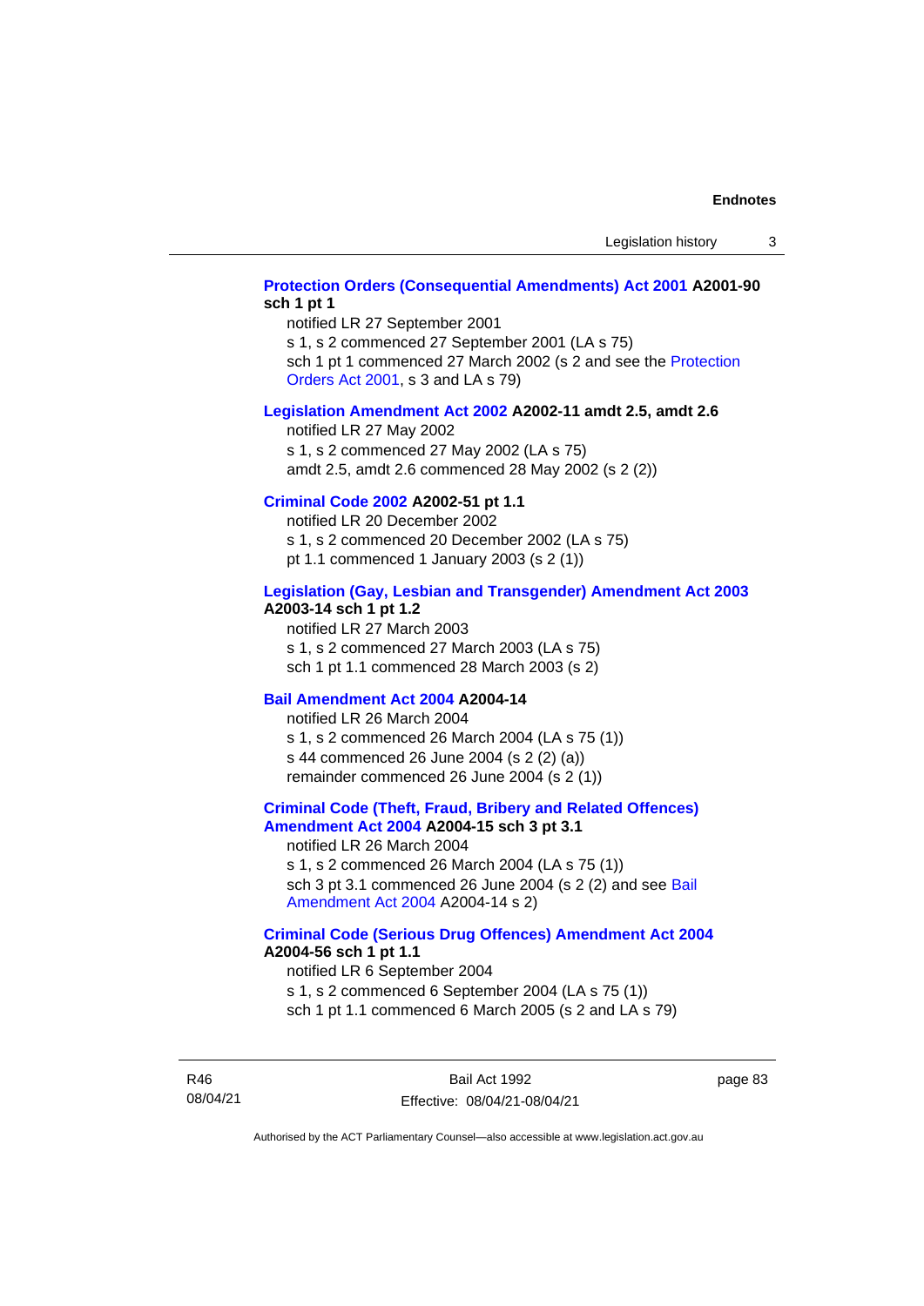**Protection Orders (Consequential Amendments) Act 2001 A2001-90 sch 1 pt 1**

notified LR 27 September 2001
s 1, s 2 commenced 27 September 2001 (LA s 75)
sch 1 pt 1 commenced 27 March 2002 (s 2 and see the Protection Orders Act 2001, s 3 and LA s 79)

**Legislation Amendment Act 2002 A2002-11 amdt 2.5, amdt 2.6**

notified LR 27 May 2002
s 1, s 2 commenced 27 May 2002 (LA s 75)
amdt 2.5, amdt 2.6 commenced 28 May 2002 (s 2 (2))

**Criminal Code 2002 A2002-51 pt 1.1**

notified LR 20 December 2002
s 1, s 2 commenced 20 December 2002 (LA s 75)
pt 1.1 commenced 1 January 2003 (s 2 (1))

**Legislation (Gay, Lesbian and Transgender) Amendment Act 2003 A2003-14 sch 1 pt 1.2**

notified LR 27 March 2003
s 1, s 2 commenced 27 March 2003 (LA s 75)
sch 1 pt 1.1 commenced 28 March 2003 (s 2)

**Bail Amendment Act 2004 A2004-14**

notified LR 26 March 2004
s 1, s 2 commenced 26 March 2004 (LA s 75 (1))
s 44 commenced 26 June 2004 (s 2 (2) (a))
remainder commenced 26 June 2004 (s 2 (1))

**Criminal Code (Theft, Fraud, Bribery and Related Offences) Amendment Act 2004 A2004-15 sch 3 pt 3.1**

notified LR 26 March 2004
s 1, s 2 commenced 26 March 2004 (LA s 75 (1))
sch 3 pt 3.1 commenced 26 June 2004 (s 2 (2) and see Bail Amendment Act 2004 A2004-14 s 2)

**Criminal Code (Serious Drug Offences) Amendment Act 2004 A2004-56 sch 1 pt 1.1**

notified LR 6 September 2004
s 1, s 2 commenced 6 September 2004 (LA s 75 (1))
sch 1 pt 1.1 commenced 6 March 2005 (s 2 and LA s 79)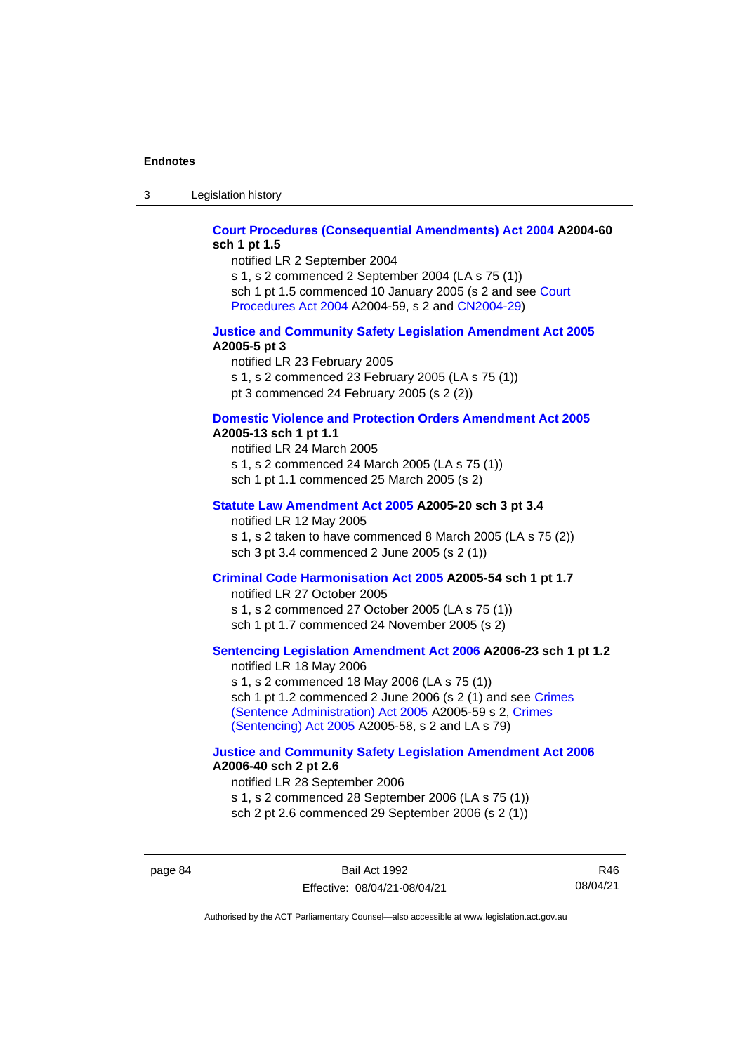**Court Procedures (Consequential Amendments) Act 2004 A2004-60 sch 1 pt 1.5**

notified LR 2 September 2004

s 1, s 2 commenced 2 September 2004 (LA s 75 (1))

sch 1 pt 1.5 commenced 10 January 2005 (s 2 and see Court Procedures Act 2004 A2004-59, s 2 and CN2004-29)

**Justice and Community Safety Legislation Amendment Act 2005 A2005-5 pt 3**

notified LR 23 February 2005

s 1, s 2 commenced 23 February 2005 (LA s 75 (1))

pt 3 commenced 24 February 2005 (s 2 (2))

**Domestic Violence and Protection Orders Amendment Act 2005 A2005-13 sch 1 pt 1.1**

notified LR 24 March 2005

s 1, s 2 commenced 24 March 2005 (LA s 75 (1))

sch 1 pt 1.1 commenced 25 March 2005 (s 2)

**Statute Law Amendment Act 2005 A2005-20 sch 3 pt 3.4**

notified LR 12 May 2005

s 1, s 2 taken to have commenced 8 March 2005 (LA s 75 (2))

sch 3 pt 3.4 commenced 2 June 2005 (s 2 (1))

**Criminal Code Harmonisation Act 2005 A2005-54 sch 1 pt 1.7**

notified LR 27 October 2005

s 1, s 2 commenced 27 October 2005 (LA s 75 (1))

sch 1 pt 1.7 commenced 24 November 2005 (s 2)

**Sentencing Legislation Amendment Act 2006 A2006-23 sch 1 pt 1.2**

notified LR 18 May 2006

s 1, s 2 commenced 18 May 2006 (LA s 75 (1))

sch 1 pt 1.2 commenced 2 June 2006 (s 2 (1) and see Crimes (Sentence Administration) Act 2005 A2005-59 s 2, Crimes (Sentencing) Act 2005 A2005-58, s 2 and LA s 79)

**Justice and Community Safety Legislation Amendment Act 2006 A2006-40 sch 2 pt 2.6**

notified LR 28 September 2006

s 1, s 2 commenced 28 September 2006 (LA s 75 (1))

sch 2 pt 2.6 commenced 29 September 2006 (s 2 (1))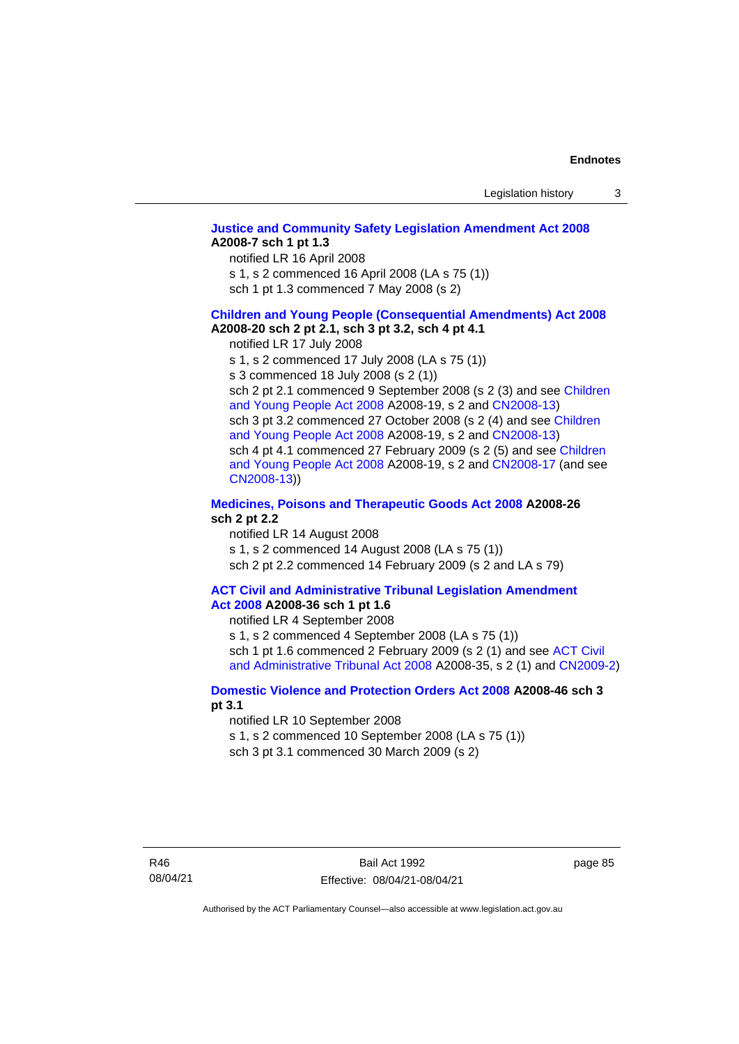**Justice and Community Safety Legislation Amendment Act 2008 A2008-7 sch 1 pt 1.3**

notified LR 16 April 2008

s 1, s 2 commenced 16 April 2008 (LA s 75 (1))

sch 1 pt 1.3 commenced 7 May 2008 (s 2)

**Children and Young People (Consequential Amendments) Act 2008 A2008-20 sch 2 pt 2.1, sch 3 pt 3.2, sch 4 pt 4.1**

notified LR 17 July 2008

s 1, s 2 commenced 17 July 2008 (LA s 75 (1))

s 3 commenced 18 July 2008 (s 2 (1))

sch 2 pt 2.1 commenced 9 September 2008 (s 2 (3) and see Children and Young People Act 2008 A2008-19, s 2 and CN2008-13)

sch 3 pt 3.2 commenced 27 October 2008 (s 2 (4) and see Children and Young People Act 2008 A2008-19, s 2 and CN2008-13)

sch 4 pt 4.1 commenced 27 February 2009 (s 2 (5) and see Children and Young People Act 2008 A2008-19, s 2 and CN2008-17 (and see CN2008-13))

**Medicines, Poisons and Therapeutic Goods Act 2008 A2008-26 sch 2 pt 2.2**

notified LR 14 August 2008

s 1, s 2 commenced 14 August 2008 (LA s 75 (1))

sch 2 pt 2.2 commenced 14 February 2009 (s 2 and LA s 79)

**ACT Civil and Administrative Tribunal Legislation Amendment Act 2008 A2008-36 sch 1 pt 1.6**

notified LR 4 September 2008

s 1, s 2 commenced 4 September 2008 (LA s 75 (1))

sch 1 pt 1.6 commenced 2 February 2009 (s 2 (1) and see ACT Civil and Administrative Tribunal Act 2008 A2008-35, s 2 (1) and CN2009-2)

**Domestic Violence and Protection Orders Act 2008 A2008-46 sch 3 pt 3.1**

notified LR 10 September 2008

s 1, s 2 commenced 10 September 2008 (LA s 75 (1))

sch 3 pt 3.1 commenced 30 March 2009 (s 2)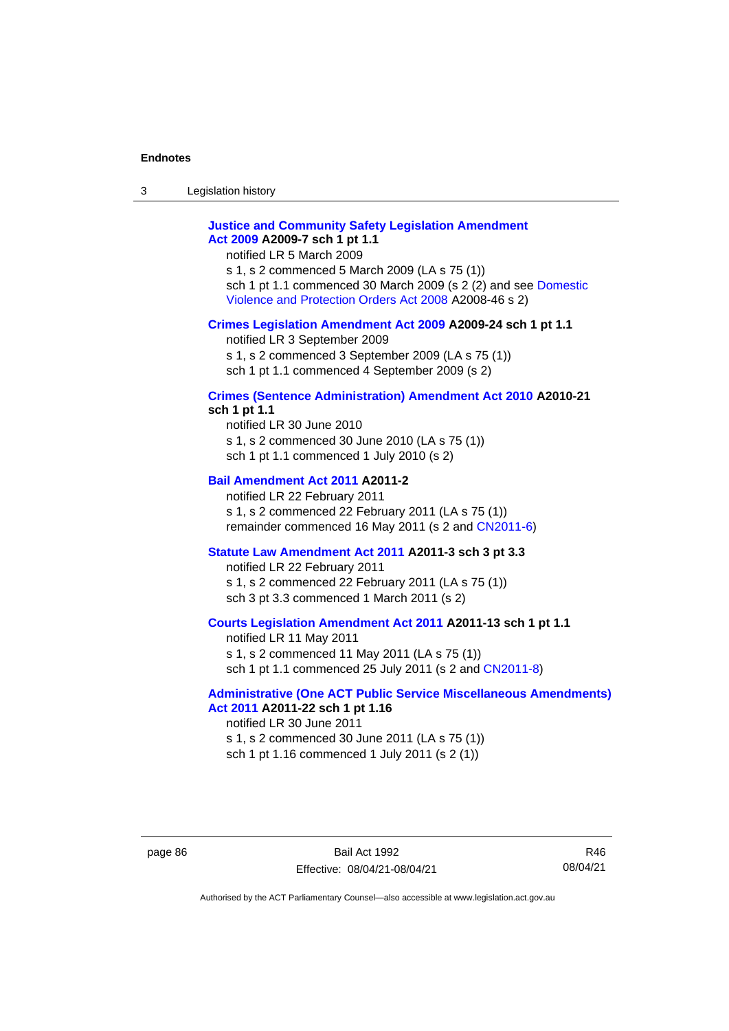**Justice and Community Safety Legislation Amendment Act 2009 A2009-7 sch 1 pt 1.1**

notified LR 5 March 2009

s 1, s 2 commenced 5 March 2009 (LA s 75 (1))

sch 1 pt 1.1 commenced 30 March 2009 (s 2 (2) and see Domestic Violence and Protection Orders Act 2008 A2008-46 s 2)

**Crimes Legislation Amendment Act 2009 A2009-24 sch 1 pt 1.1**

notified LR 3 September 2009

s 1, s 2 commenced 3 September 2009 (LA s 75 (1))

sch 1 pt 1.1 commenced 4 September 2009 (s 2)

**Crimes (Sentence Administration) Amendment Act 2010 A2010-21 sch 1 pt 1.1**

notified LR 30 June 2010

s 1, s 2 commenced 30 June 2010 (LA s 75 (1))

sch 1 pt 1.1 commenced 1 July 2010 (s 2)

**Bail Amendment Act 2011 A2011-2**

notified LR 22 February 2011

s 1, s 2 commenced 22 February 2011 (LA s 75 (1))

remainder commenced 16 May 2011 (s 2 and CN2011-6)

**Statute Law Amendment Act 2011 A2011-3 sch 3 pt 3.3**

notified LR 22 February 2011

s 1, s 2 commenced 22 February 2011 (LA s 75 (1))

sch 3 pt 3.3 commenced 1 March 2011 (s 2)

**Courts Legislation Amendment Act 2011 A2011-13 sch 1 pt 1.1**

notified LR 11 May 2011

s 1, s 2 commenced 11 May 2011 (LA s 75 (1))

sch 1 pt 1.1 commenced 25 July 2011 (s 2 and CN2011-8)

**Administrative (One ACT Public Service Miscellaneous Amendments) Act 2011 A2011-22 sch 1 pt 1.16**

notified LR 30 June 2011

s 1, s 2 commenced 30 June 2011 (LA s 75 (1))

sch 1 pt 1.16 commenced 1 July 2011 (s 2 (1))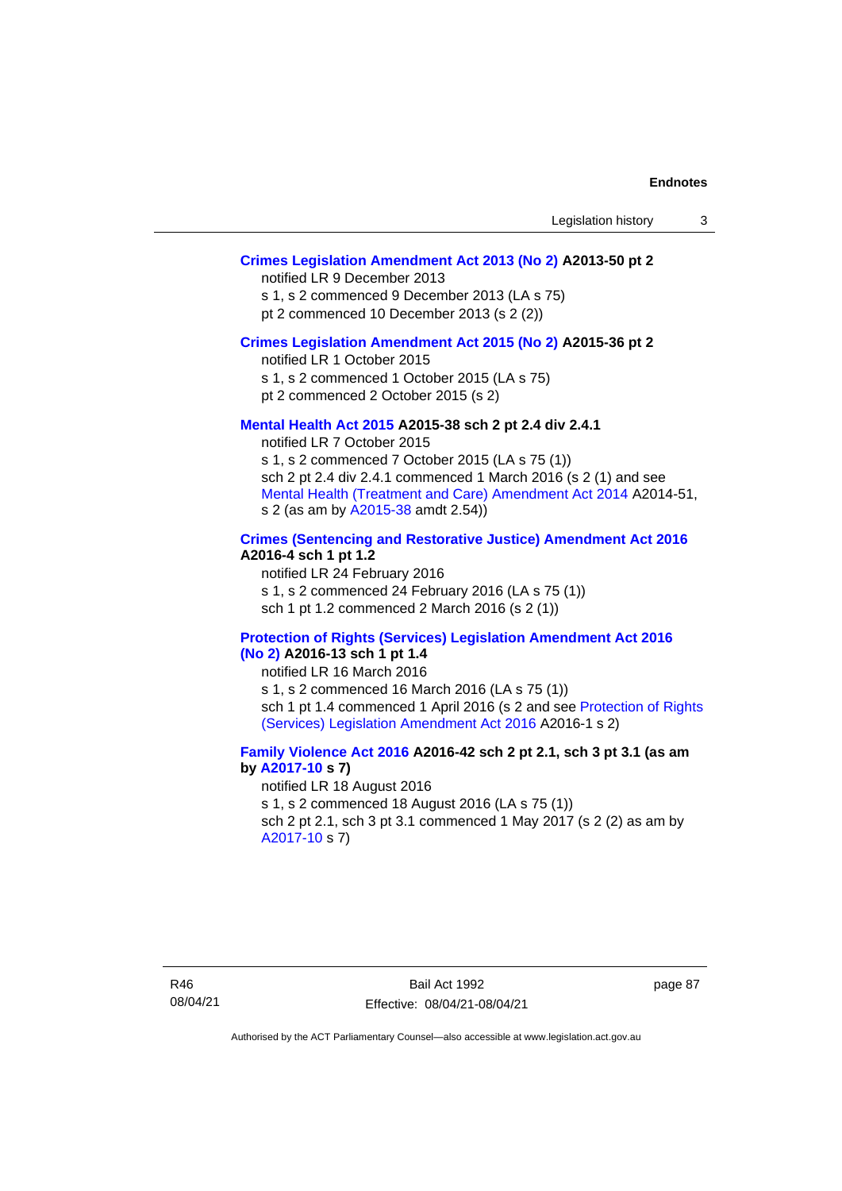**Crimes Legislation Amendment Act 2013 (No 2) A2013-50 pt 2**

notified LR 9 December 2013

s 1, s 2 commenced 9 December 2013 (LA s 75)

pt 2 commenced 10 December 2013 (s 2 (2))

**Crimes Legislation Amendment Act 2015 (No 2) A2015-36 pt 2**

notified LR 1 October 2015

s 1, s 2 commenced 1 October 2015 (LA s 75)

pt 2 commenced 2 October 2015 (s 2)

**Mental Health Act 2015 A2015-38 sch 2 pt 2.4 div 2.4.1**

notified LR 7 October 2015

s 1, s 2 commenced 7 October 2015 (LA s 75 (1))

sch 2 pt 2.4 div 2.4.1 commenced 1 March 2016 (s 2 (1) and see Mental Health (Treatment and Care) Amendment Act 2014 A2014-51, s 2 (as am by A2015-38 amdt 2.54))

**Crimes (Sentencing and Restorative Justice) Amendment Act 2016 A2016-4 sch 1 pt 1.2**

notified LR 24 February 2016

s 1, s 2 commenced 24 February 2016 (LA s 75 (1))

sch 1 pt 1.2 commenced 2 March 2016 (s 2 (1))

**Protection of Rights (Services) Legislation Amendment Act 2016 (No 2) A2016-13 sch 1 pt 1.4**

notified LR 16 March 2016

s 1, s 2 commenced 16 March 2016 (LA s 75 (1))

sch 1 pt 1.4 commenced 1 April 2016 (s 2 and see Protection of Rights (Services) Legislation Amendment Act 2016 A2016-1 s 2)

**Family Violence Act 2016 A2016-42 sch 2 pt 2.1, sch 3 pt 3.1 (as am by A2017-10 s 7)**

notified LR 18 August 2016

s 1, s 2 commenced 18 August 2016 (LA s 75 (1))

sch 2 pt 2.1, sch 3 pt 3.1 commenced 1 May 2017 (s 2 (2) as am by A2017-10 s 7)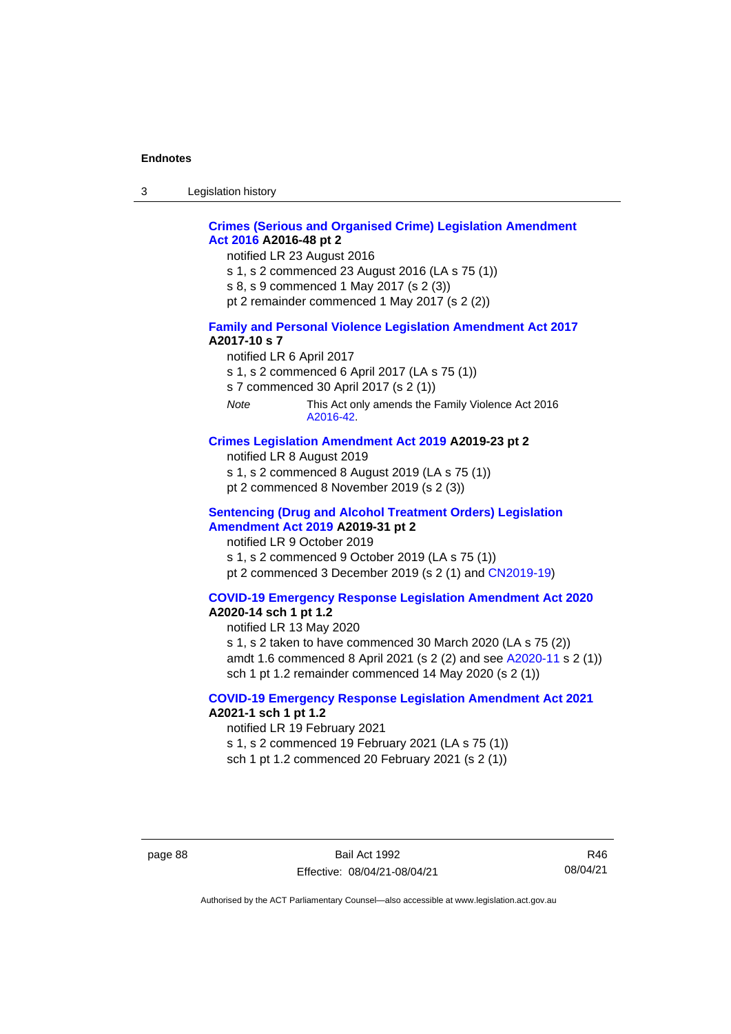**Crimes (Serious and Organised Crime) Legislation Amendment Act 2016 A2016-48 pt 2**

notified LR 23 August 2016

s 1, s 2 commenced 23 August 2016 (LA s 75 (1))

s 8, s 9 commenced 1 May 2017 (s 2 (3))

pt 2 remainder commenced 1 May 2017 (s 2 (2))

**Family and Personal Violence Legislation Amendment Act 2017 A2017-10 s 7**

notified LR 6 April 2017

s 1, s 2 commenced 6 April 2017 (LA s 75 (1))

s 7 commenced 30 April 2017 (s 2 (1))

*Note* This Act only amends the Family Violence Act 2016 A2016-42.

**Crimes Legislation Amendment Act 2019 A2019-23 pt 2**

notified LR 8 August 2019

s 1, s 2 commenced 8 August 2019 (LA s 75 (1))

pt 2 commenced 8 November 2019 (s 2 (3))

**Sentencing (Drug and Alcohol Treatment Orders) Legislation Amendment Act 2019 A2019-31 pt 2**

notified LR 9 October 2019

s 1, s 2 commenced 9 October 2019 (LA s 75 (1))

pt 2 commenced 3 December 2019 (s 2 (1) and CN2019-19)

**COVID-19 Emergency Response Legislation Amendment Act 2020 A2020-14 sch 1 pt 1.2**

notified LR 13 May 2020

s 1, s 2 taken to have commenced 30 March 2020 (LA s 75 (2))

amdt 1.6 commenced 8 April 2021 (s 2 (2) and see A2020-11 s 2 (1))

sch 1 pt 1.2 remainder commenced 14 May 2020 (s 2 (1))

**COVID-19 Emergency Response Legislation Amendment Act 2021 A2021-1 sch 1 pt 1.2**

notified LR 19 February 2021

s 1, s 2 commenced 19 February 2021 (LA s 75 (1))

sch 1 pt 1.2 commenced 20 February 2021 (s 2 (1))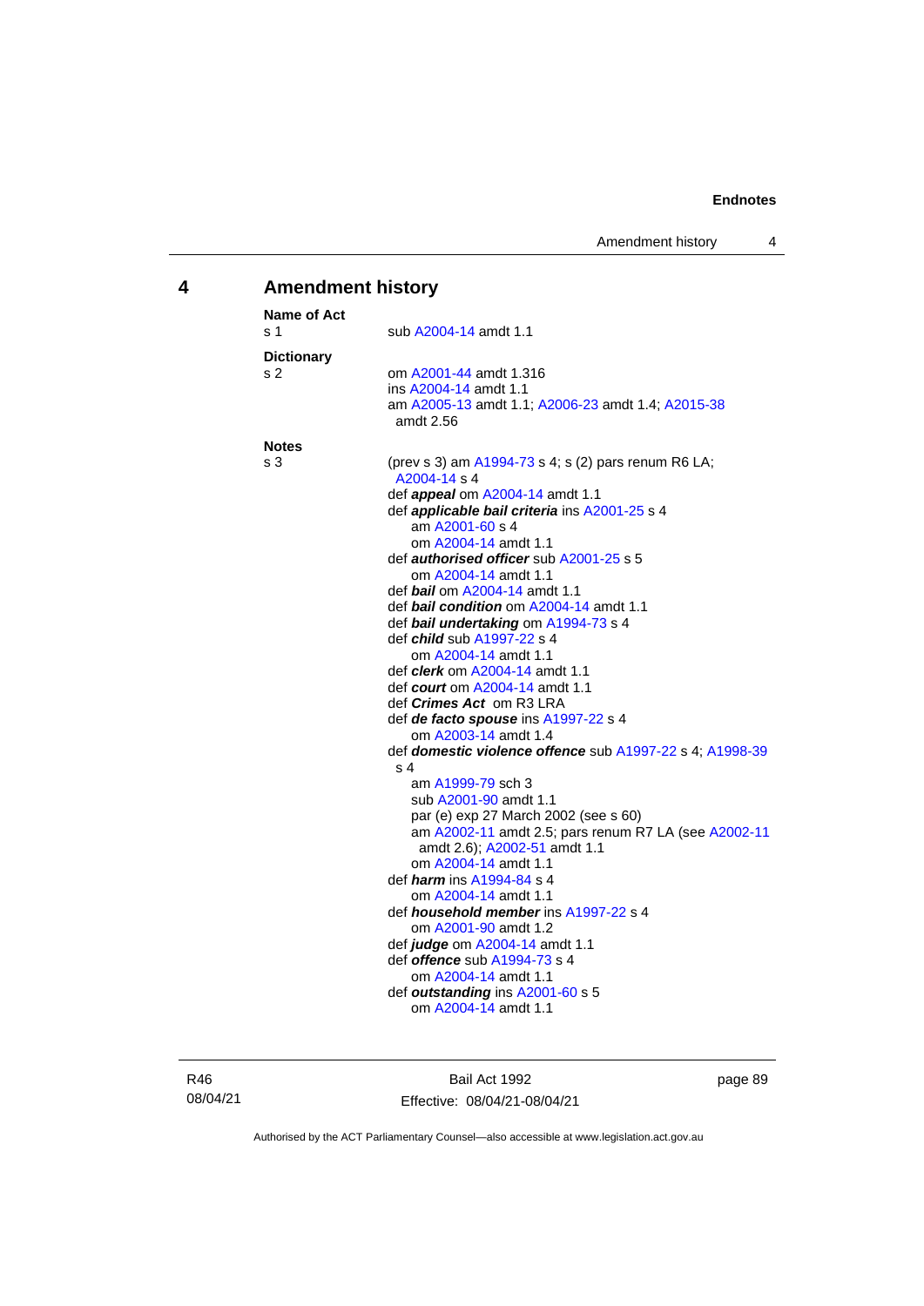## 4 Amendment history

**Name of Act**

s 1 sub A2004-14 amdt 1.1

**Dictionary**

s 2 om A2001-44 amdt 1.316
ins A2004-14 amdt 1.1
am A2005-13 amdt 1.1; A2006-23 amdt 1.4; A2015-38 amdt 2.56

**Notes**

s 3 (prev s 3) am A1994-73 s 4; s (2) pars renum R6 LA; A2004-14 s 4
def ***appeal*** om A2004-14 amdt 1.1
def ***applicable bail criteria*** ins A2001-25 s 4
am A2001-60 s 4
om A2004-14 amdt 1.1
def ***authorised officer*** sub A2001-25 s 5
om A2004-14 amdt 1.1
def ***bail*** om A2004-14 amdt 1.1
def ***bail condition*** om A2004-14 amdt 1.1
def ***bail undertaking*** om A1994-73 s 4
def ***child*** sub A1997-22 s 4
om A2004-14 amdt 1.1
def ***clerk*** om A2004-14 amdt 1.1
def ***court*** om A2004-14 amdt 1.1
def ***Crimes Act*** om R3 LRA
def ***de facto spouse*** ins A1997-22 s 4
om A2003-14 amdt 1.4
def ***domestic violence offence*** sub A1997-22 s 4; A1998-39 s 4
am A1999-79 sch 3
sub A2001-90 amdt 1.1
par (e) exp 27 March 2002 (see s 60)
am A2002-11 amdt 2.5; pars renum R7 LA (see A2002-11 amdt 2.6); A2002-51 amdt 1.1
om A2004-14 amdt 1.1
def ***harm*** ins A1994-84 s 4
om A2004-14 amdt 1.1
def ***household member*** ins A1997-22 s 4
om A2001-90 amdt 1.2
def ***judge*** om A2004-14 amdt 1.1
def ***offence*** sub A1994-73 s 4
om A2004-14 amdt 1.1
def ***outstanding*** ins A2001-60 s 5
om A2004-14 amdt 1.1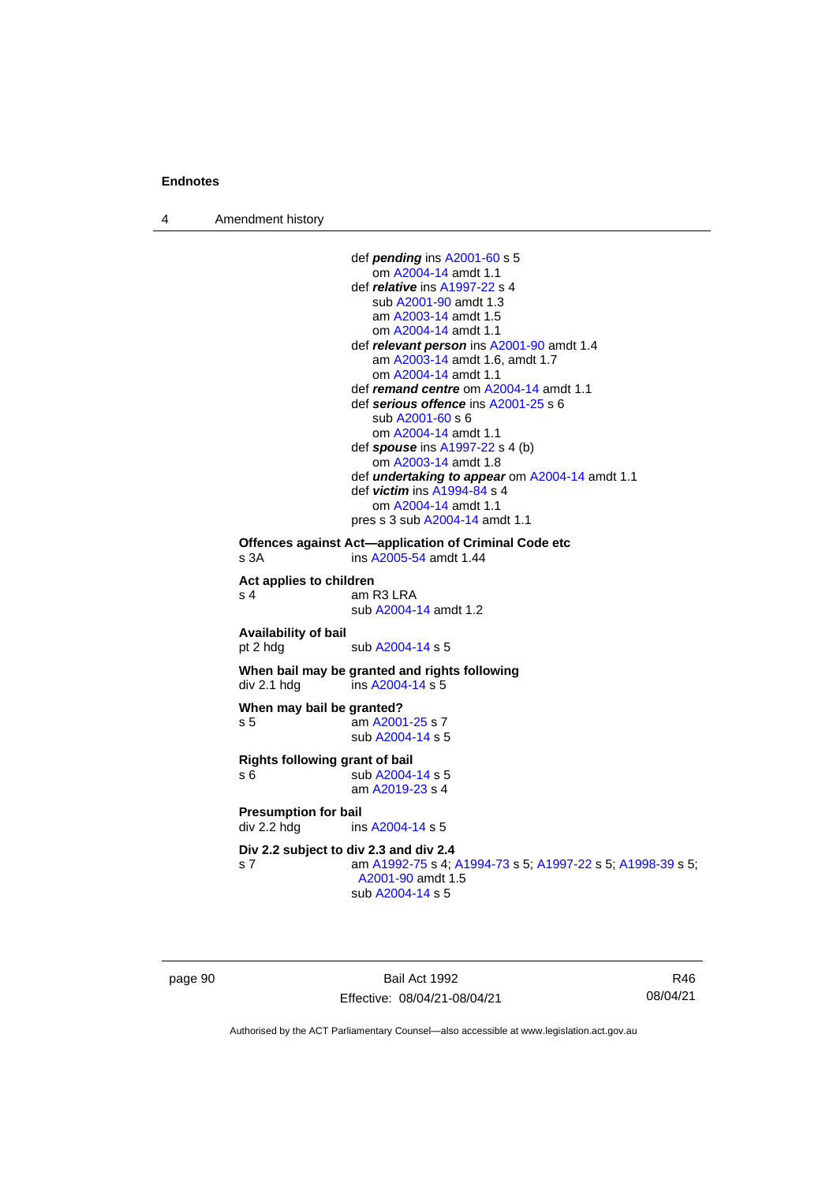def ***pending*** ins A2001-60 s 5
om A2004-14 amdt 1.1
def ***relative*** ins A1997-22 s 4
sub A2001-90 amdt 1.3
am A2003-14 amdt 1.5
om A2004-14 amdt 1.1
def ***relevant person*** ins A2001-90 amdt 1.4
am A2003-14 amdt 1.6, amdt 1.7
om A2004-14 amdt 1.1
def ***remand centre*** om A2004-14 amdt 1.1
def ***serious offence*** ins A2001-25 s 6
sub A2001-60 s 6
om A2004-14 amdt 1.1
def ***spouse*** ins A1997-22 s 4 (b)
om A2003-14 amdt 1.8
def ***undertaking to appear*** om A2004-14 amdt 1.1
def ***victim*** ins A1994-84 s 4
om A2004-14 amdt 1.1
pres s 3 sub A2004-14 amdt 1.1

**Offences against Act—application of Criminal Code etc**
s 3A ins A2005-54 amdt 1.44

**Act applies to children**
s 4 am R3 LRA
sub A2004-14 amdt 1.2

**Availability of bail**
pt 2 hdg sub A2004-14 s 5

**When bail may be granted and rights following**
div 2.1 hdg ins A2004-14 s 5

**When may bail be granted?**
s 5 am A2001-25 s 7
sub A2004-14 s 5

**Rights following grant of bail**
s 6 sub A2004-14 s 5
am A2019-23 s 4

**Presumption for bail**
div 2.2 hdg ins A2004-14 s 5

**Div 2.2 subject to div 2.3 and div 2.4**
s 7 am A1992-75 s 4; A1994-73 s 5; A1997-22 s 5; A1998-39 s 5; A2001-90 amdt 1.5
sub A2004-14 s 5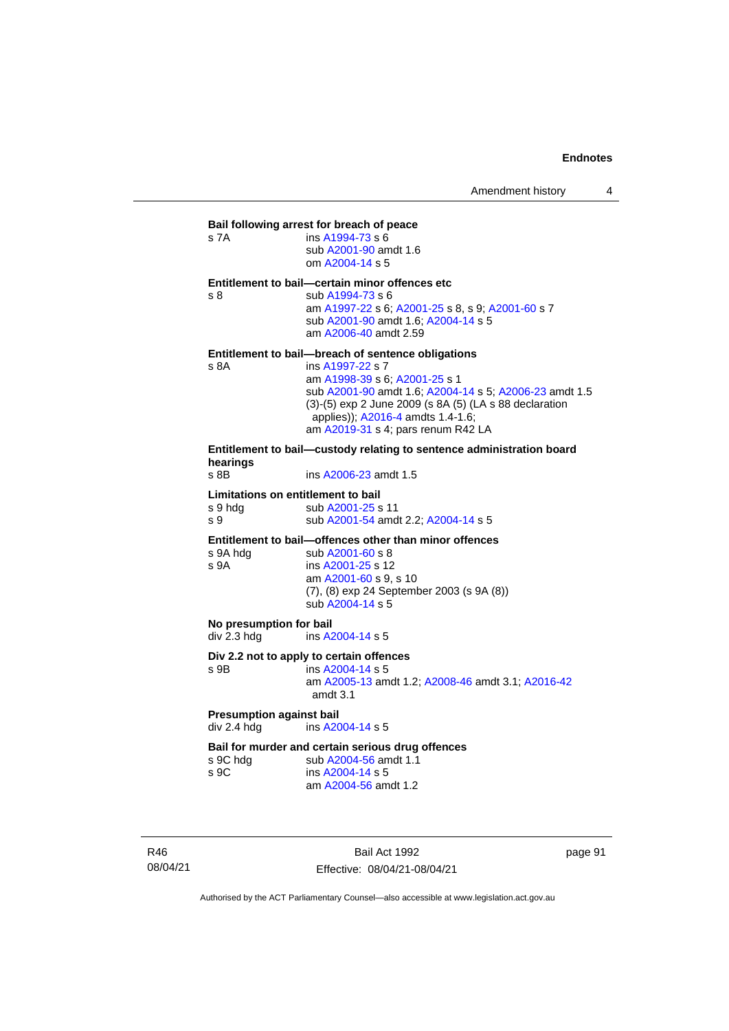**Bail following arrest for breach of peace**

s 7A ins A1994-73 s 6
sub A2001-90 amdt 1.6
om A2004-14 s 5

**Entitlement to bail—certain minor offences etc**

s 8 sub A1994-73 s 6
am A1997-22 s 6; A2001-25 s 8, s 9; A2001-60 s 7
sub A2001-90 amdt 1.6; A2004-14 s 5
am A2006-40 amdt 2.59

**Entitlement to bail—breach of sentence obligations**

s 8A ins A1997-22 s 7
am A1998-39 s 6; A2001-25 s 1
sub A2001-90 amdt 1.6; A2004-14 s 5; A2006-23 amdt 1.5
(3)-(5) exp 2 June 2009 (s 8A (5) (LA s 88 declaration applies)); A2016-4 amdts 1.4-1.6;
am A2019-31 s 4; pars renum R42 LA

**Entitlement to bail—custody relating to sentence administration board hearings**

s 8B ins A2006-23 amdt 1.5

**Limitations on entitlement to bail**

s 9 hdg sub A2001-25 s 11
s 9 sub A2001-54 amdt 2.2; A2004-14 s 5

**Entitlement to bail—offences other than minor offences**

s 9A hdg sub A2001-60 s 8
s 9A ins A2001-25 s 12
am A2001-60 s 9, s 10
(7), (8) exp 24 September 2003 (s 9A (8))
sub A2004-14 s 5

**No presumption for bail**

div 2.3 hdg ins A2004-14 s 5

**Div 2.2 not to apply to certain offences**

s 9B ins A2004-14 s 5
am A2005-13 amdt 1.2; A2008-46 amdt 3.1; A2016-42 amdt 3.1

**Presumption against bail**

div 2.4 hdg ins A2004-14 s 5

**Bail for murder and certain serious drug offences**

s 9C hdg sub A2004-56 amdt 1.1
s 9C ins A2004-14 s 5
am A2004-56 amdt 1.2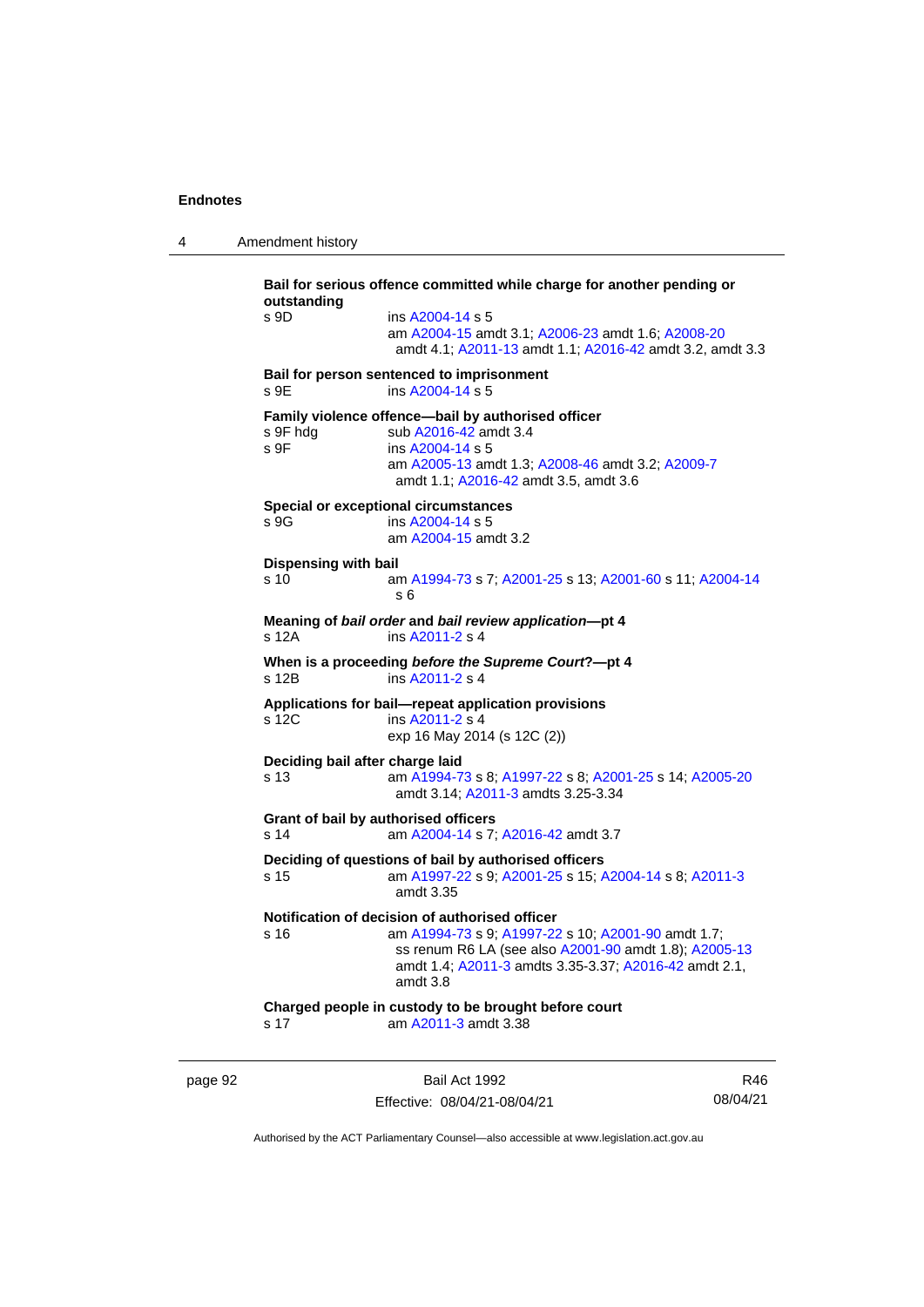**Bail for serious offence committed while charge for another pending or outstanding**

s 9D ins A2004-14 s 5
am A2004-15 amdt 3.1; A2006-23 amdt 1.6; A2008-20 amdt 4.1; A2011-13 amdt 1.1; A2016-42 amdt 3.2, amdt 3.3

**Bail for person sentenced to imprisonment**

s 9E ins A2004-14 s 5

**Family violence offence—bail by authorised officer**

s 9F hdg sub A2016-42 amdt 3.4
s 9F ins A2004-14 s 5
am A2005-13 amdt 1.3; A2008-46 amdt 3.2; A2009-7 amdt 1.1; A2016-42 amdt 3.5, amdt 3.6

**Special or exceptional circumstances**

s 9G ins A2004-14 s 5
am A2004-15 amdt 3.2

**Dispensing with bail**

s 10 am A1994-73 s 7; A2001-25 s 13; A2001-60 s 11; A2004-14 s 6

**Meaning of *bail order* and *bail review application*—pt 4**

s 12A ins A2011-2 s 4

**When is a proceeding *before the Supreme Court*?—pt 4**

s 12B ins A2011-2 s 4

**Applications for bail—repeat application provisions**

s 12C ins A2011-2 s 4
exp 16 May 2014 (s 12C (2))

**Deciding bail after charge laid**

s 13 am A1994-73 s 8; A1997-22 s 8; A2001-25 s 14; A2005-20 amdt 3.14; A2011-3 amdts 3.25-3.34

**Grant of bail by authorised officers**

s 14 am A2004-14 s 7; A2016-42 amdt 3.7

**Deciding of questions of bail by authorised officers**

s 15 am A1997-22 s 9; A2001-25 s 15; A2004-14 s 8; A2011-3 amdt 3.35

**Notification of decision of authorised officer**

s 16 am A1994-73 s 9; A1997-22 s 10; A2001-90 amdt 1.7; ss renum R6 LA (see also A2001-90 amdt 1.8); A2005-13 amdt 1.4; A2011-3 amdts 3.35-3.37; A2016-42 amdt 2.1, amdt 3.8

**Charged people in custody to be brought before court**

s 17 am A2011-3 amdt 3.38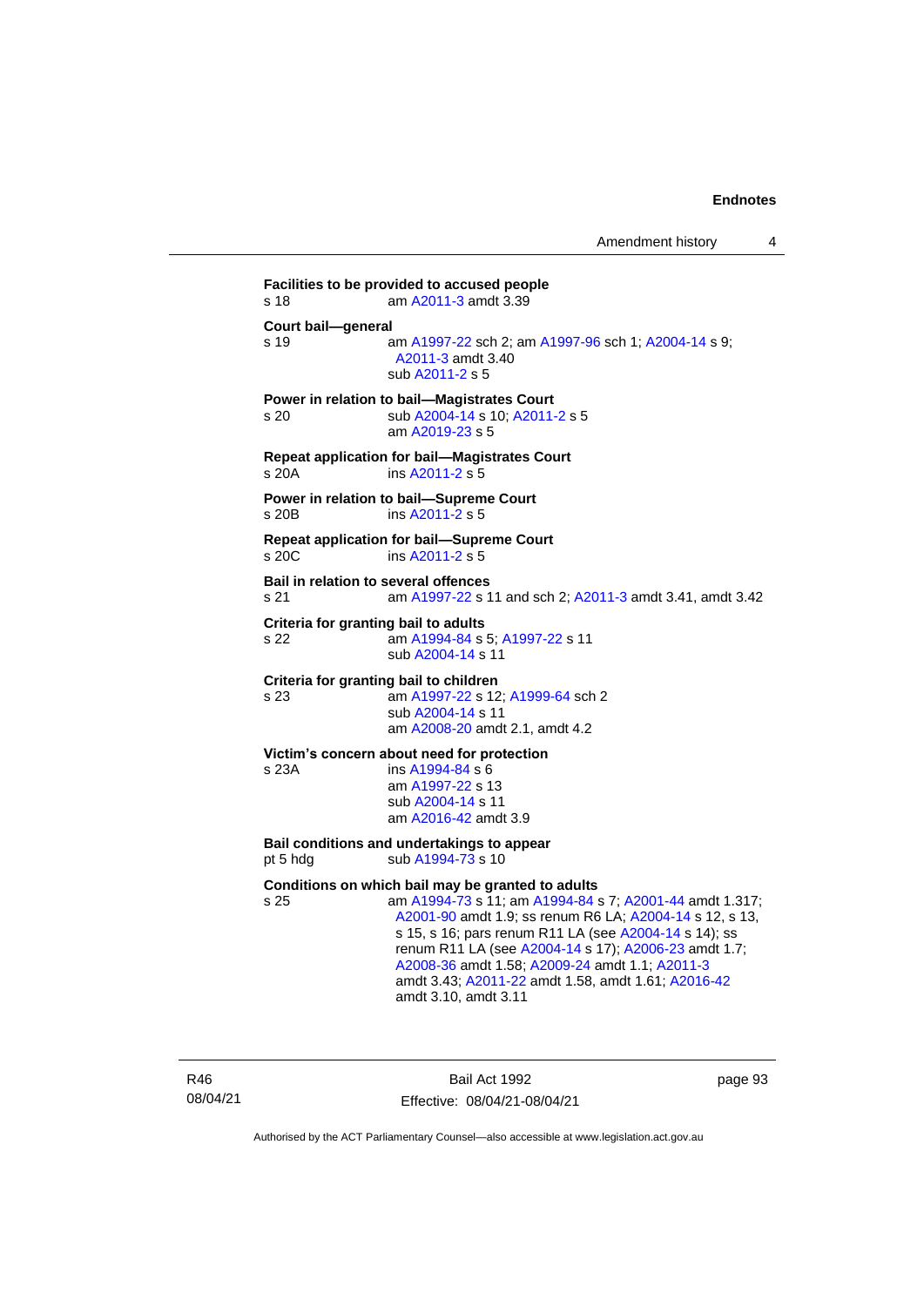**Facilities to be provided to accused people**
s 18 am A2011-3 amdt 3.39

**Court bail—general**
s 19 am A1997-22 sch 2; am A1997-96 sch 1; A2004-14 s 9; A2011-3 amdt 3.40
sub A2011-2 s 5

**Power in relation to bail—Magistrates Court**
s 20 sub A2004-14 s 10; A2011-2 s 5
am A2019-23 s 5

**Repeat application for bail—Magistrates Court**
s 20A ins A2011-2 s 5

**Power in relation to bail—Supreme Court**
s 20B ins A2011-2 s 5

**Repeat application for bail—Supreme Court**
s 20C ins A2011-2 s 5

**Bail in relation to several offences**
s 21 am A1997-22 s 11 and sch 2; A2011-3 amdt 3.41, amdt 3.42

**Criteria for granting bail to adults**
s 22 am A1994-84 s 5; A1997-22 s 11
sub A2004-14 s 11

**Criteria for granting bail to children**
s 23 am A1997-22 s 12; A1999-64 sch 2
sub A2004-14 s 11
am A2008-20 amdt 2.1, amdt 4.2

**Victim's concern about need for protection**
s 23A ins A1994-84 s 6
am A1997-22 s 13
sub A2004-14 s 11
am A2016-42 amdt 3.9

**Bail conditions and undertakings to appear**
pt 5 hdg sub A1994-73 s 10

**Conditions on which bail may be granted to adults**
s 25 am A1994-73 s 11; am A1994-84 s 7; A2001-44 amdt 1.317; A2001-90 amdt 1.9; ss renum R6 LA; A2004-14 s 12, s 13, s 15, s 16; pars renum R11 LA (see A2004-14 s 14); ss renum R11 LA (see A2004-14 s 17); A2006-23 amdt 1.7; A2008-36 amdt 1.58; A2009-24 amdt 1.1; A2011-3 amdt 3.43; A2011-22 amdt 1.58, amdt 1.61; A2016-42 amdt 3.10, amdt 3.11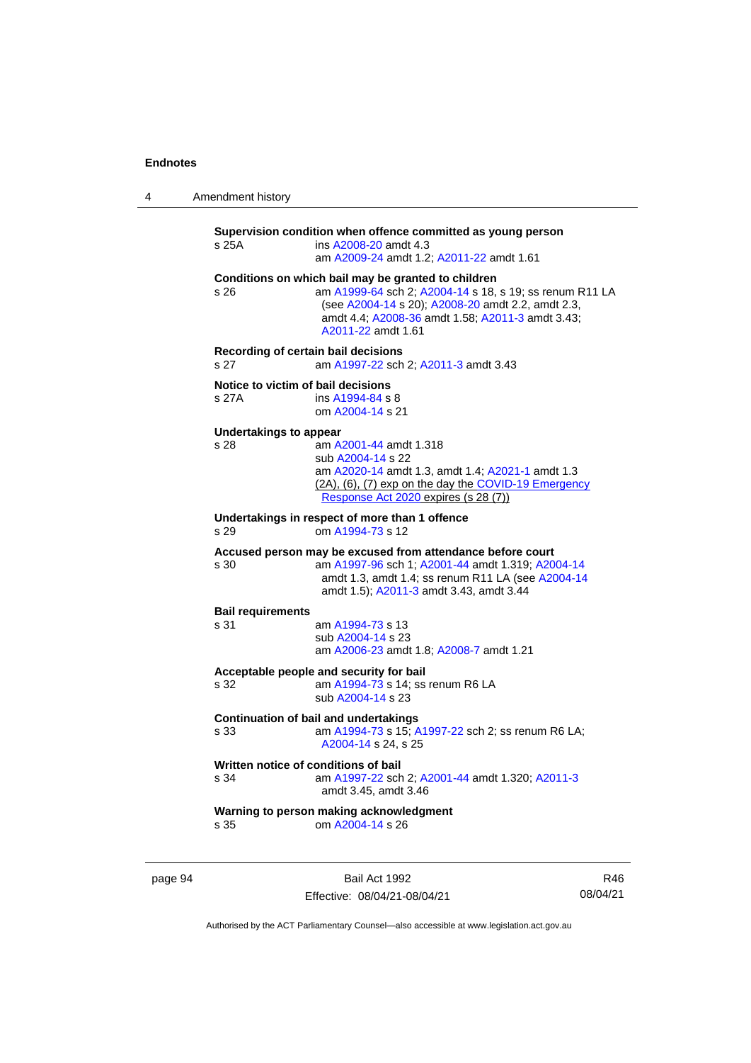**Supervision condition when offence committed as young person**

s 25A ins A2008-20 amdt 4.3
am A2009-24 amdt 1.2; A2011-22 amdt 1.61

**Conditions on which bail may be granted to children**

s 26 am A1999-64 sch 2; A2004-14 s 18, s 19; ss renum R11 LA (see A2004-14 s 20); A2008-20 amdt 2.2, amdt 2.3, amdt 4.4; A2008-36 amdt 1.58; A2011-3 amdt 3.43; A2011-22 amdt 1.61

**Recording of certain bail decisions**

s 27 am A1997-22 sch 2; A2011-3 amdt 3.43

**Notice to victim of bail decisions**

s 27A ins A1994-84 s 8
om A2004-14 s 21

**Undertakings to appear**

s 28 am A2001-44 amdt 1.318
sub A2004-14 s 22
am A2020-14 amdt 1.3, amdt 1.4; A2021-1 amdt 1.3
(2A), (6), (7) exp on the day the COVID-19 Emergency Response Act 2020 expires (s 28 (7))

**Undertakings in respect of more than 1 offence**

s 29 om A1994-73 s 12

**Accused person may be excused from attendance before court**

s 30 am A1997-96 sch 1; A2001-44 amdt 1.319; A2004-14 amdt 1.3, amdt 1.4; ss renum R11 LA (see A2004-14 amdt 1.5); A2011-3 amdt 3.43, amdt 3.44

**Bail requirements**

s 31 am A1994-73 s 13
sub A2004-14 s 23
am A2006-23 amdt 1.8; A2008-7 amdt 1.21

**Acceptable people and security for bail**

s 32 am A1994-73 s 14; ss renum R6 LA
sub A2004-14 s 23

**Continuation of bail and undertakings**

s 33 am A1994-73 s 15; A1997-22 sch 2; ss renum R6 LA; A2004-14 s 24, s 25

**Written notice of conditions of bail**

s 34 am A1997-22 sch 2; A2001-44 amdt 1.320; A2011-3 amdt 3.45, amdt 3.46

**Warning to person making acknowledgment**

s 35 om A2004-14 s 26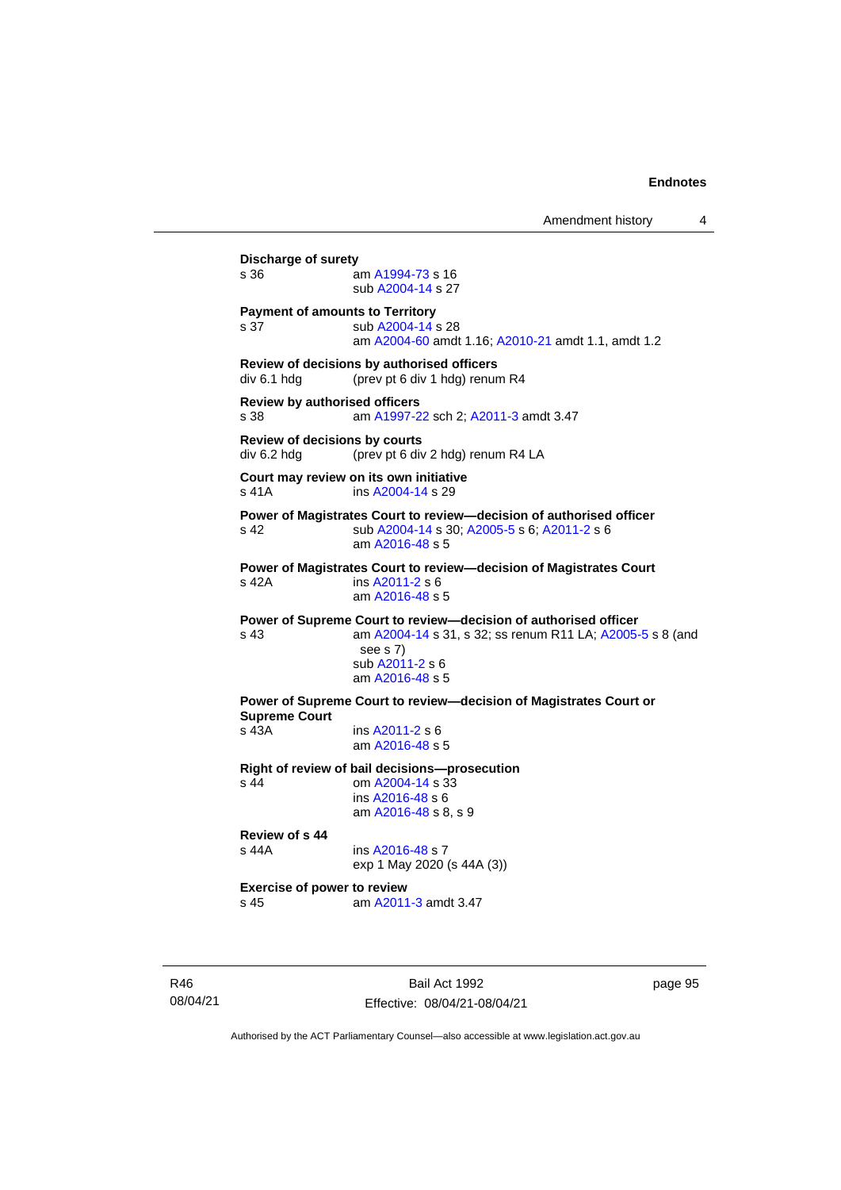**Discharge of surety**
s 36 am A1994-73 s 16
sub A2004-14 s 27

**Payment of amounts to Territory**
s 37 sub A2004-14 s 28
am A2004-60 amdt 1.16; A2010-21 amdt 1.1, amdt 1.2

**Review of decisions by authorised officers**
div 6.1 hdg (prev pt 6 div 1 hdg) renum R4

**Review by authorised officers**
s 38 am A1997-22 sch 2; A2011-3 amdt 3.47

**Review of decisions by courts**
div 6.2 hdg (prev pt 6 div 2 hdg) renum R4 LA

**Court may review on its own initiative**
s 41A ins A2004-14 s 29

**Power of Magistrates Court to review—decision of authorised officer**
s 42 sub A2004-14 s 30; A2005-5 s 6; A2011-2 s 6
am A2016-48 s 5

**Power of Magistrates Court to review—decision of Magistrates Court**
s 42A ins A2011-2 s 6
am A2016-48 s 5

**Power of Supreme Court to review—decision of authorised officer**
s 43 am A2004-14 s 31, s 32; ss renum R11 LA; A2005-5 s 8 (and see s 7)
sub A2011-2 s 6
am A2016-48 s 5

**Power of Supreme Court to review—decision of Magistrates Court or Supreme Court**
s 43A ins A2011-2 s 6
am A2016-48 s 5

**Right of review of bail decisions—prosecution**
s 44 om A2004-14 s 33
ins A2016-48 s 6
am A2016-48 s 8, s 9

**Review of s 44**
s 44A ins A2016-48 s 7
exp 1 May 2020 (s 44A (3))

**Exercise of power to review**
s 45 am A2011-3 amdt 3.47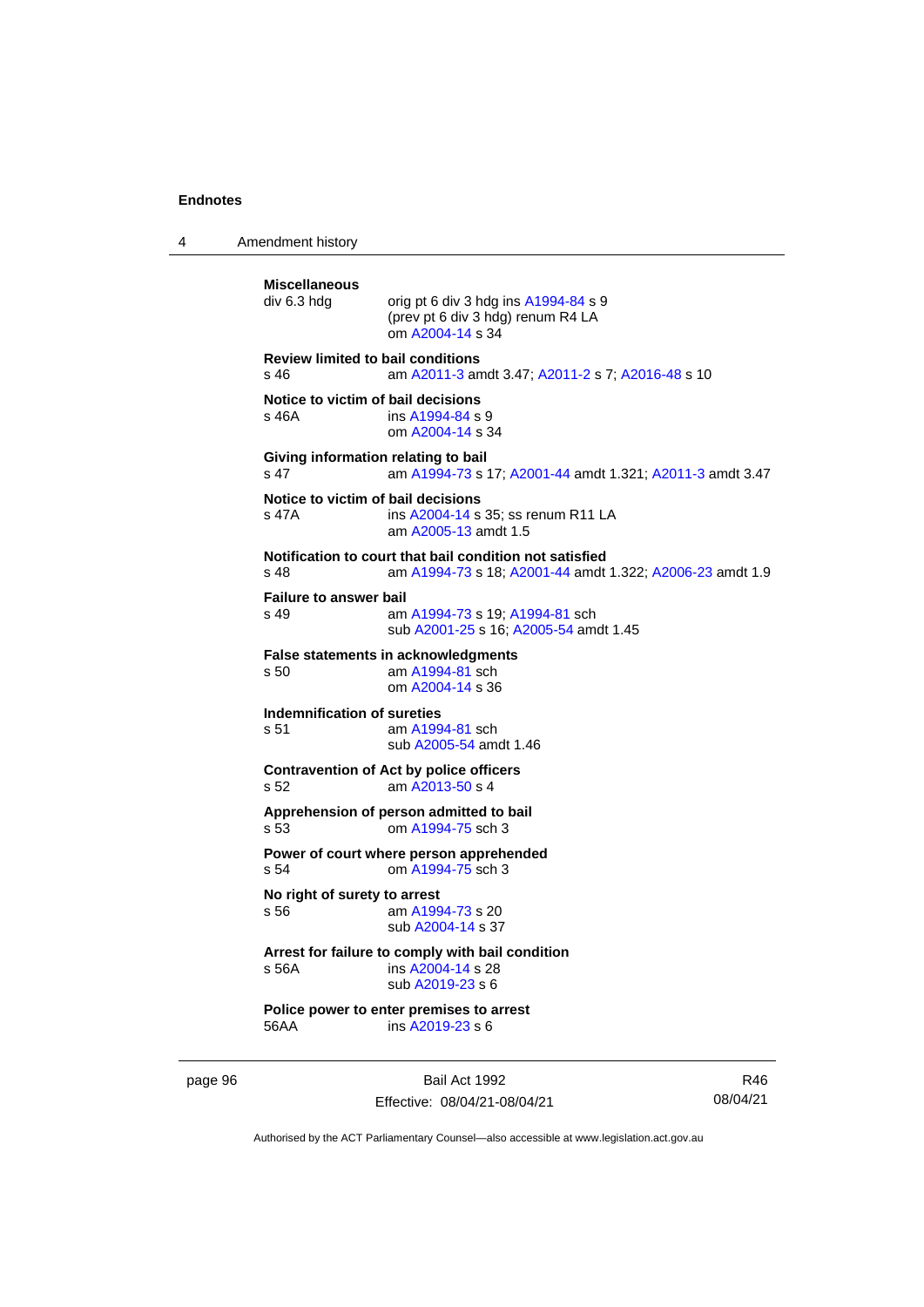**Miscellaneous**
div 6.3 hdg orig pt 6 div 3 hdg ins A1994-84 s 9
(prev pt 6 div 3 hdg) renum R4 LA
om A2004-14 s 34

**Review limited to bail conditions**
s 46 am A2011-3 amdt 3.47; A2011-2 s 7; A2016-48 s 10

**Notice to victim of bail decisions**
s 46A ins A1994-84 s 9
om A2004-14 s 34

**Giving information relating to bail**
s 47 am A1994-73 s 17; A2001-44 amdt 1.321; A2011-3 amdt 3.47

**Notice to victim of bail decisions**
s 47A ins A2004-14 s 35; ss renum R11 LA
am A2005-13 amdt 1.5

**Notification to court that bail condition not satisfied**
s 48 am A1994-73 s 18; A2001-44 amdt 1.322; A2006-23 amdt 1.9

**Failure to answer bail**
s 49 am A1994-73 s 19; A1994-81 sch
sub A2001-25 s 16; A2005-54 amdt 1.45

**False statements in acknowledgments**
s 50 am A1994-81 sch
om A2004-14 s 36

**Indemnification of sureties**
s 51 am A1994-81 sch
sub A2005-54 amdt 1.46

**Contravention of Act by police officers**
s 52 am A2013-50 s 4

**Apprehension of person admitted to bail**
s 53 om A1994-75 sch 3

**Power of court where person apprehended**
s 54 om A1994-75 sch 3

**No right of surety to arrest**
s 56 am A1994-73 s 20
sub A2004-14 s 37

**Arrest for failure to comply with bail condition**
s 56A ins A2004-14 s 28
sub A2019-23 s 6

**Police power to enter premises to arrest**
56AA ins A2019-23 s 6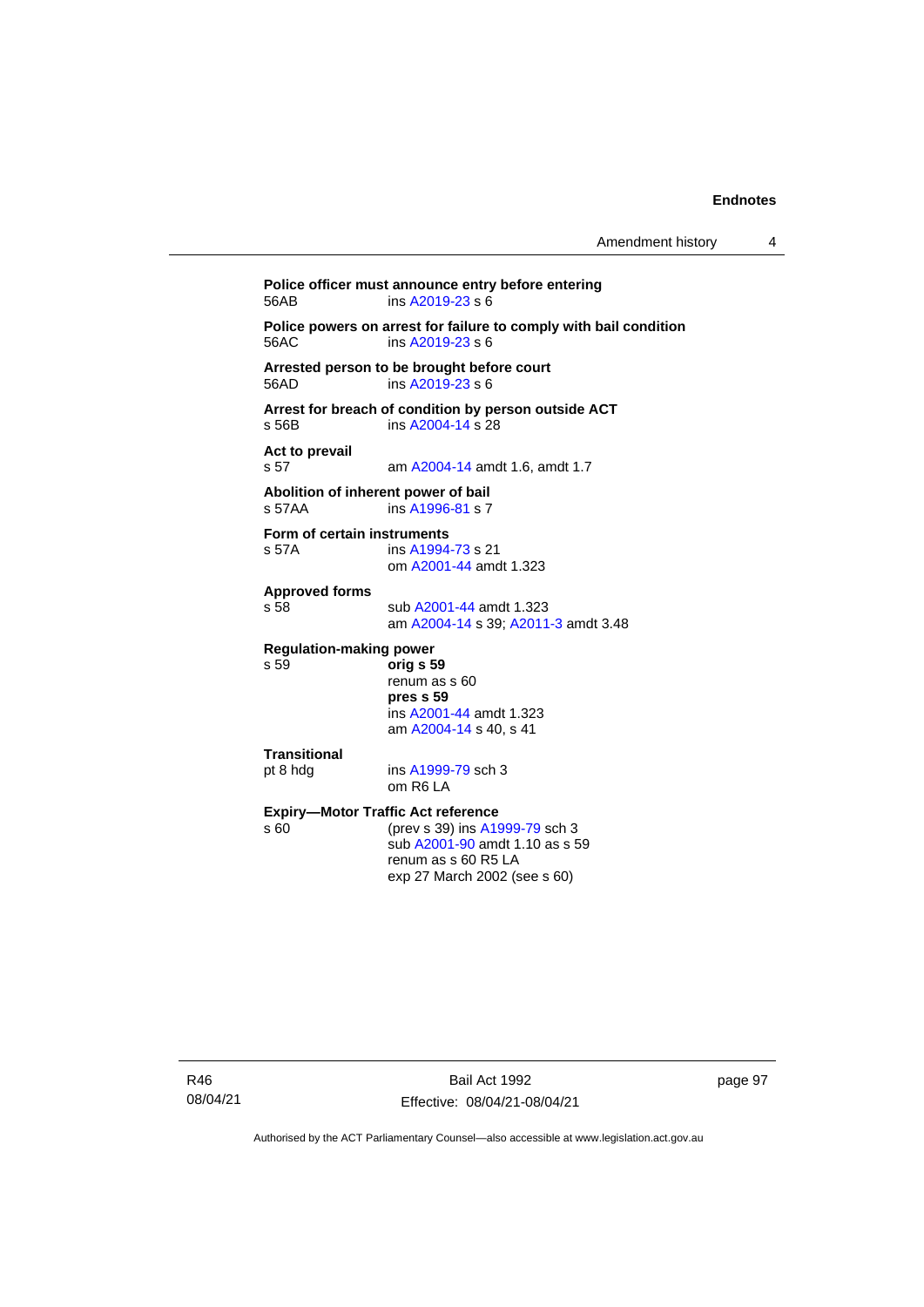**Police officer must announce entry before entering**
56AB ins A2019-23 s 6

**Police powers on arrest for failure to comply with bail condition**
56AC ins A2019-23 s 6

**Arrested person to be brought before court**
56AD ins A2019-23 s 6

**Arrest for breach of condition by person outside ACT**
s 56B ins A2004-14 s 28

**Act to prevail**
s 57 am A2004-14 amdt 1.6, amdt 1.7

**Abolition of inherent power of bail**
s 57AA ins A1996-81 s 7

**Form of certain instruments**
s 57A ins A1994-73 s 21
om A2001-44 amdt 1.323

**Approved forms**
s 58 sub A2001-44 amdt 1.323
am A2004-14 s 39; A2011-3 amdt 3.48

**Regulation-making power**
s 59 **orig s 59**
renum as s 60
**pres s 59**
ins A2001-44 amdt 1.323
am A2004-14 s 40, s 41

**Transitional**
pt 8 hdg ins A1999-79 sch 3
om R6 LA

**Expiry—Motor Traffic Act reference**
s 60 (prev s 39) ins A1999-79 sch 3
sub A2001-90 amdt 1.10 as s 59
renum as s 60 R5 LA
exp 27 March 2002 (see s 60)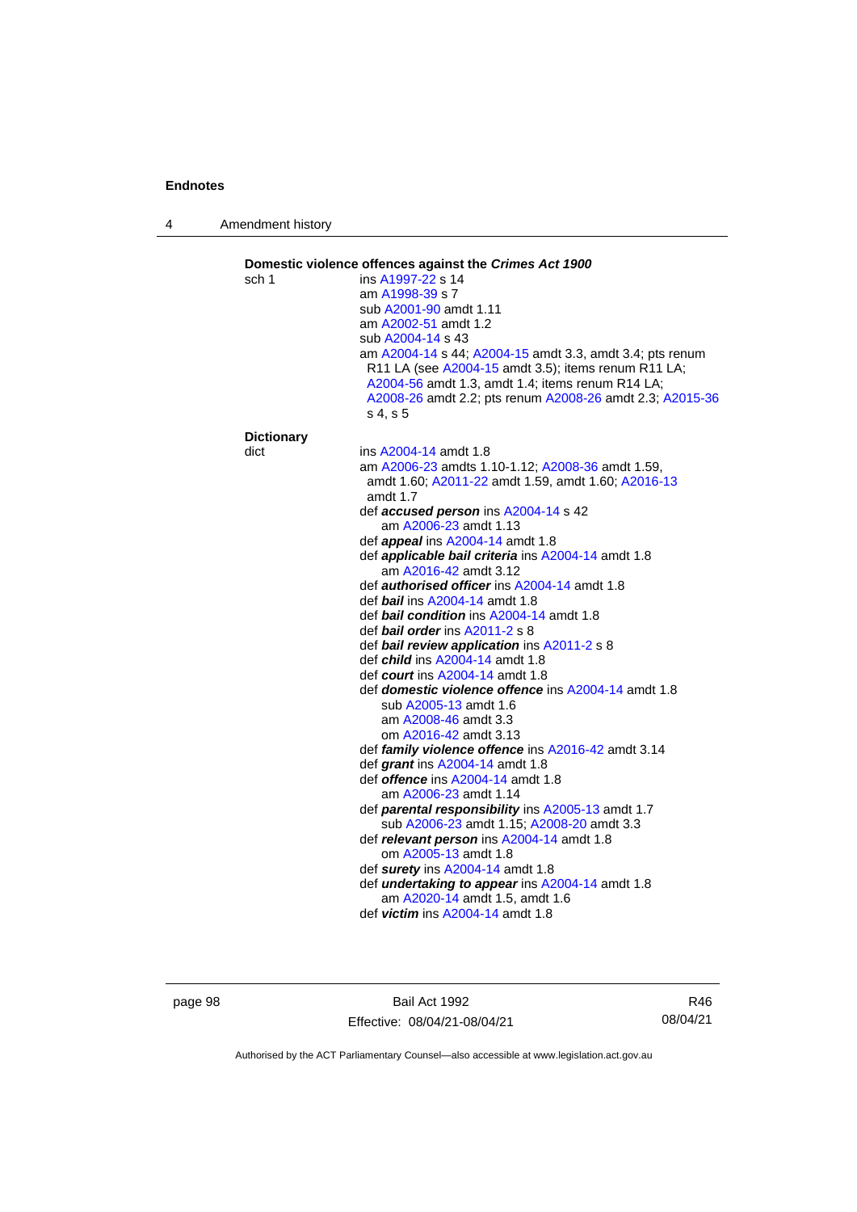**Domestic violence offences against the *Crimes Act 1900***

sch 1 — ins A1997-22 s 14
am A1998-39 s 7
sub A2001-90 amdt 1.11
am A2002-51 amdt 1.2
sub A2004-14 s 43
am A2004-14 s 44; A2004-15 amdt 3.3, amdt 3.4; pts renum R11 LA (see A2004-15 amdt 3.5); items renum R11 LA; A2004-56 amdt 1.3, amdt 1.4; items renum R14 LA; A2008-26 amdt 2.2; pts renum A2008-26 amdt 2.3; A2015-36 s 4, s 5

**Dictionary**

dict — ins A2004-14 amdt 1.8
am A2006-23 amdts 1.10-1.12; A2008-36 amdt 1.59, amdt 1.60; A2011-22 amdt 1.59, amdt 1.60; A2016-13 amdt 1.7
def ***accused person*** ins A2004-14 s 42
am A2006-23 amdt 1.13
def ***appeal*** ins A2004-14 amdt 1.8
def ***applicable bail criteria*** ins A2004-14 amdt 1.8
am A2016-42 amdt 3.12
def ***authorised officer*** ins A2004-14 amdt 1.8
def ***bail*** ins A2004-14 amdt 1.8
def ***bail condition*** ins A2004-14 amdt 1.8
def ***bail order*** ins A2011-2 s 8
def ***bail review application*** ins A2011-2 s 8
def ***child*** ins A2004-14 amdt 1.8
def ***court*** ins A2004-14 amdt 1.8
def ***domestic violence offence*** ins A2004-14 amdt 1.8
sub A2005-13 amdt 1.6
am A2008-46 amdt 3.3
om A2016-42 amdt 3.13
def ***family violence offence*** ins A2016-42 amdt 3.14
def ***grant*** ins A2004-14 amdt 1.8
def ***offence*** ins A2004-14 amdt 1.8
am A2006-23 amdt 1.14
def ***parental responsibility*** ins A2005-13 amdt 1.7
sub A2006-23 amdt 1.15; A2008-20 amdt 3.3
def ***relevant person*** ins A2004-14 amdt 1.8
om A2005-13 amdt 1.8
def ***surety*** ins A2004-14 amdt 1.8
def ***undertaking to appear*** ins A2004-14 amdt 1.8
am A2020-14 amdt 1.5, amdt 1.6
def ***victim*** ins A2004-14 amdt 1.8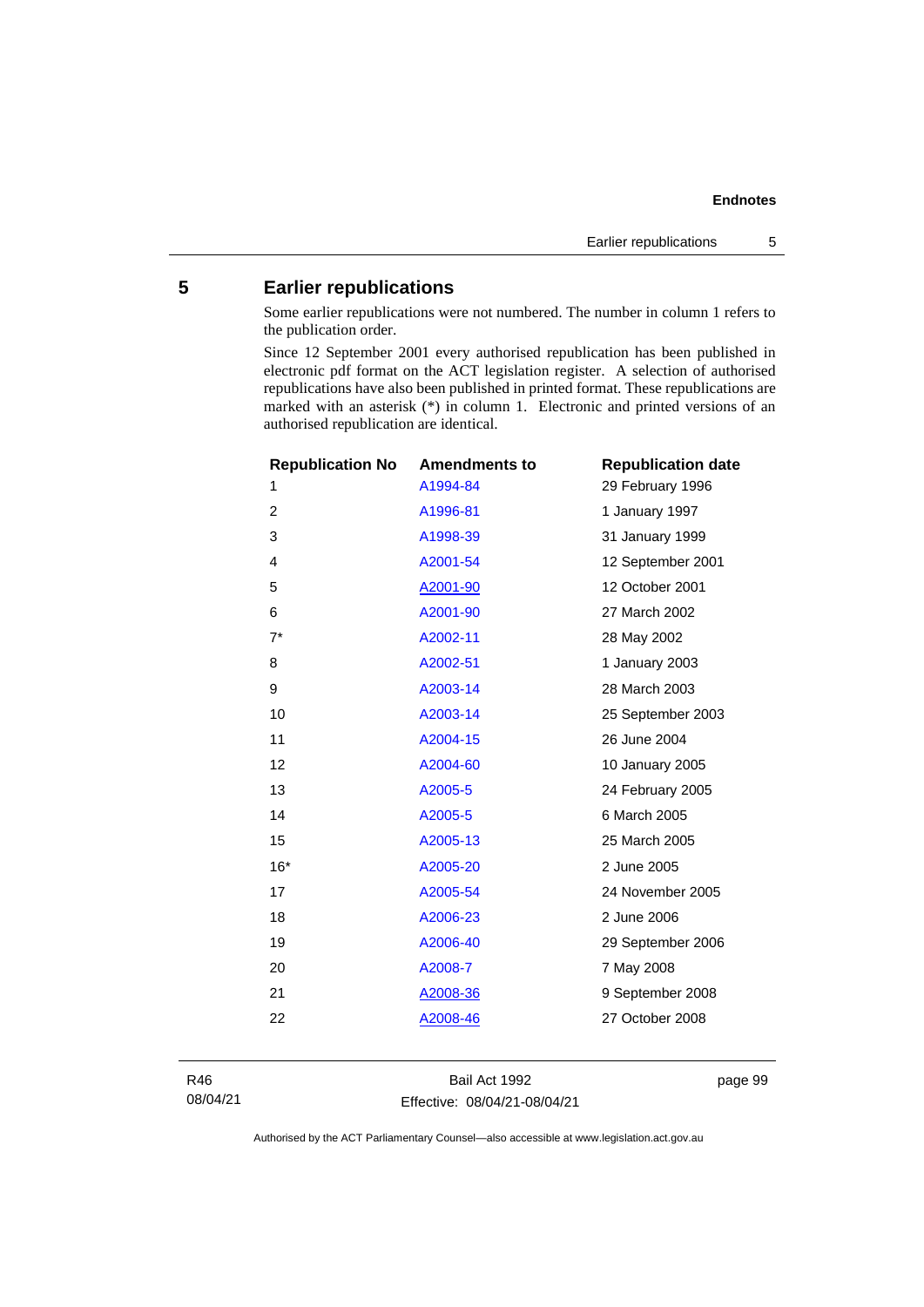## 5 Earlier republications

Some earlier republications were not numbered. The number in column 1 refers to the publication order.

Since 12 September 2001 every authorised republication has been published in electronic pdf format on the ACT legislation register. A selection of authorised republications have also been published in printed format. These republications are marked with an asterisk (*) in column 1. Electronic and printed versions of an authorised republication are identical.

| Republication No | Amendments to | Republication date |
|---|---|---|
| 1 | A1994-84 | 29 February 1996 |
| 2 | A1996-81 | 1 January 1997 |
| 3 | A1998-39 | 31 January 1999 |
| 4 | A2001-54 | 12 September 2001 |
| 5 | A2001-90 | 12 October 2001 |
| 6 | A2001-90 | 27 March 2002 |
| 7* | A2002-11 | 28 May 2002 |
| 8 | A2002-51 | 1 January 2003 |
| 9 | A2003-14 | 28 March 2003 |
| 10 | A2003-14 | 25 September 2003 |
| 11 | A2004-15 | 26 June 2004 |
| 12 | A2004-60 | 10 January 2005 |
| 13 | A2005-5 | 24 February 2005 |
| 14 | A2005-5 | 6 March 2005 |
| 15 | A2005-13 | 25 March 2005 |
| 16* | A2005-20 | 2 June 2005 |
| 17 | A2005-54 | 24 November 2005 |
| 18 | A2006-23 | 2 June 2006 |
| 19 | A2006-40 | 29 September 2006 |
| 20 | A2008-7 | 7 May 2008 |
| 21 | A2008-36 | 9 September 2008 |
| 22 | A2008-46 | 27 October 2008 |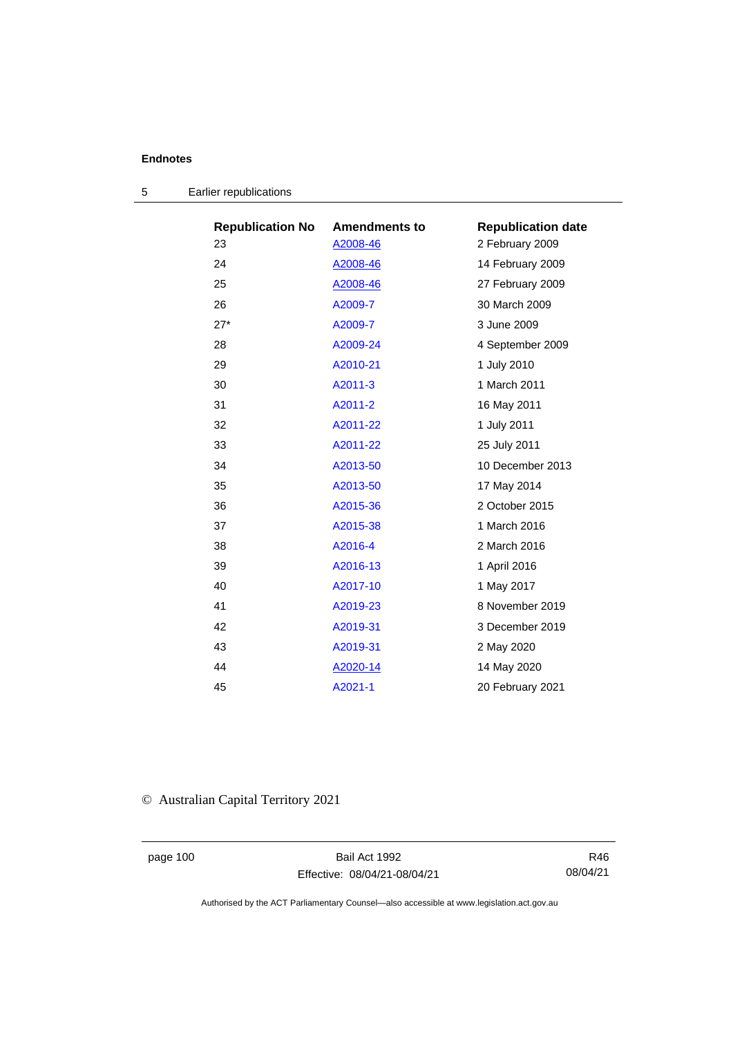## Endnotes

### 5 Earlier republications

| Republication No | Amendments to | Republication date |
|---|---|---|
| 23 | A2008-46 | 2 February 2009 |
| 24 | A2008-46 | 14 February 2009 |
| 25 | A2008-46 | 27 February 2009 |
| 26 | A2009-7 | 30 March 2009 |
| 27* | A2009-7 | 3 June 2009 |
| 28 | A2009-24 | 4 September 2009 |
| 29 | A2010-21 | 1 July 2010 |
| 30 | A2011-3 | 1 March 2011 |
| 31 | A2011-2 | 16 May 2011 |
| 32 | A2011-22 | 1 July 2011 |
| 33 | A2011-22 | 25 July 2011 |
| 34 | A2013-50 | 10 December 2013 |
| 35 | A2013-50 | 17 May 2014 |
| 36 | A2015-36 | 2 October 2015 |
| 37 | A2015-38 | 1 March 2016 |
| 38 | A2016-4 | 2 March 2016 |
| 39 | A2016-13 | 1 April 2016 |
| 40 | A2017-10 | 1 May 2017 |
| 41 | A2019-23 | 8 November 2019 |
| 42 | A2019-31 | 3 December 2019 |
| 43 | A2019-31 | 2 May 2020 |
| 44 | A2020-14 | 14 May 2020 |
| 45 | A2021-1 | 20 February 2021 |

© Australian Capital Territory 2021